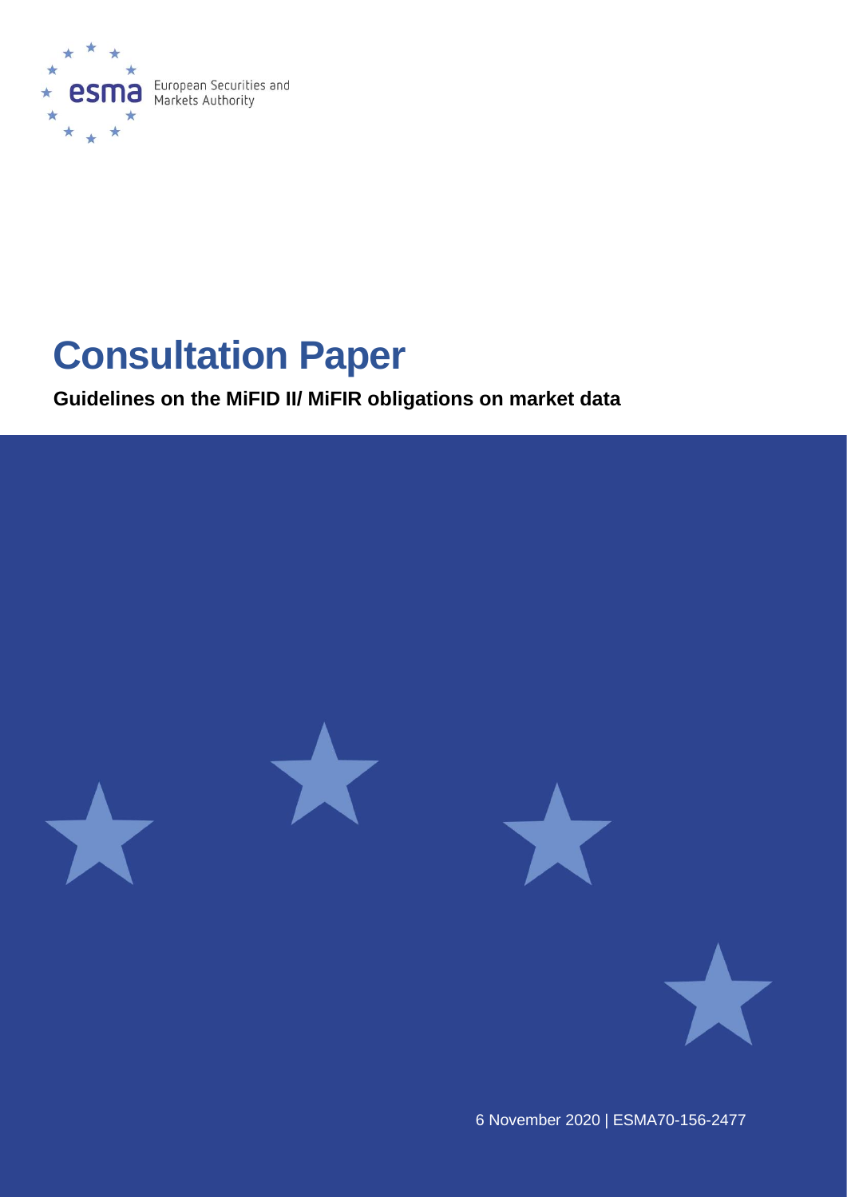European Securities and Markets Authority

# Consultation Paper

**Guidelines on the MiFID II/ MiFIR obligations on market data**

6 November 2020 | ESMA70-156-2477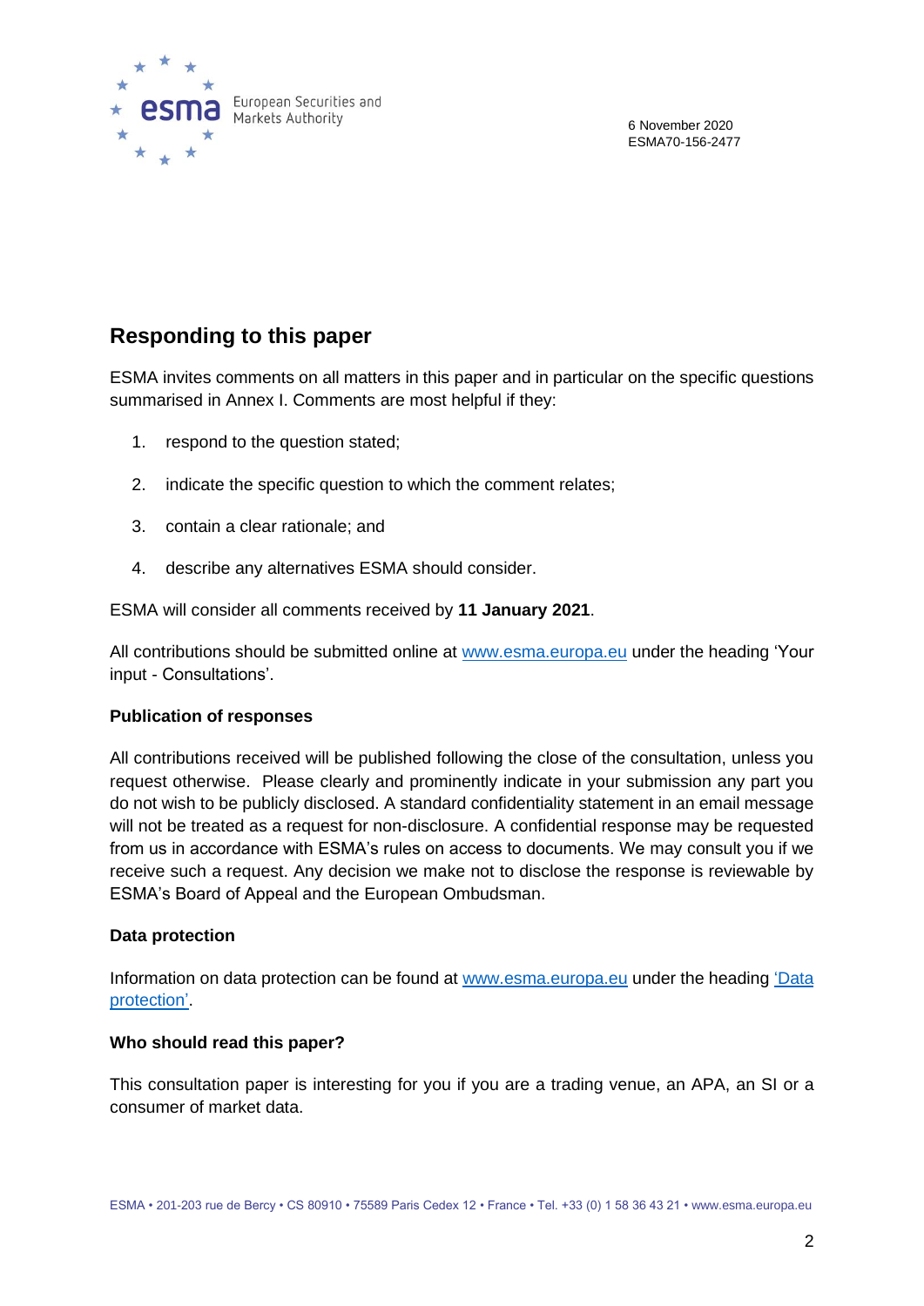6 November 2020
ESMA70-156-2477

## Responding to this paper

ESMA invites comments on all matters in this paper and in particular on the specific questions summarised in Annex I. Comments are most helpful if they:

1. respond to the question stated;
2. indicate the specific question to which the comment relates;
3. contain a clear rationale; and
4. describe any alternatives ESMA should consider.

ESMA will consider all comments received by **11 January 2021**.

All contributions should be submitted online at www.esma.europa.eu under the heading 'Your input - Consultations'.

### Publication of responses

All contributions received will be published following the close of the consultation, unless you request otherwise. Please clearly and prominently indicate in your submission any part you do not wish to be publicly disclosed. A standard confidentiality statement in an email message will not be treated as a request for non-disclosure. A confidential response may be requested from us in accordance with ESMA's rules on access to documents. We may consult you if we receive such a request. Any decision we make not to disclose the response is reviewable by ESMA's Board of Appeal and the European Ombudsman.

### Data protection

Information on data protection can be found at www.esma.europa.eu under the heading 'Data protection'.

### Who should read this paper?

This consultation paper is interesting for you if you are a trading venue, an APA, an SI or a consumer of market data.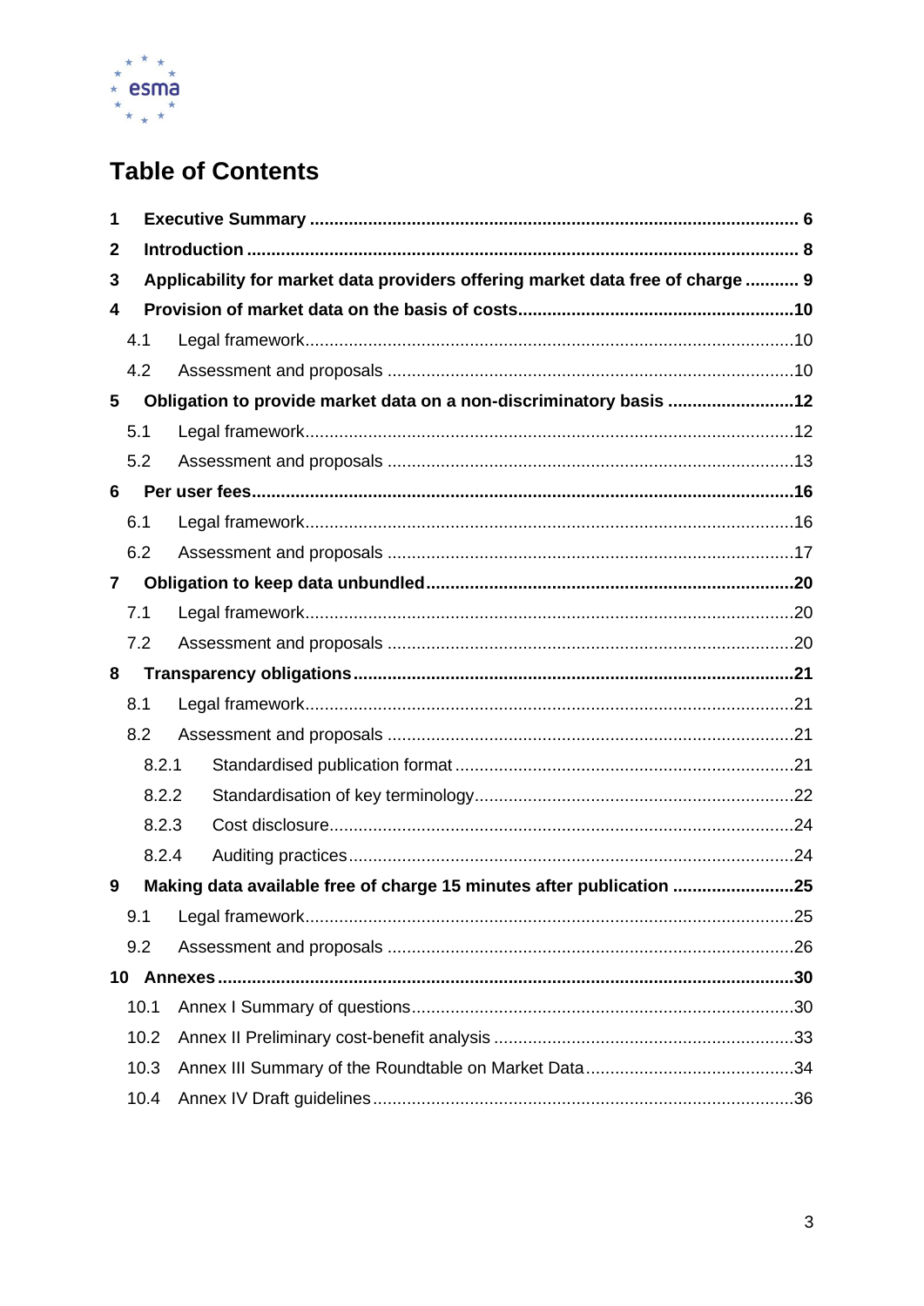# Table of Contents

1 **Executive Summary** ... 6

2 **Introduction** ... 8

3 **Applicability for market data providers offering market data free of charge** ... 9

4 **Provision of market data on the basis of costs** ... 10

- 4.1 Legal framework ... 10
- 4.2 Assessment and proposals ... 10

5 **Obligation to provide market data on a non-discriminatory basis** ... 12

- 5.1 Legal framework ... 12
- 5.2 Assessment and proposals ... 13

6 **Per user fees** ... 16

- 6.1 Legal framework ... 16
- 6.2 Assessment and proposals ... 17

7 **Obligation to keep data unbundled** ... 20

- 7.1 Legal framework ... 20
- 7.2 Assessment and proposals ... 20

8 **Transparency obligations** ... 21

- 8.1 Legal framework ... 21
- 8.2 Assessment and proposals ... 21
  - 8.2.1 Standardised publication format ... 21
  - 8.2.2 Standardisation of key terminology ... 22
  - 8.2.3 Cost disclosure ... 24
  - 8.2.4 Auditing practices ... 24

9 **Making data available free of charge 15 minutes after publication** ... 25

- 9.1 Legal framework ... 25
- 9.2 Assessment and proposals ... 26

10 **Annexes** ... 30

- 10.1 Annex I Summary of questions ... 30
- 10.2 Annex II Preliminary cost-benefit analysis ... 33
- 10.3 Annex III Summary of the Roundtable on Market Data ... 34
- 10.4 Annex IV Draft guidelines ... 36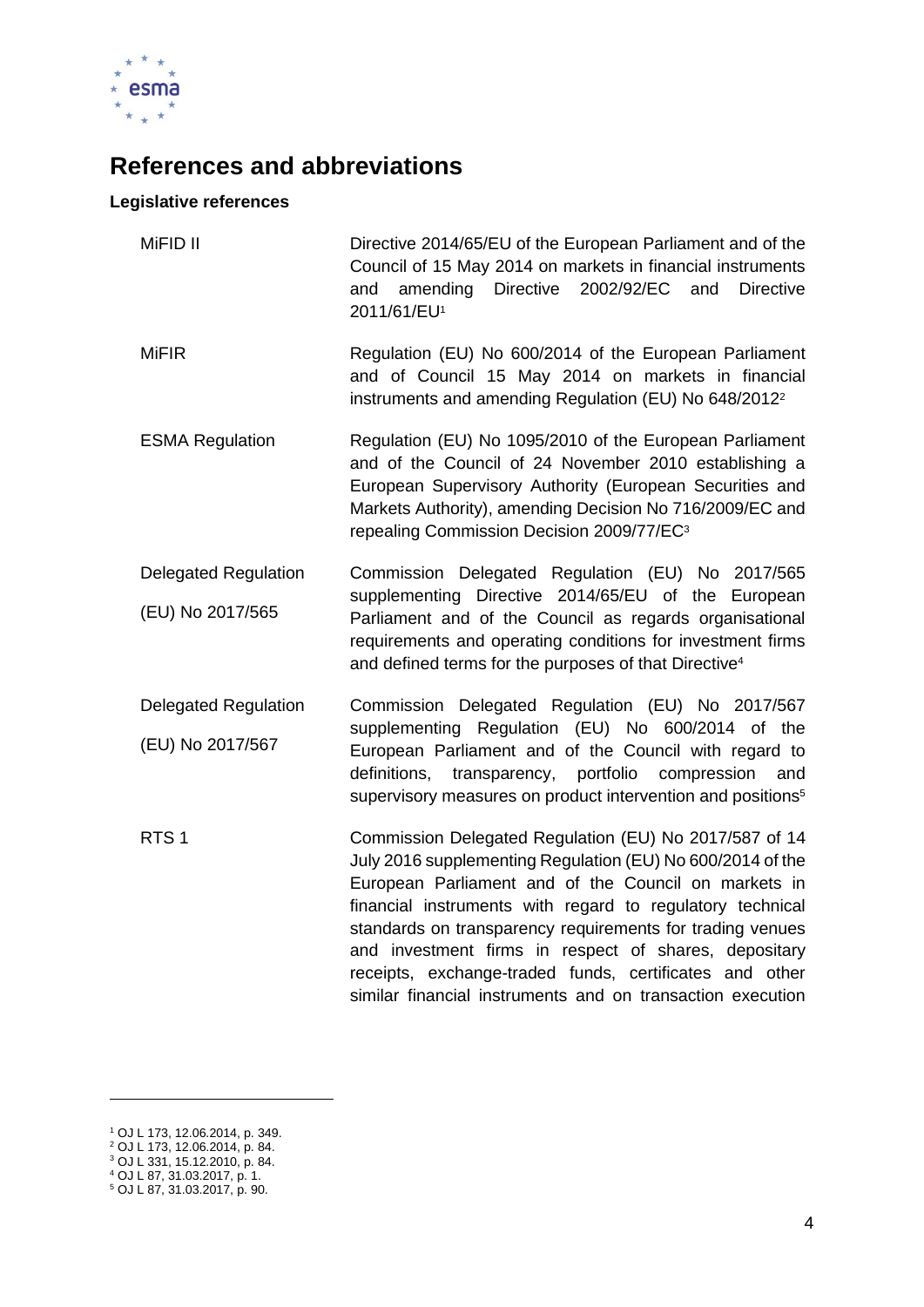# References and abbreviations

### Legislative references

| | |
|---|---|
| MiFID II | Directive 2014/65/EU of the European Parliament and of the Council of 15 May 2014 on markets in financial instruments and amending Directive 2002/92/EC and Directive 2011/61/EU[1] |
| MiFIR | Regulation (EU) No 600/2014 of the European Parliament and of Council 15 May 2014 on markets in financial instruments and amending Regulation (EU) No 648/2012[2] |
| ESMA Regulation | Regulation (EU) No 1095/2010 of the European Parliament and of the Council of 24 November 2010 establishing a European Supervisory Authority (European Securities and Markets Authority), amending Decision No 716/2009/EC and repealing Commission Decision 2009/77/EC[3] |
| Delegated Regulation (EU) No 2017/565 | Commission Delegated Regulation (EU) No 2017/565 supplementing Directive 2014/65/EU of the European Parliament and of the Council as regards organisational requirements and operating conditions for investment firms and defined terms for the purposes of that Directive[4] |
| Delegated Regulation (EU) No 2017/567 | Commission Delegated Regulation (EU) No 2017/567 supplementing Regulation (EU) No 600/2014 of the European Parliament and of the Council with regard to definitions, transparency, portfolio compression and supervisory measures on product intervention and positions[5] |
| RTS 1 | Commission Delegated Regulation (EU) No 2017/587 of 14 July 2016 supplementing Regulation (EU) No 600/2014 of the European Parliament and of the Council on markets in financial instruments with regard to regulatory technical standards on transparency requirements for trading venues and investment firms in respect of shares, depositary receipts, exchange-traded funds, certificates and other similar financial instruments and on transaction execution |

[1] OJ L 173, 12.06.2014, p. 349.
[2] OJ L 173, 12.06.2014, p. 84.
[3] OJ L 331, 15.12.2010, p. 84.
[4] OJ L 87, 31.03.2017, p. 1.
[5] OJ L 87, 31.03.2017, p. 90.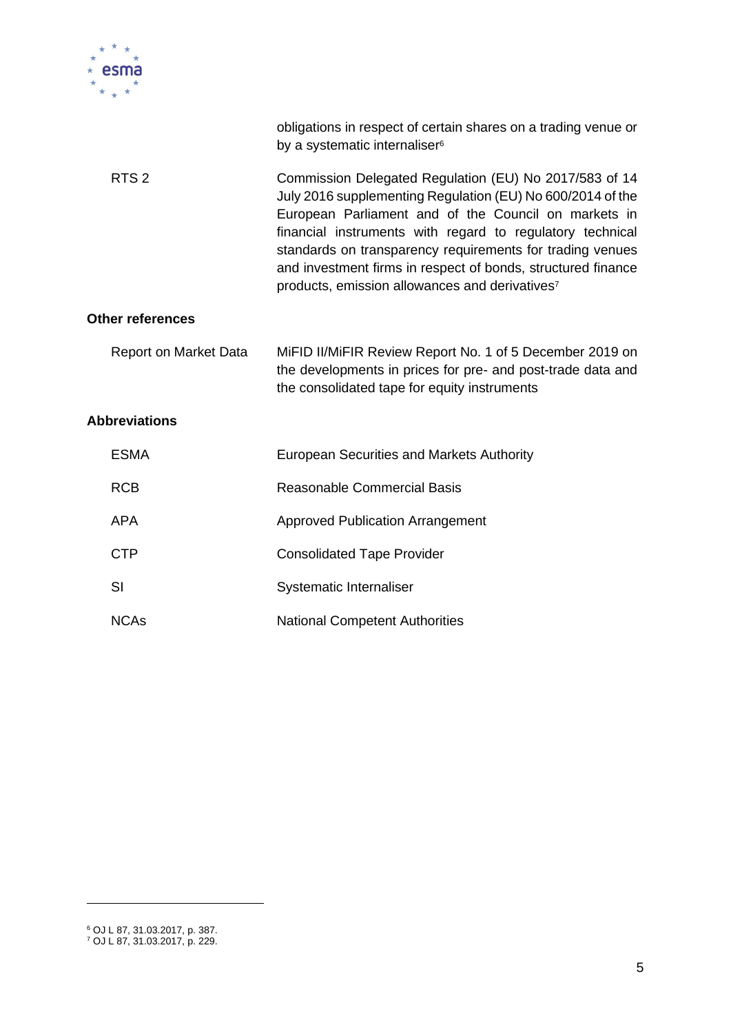| | |
|---|---|
| | obligations in respect of certain shares on a trading venue or by a systematic internaliser[6] |
| RTS 2 | Commission Delegated Regulation (EU) No 2017/583 of 14 July 2016 supplementing Regulation (EU) No 600/2014 of the European Parliament and of the Council on markets in financial instruments with regard to regulatory technical standards on transparency requirements for trading venues and investment firms in respect of bonds, structured finance products, emission allowances and derivatives[7] |

**Other references**

| | |
|---|---|
| Report on Market Data | MiFID II/MiFIR Review Report No. 1 of 5 December 2019 on the developments in prices for pre- and post-trade data and the consolidated tape for equity instruments |

**Abbreviations**

| | |
|---|---|
| ESMA | European Securities and Markets Authority |
| RCB | Reasonable Commercial Basis |
| APA | Approved Publication Arrangement |
| CTP | Consolidated Tape Provider |
| SI | Systematic Internaliser |
| NCAs | National Competent Authorities |

[6] OJ L 87, 31.03.2017, p. 387.
[7] OJ L 87, 31.03.2017, p. 229.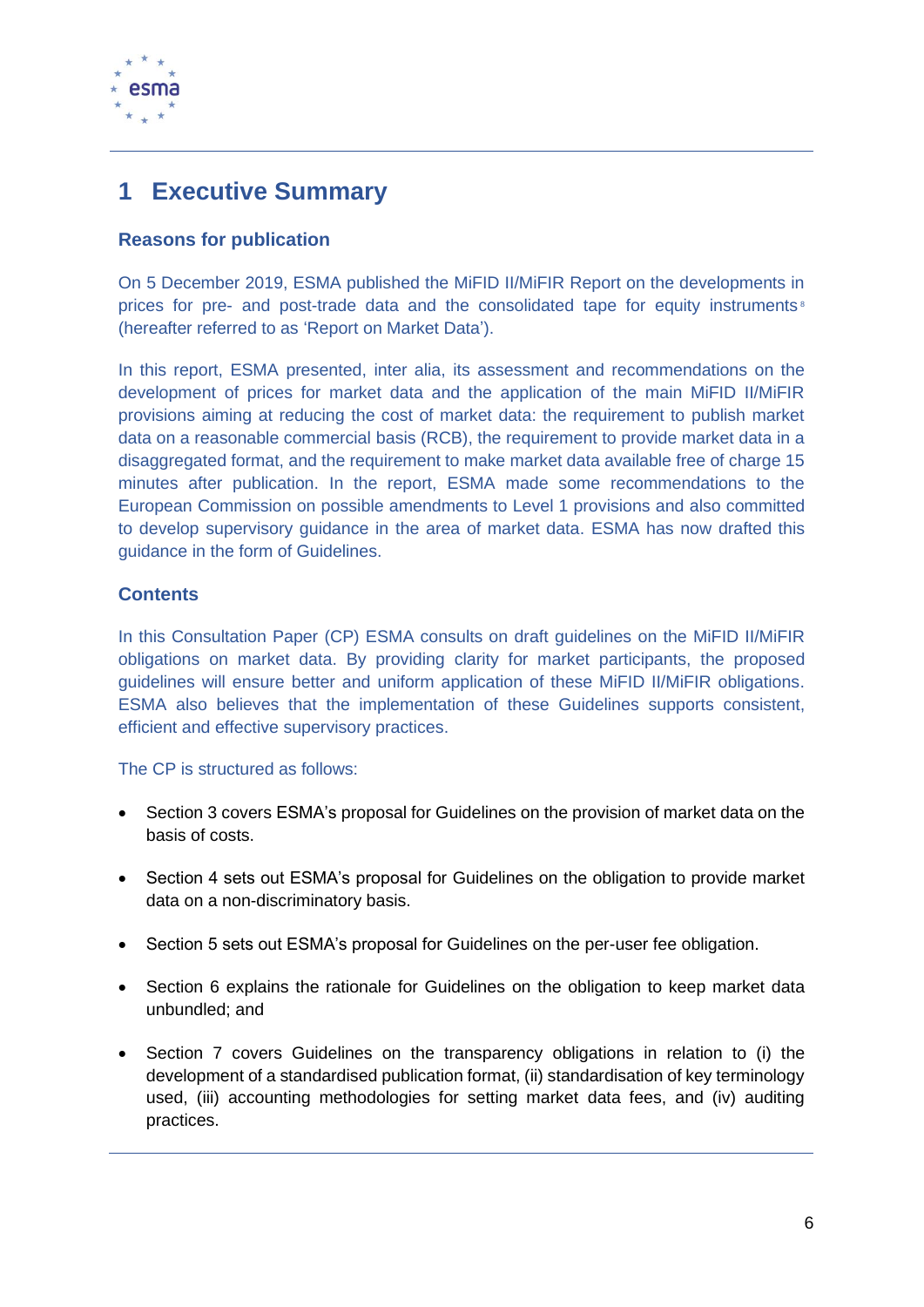# 1 Executive Summary

### Reasons for publication

On 5 December 2019, ESMA published the MiFID II/MiFIR Report on the developments in prices for pre- and post-trade data and the consolidated tape for equity instruments[8] (hereafter referred to as 'Report on Market Data').

In this report, ESMA presented, inter alia, its assessment and recommendations on the development of prices for market data and the application of the main MiFID II/MiFIR provisions aiming at reducing the cost of market data: the requirement to publish market data on a reasonable commercial basis (RCB), the requirement to provide market data in a disaggregated format, and the requirement to make market data available free of charge 15 minutes after publication. In the report, ESMA made some recommendations to the European Commission on possible amendments to Level 1 provisions and also committed to develop supervisory guidance in the area of market data. ESMA has now drafted this guidance in the form of Guidelines.

### Contents

In this Consultation Paper (CP) ESMA consults on draft guidelines on the MiFID II/MiFIR obligations on market data. By providing clarity for market participants, the proposed guidelines will ensure better and uniform application of these MiFID II/MiFIR obligations. ESMA also believes that the implementation of these Guidelines supports consistent, efficient and effective supervisory practices.

The CP is structured as follows:

- Section 3 covers ESMA's proposal for Guidelines on the provision of market data on the basis of costs.
- Section 4 sets out ESMA's proposal for Guidelines on the obligation to provide market data on a non-discriminatory basis.
- Section 5 sets out ESMA's proposal for Guidelines on the per-user fee obligation.
- Section 6 explains the rationale for Guidelines on the obligation to keep market data unbundled; and
- Section 7 covers Guidelines on the transparency obligations in relation to (i) the development of a standardised publication format, (ii) standardisation of key terminology used, (iii) accounting methodologies for setting market data fees, and (iv) auditing practices.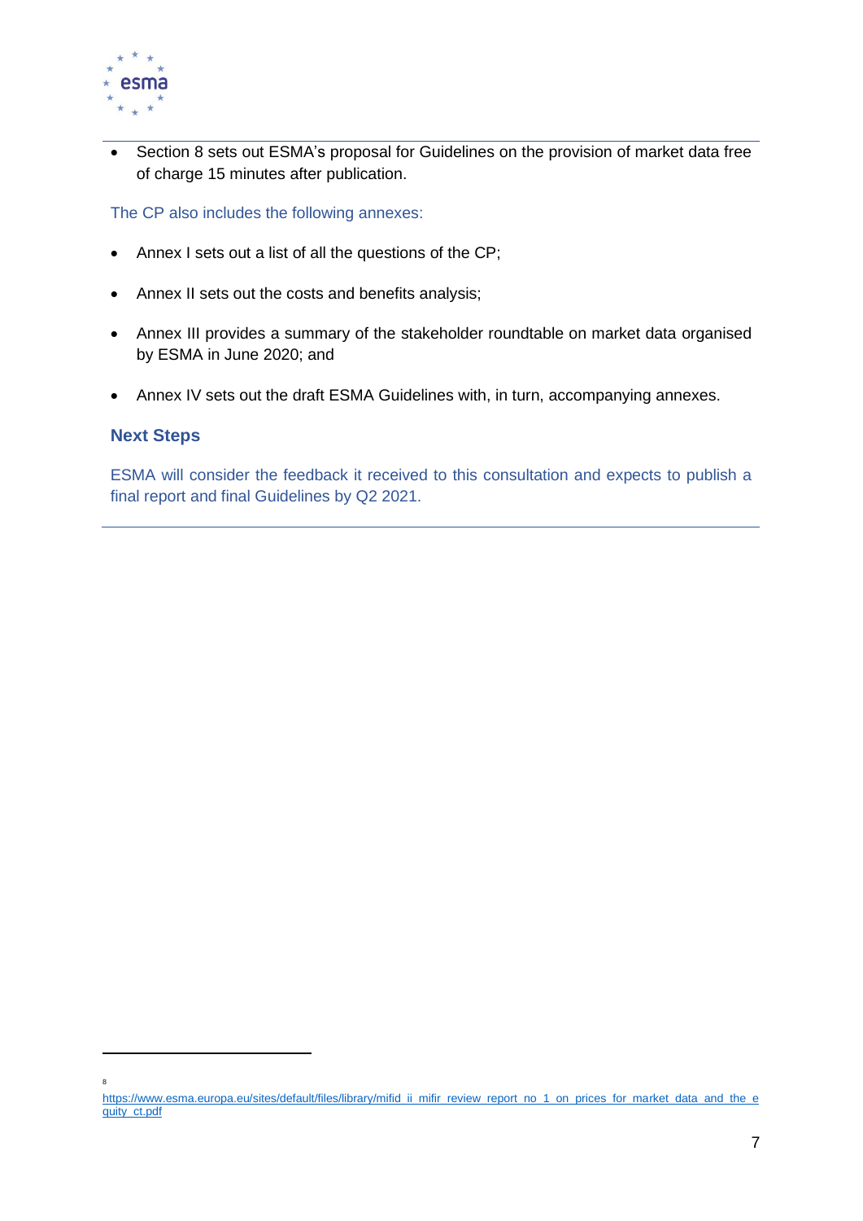- Section 8 sets out ESMA's proposal for Guidelines on the provision of market data free of charge 15 minutes after publication.

The CP also includes the following annexes:

- Annex I sets out a list of all the questions of the CP;
- Annex II sets out the costs and benefits analysis;
- Annex III provides a summary of the stakeholder roundtable on market data organised by ESMA in June 2020; and
- Annex IV sets out the draft ESMA Guidelines with, in turn, accompanying annexes.

## Next Steps

ESMA will consider the feedback it received to this consultation and expects to publish a final report and final Guidelines by Q2 2021.

---

[8] https://www.esma.europa.eu/sites/default/files/library/mifid_ii_mifir_review_report_no_1_on_prices_for_market_data_and_the_equity_ct.pdf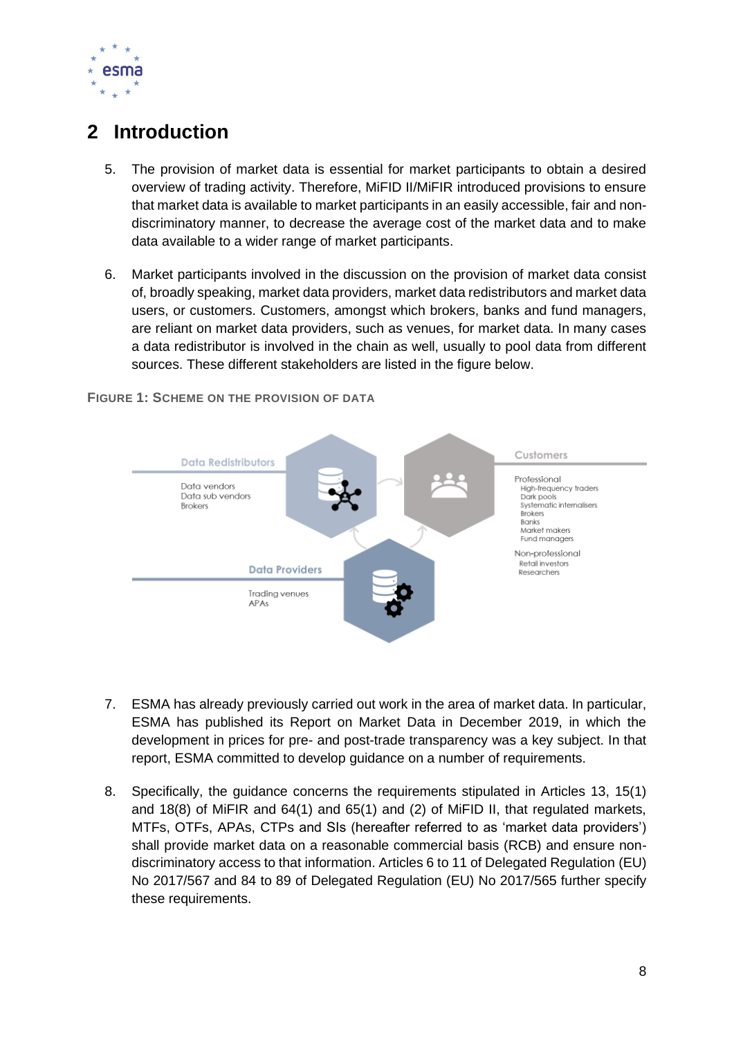## 2 Introduction

5. The provision of market data is essential for market participants to obtain a desired overview of trading activity. Therefore, MiFID II/MiFIR introduced provisions to ensure that market data is available to market participants in an easily accessible, fair and non-discriminatory manner, to decrease the average cost of the market data and to make data available to a wider range of market participants.

6. Market participants involved in the discussion on the provision of market data consist of, broadly speaking, market data providers, market data redistributors and market data users, or customers. Customers, amongst which brokers, banks and fund managers, are reliant on market data providers, such as venues, for market data. In many cases a data redistributor is involved in the chain as well, usually to pool data from different sources. These different stakeholders are listed in the figure below.

**FIGURE 1: SCHEME ON THE PROVISION OF DATA**

Data Redistributors
- Data vendors
- Data sub vendors
- Brokers

Customers

Professional
- High-frequency traders
- Dark pools
- Systematic internalisers
- Brokers
- Banks
- Market makers
- Fund managers

Non-professional
- Retail investors
- Researchers

Data Providers
- Trading venues
- APAs

7. ESMA has already previously carried out work in the area of market data. In particular, ESMA has published its Report on Market Data in December 2019, in which the development in prices for pre- and post-trade transparency was a key subject. In that report, ESMA committed to develop guidance on a number of requirements.

8. Specifically, the guidance concerns the requirements stipulated in Articles 13, 15(1) and 18(8) of MiFIR and 64(1) and 65(1) and (2) of MiFID II, that regulated markets, MTFs, OTFs, APAs, CTPs and SIs (hereafter referred to as 'market data providers') shall provide market data on a reasonable commercial basis (RCB) and ensure non-discriminatory access to that information. Articles 6 to 11 of Delegated Regulation (EU) No 2017/567 and 84 to 89 of Delegated Regulation (EU) No 2017/565 further specify these requirements.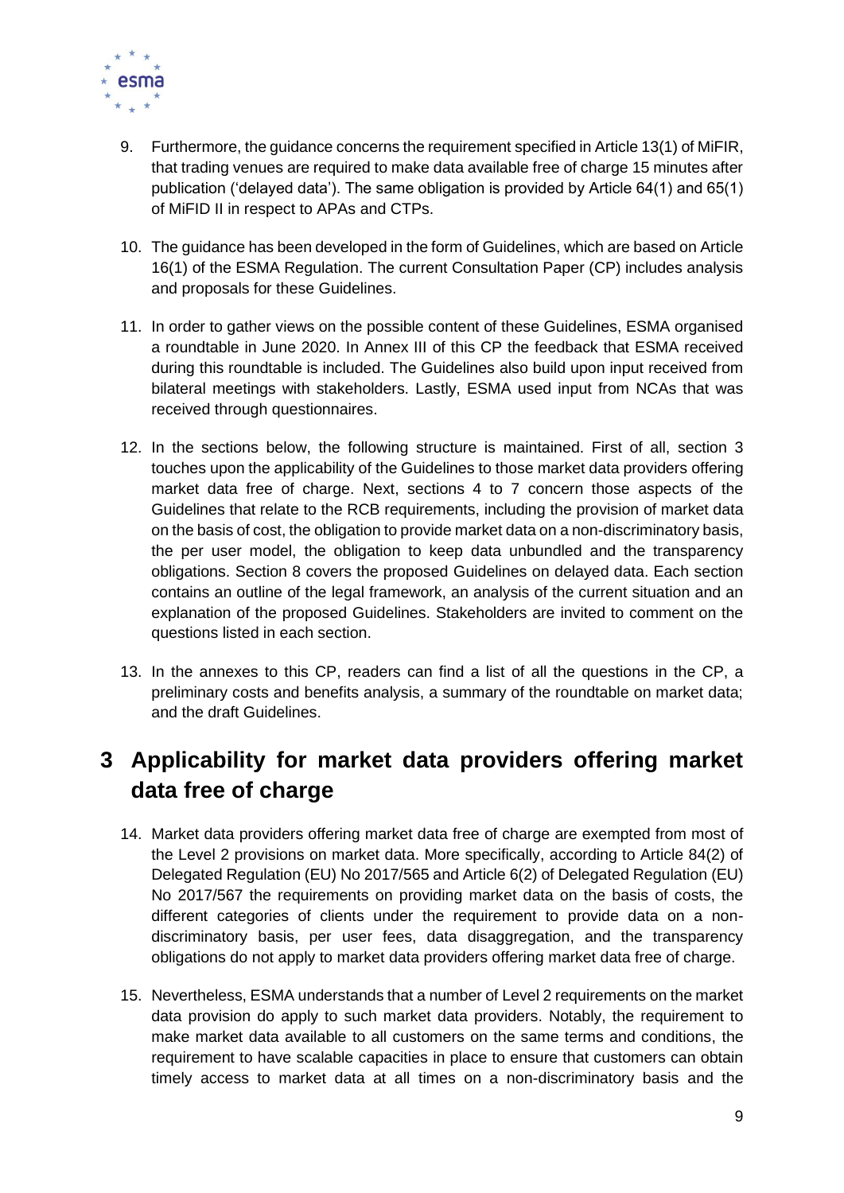9. Furthermore, the guidance concerns the requirement specified in Article 13(1) of MiFIR, that trading venues are required to make data available free of charge 15 minutes after publication ('delayed data'). The same obligation is provided by Article 64(1) and 65(1) of MiFID II in respect to APAs and CTPs.

10. The guidance has been developed in the form of Guidelines, which are based on Article 16(1) of the ESMA Regulation. The current Consultation Paper (CP) includes analysis and proposals for these Guidelines.

11. In order to gather views on the possible content of these Guidelines, ESMA organised a roundtable in June 2020. In Annex III of this CP the feedback that ESMA received during this roundtable is included. The Guidelines also build upon input received from bilateral meetings with stakeholders. Lastly, ESMA used input from NCAs that was received through questionnaires.

12. In the sections below, the following structure is maintained. First of all, section 3 touches upon the applicability of the Guidelines to those market data providers offering market data free of charge. Next, sections 4 to 7 concern those aspects of the Guidelines that relate to the RCB requirements, including the provision of market data on the basis of cost, the obligation to provide market data on a non-discriminatory basis, the per user model, the obligation to keep data unbundled and the transparency obligations. Section 8 covers the proposed Guidelines on delayed data. Each section contains an outline of the legal framework, an analysis of the current situation and an explanation of the proposed Guidelines. Stakeholders are invited to comment on the questions listed in each section.

13. In the annexes to this CP, readers can find a list of all the questions in the CP, a preliminary costs and benefits analysis, a summary of the roundtable on market data; and the draft Guidelines.

# 3 Applicability for market data providers offering market data free of charge

14. Market data providers offering market data free of charge are exempted from most of the Level 2 provisions on market data. More specifically, according to Article 84(2) of Delegated Regulation (EU) No 2017/565 and Article 6(2) of Delegated Regulation (EU) No 2017/567 the requirements on providing market data on the basis of costs, the different categories of clients under the requirement to provide data on a non-discriminatory basis, per user fees, data disaggregation, and the transparency obligations do not apply to market data providers offering market data free of charge.

15. Nevertheless, ESMA understands that a number of Level 2 requirements on the market data provision do apply to such market data providers. Notably, the requirement to make market data available to all customers on the same terms and conditions, the requirement to have scalable capacities in place to ensure that customers can obtain timely access to market data at all times on a non-discriminatory basis and the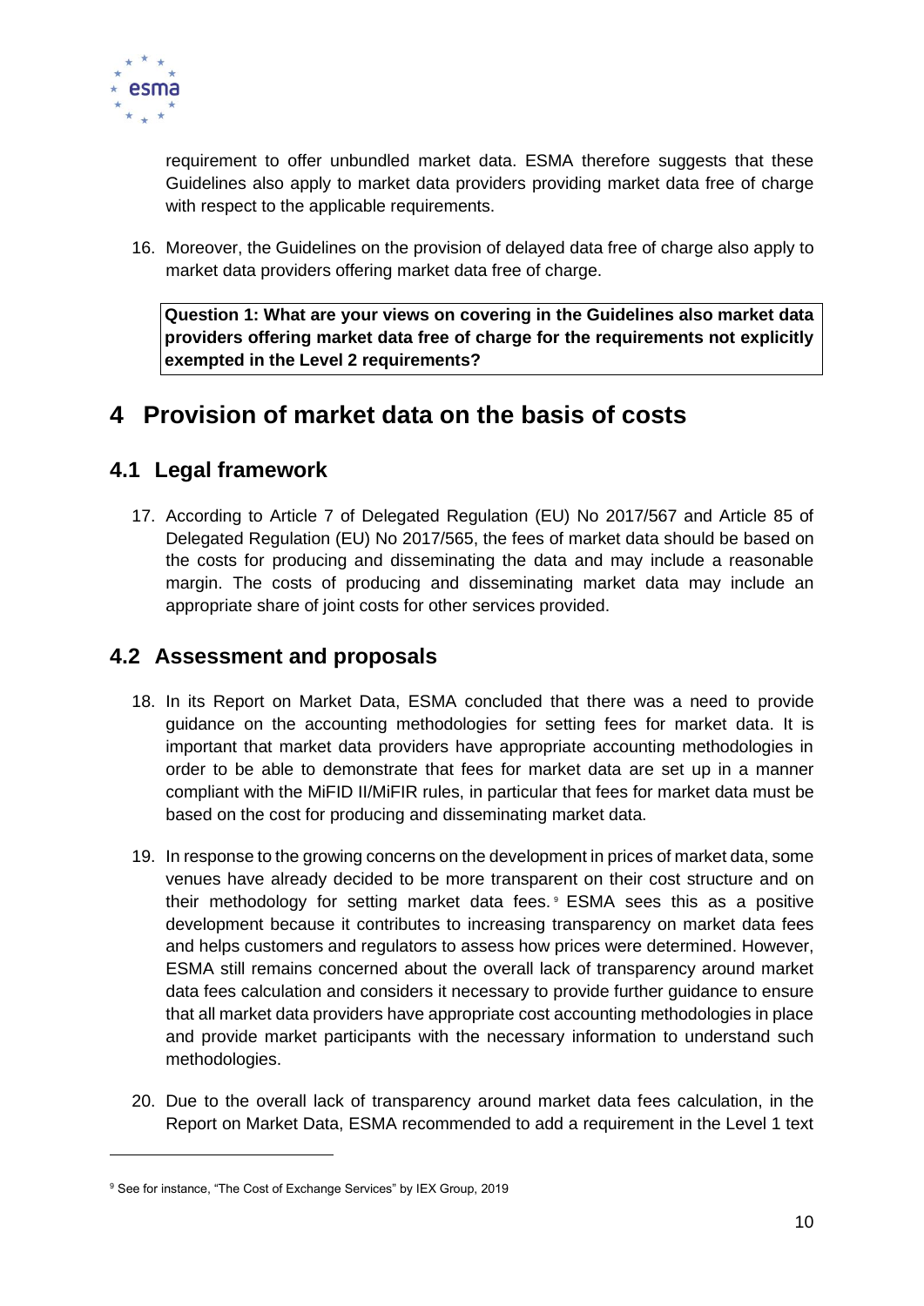requirement to offer unbundled market data. ESMA therefore suggests that these Guidelines also apply to market data providers providing market data free of charge with respect to the applicable requirements.

16. Moreover, the Guidelines on the provision of delayed data free of charge also apply to market data providers offering market data free of charge.

**Question 1: What are your views on covering in the Guidelines also market data providers offering market data free of charge for the requirements not explicitly exempted in the Level 2 requirements?**

# 4 Provision of market data on the basis of costs

## 4.1 Legal framework

17. According to Article 7 of Delegated Regulation (EU) No 2017/567 and Article 85 of Delegated Regulation (EU) No 2017/565, the fees of market data should be based on the costs for producing and disseminating the data and may include a reasonable margin. The costs of producing and disseminating market data may include an appropriate share of joint costs for other services provided.

## 4.2 Assessment and proposals

18. In its Report on Market Data, ESMA concluded that there was a need to provide guidance on the accounting methodologies for setting fees for market data. It is important that market data providers have appropriate accounting methodologies in order to be able to demonstrate that fees for market data are set up in a manner compliant with the MiFID II/MiFIR rules, in particular that fees for market data must be based on the cost for producing and disseminating market data.

19. In response to the growing concerns on the development in prices of market data, some venues have already decided to be more transparent on their cost structure and on their methodology for setting market data fees.[9] ESMA sees this as a positive development because it contributes to increasing transparency on market data fees and helps customers and regulators to assess how prices were determined. However, ESMA still remains concerned about the overall lack of transparency around market data fees calculation and considers it necessary to provide further guidance to ensure that all market data providers have appropriate cost accounting methodologies in place and provide market participants with the necessary information to understand such methodologies.

20. Due to the overall lack of transparency around market data fees calculation, in the Report on Market Data, ESMA recommended to add a requirement in the Level 1 text

[9] See for instance, "The Cost of Exchange Services" by IEX Group, 2019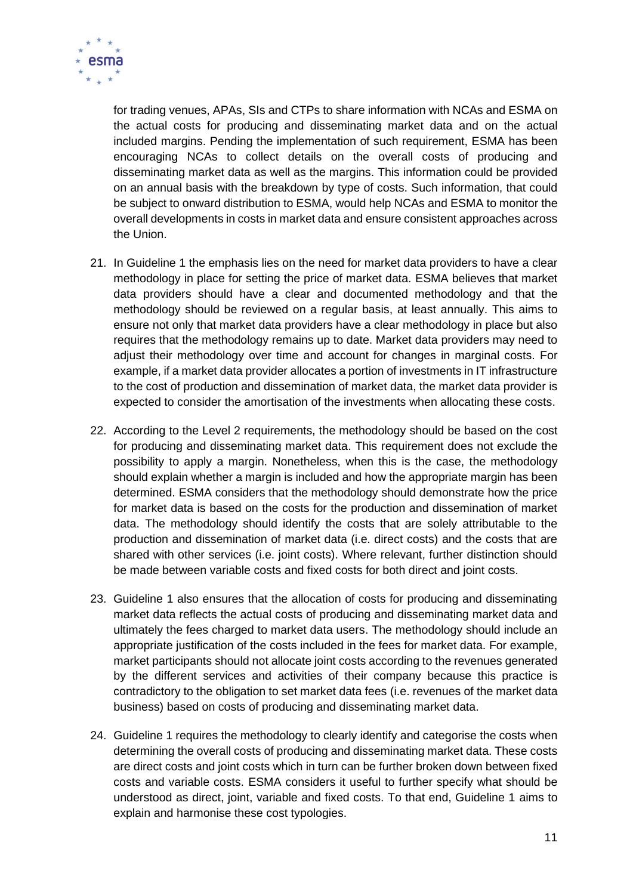for trading venues, APAs, SIs and CTPs to share information with NCAs and ESMA on the actual costs for producing and disseminating market data and on the actual included margins. Pending the implementation of such requirement, ESMA has been encouraging NCAs to collect details on the overall costs of producing and disseminating market data as well as the margins. This information could be provided on an annual basis with the breakdown by type of costs. Such information, that could be subject to onward distribution to ESMA, would help NCAs and ESMA to monitor the overall developments in costs in market data and ensure consistent approaches across the Union.

21. In Guideline 1 the emphasis lies on the need for market data providers to have a clear methodology in place for setting the price of market data. ESMA believes that market data providers should have a clear and documented methodology and that the methodology should be reviewed on a regular basis, at least annually. This aims to ensure not only that market data providers have a clear methodology in place but also requires that the methodology remains up to date. Market data providers may need to adjust their methodology over time and account for changes in marginal costs. For example, if a market data provider allocates a portion of investments in IT infrastructure to the cost of production and dissemination of market data, the market data provider is expected to consider the amortisation of the investments when allocating these costs.

22. According to the Level 2 requirements, the methodology should be based on the cost for producing and disseminating market data. This requirement does not exclude the possibility to apply a margin. Nonetheless, when this is the case, the methodology should explain whether a margin is included and how the appropriate margin has been determined. ESMA considers that the methodology should demonstrate how the price for market data is based on the costs for the production and dissemination of market data. The methodology should identify the costs that are solely attributable to the production and dissemination of market data (i.e. direct costs) and the costs that are shared with other services (i.e. joint costs). Where relevant, further distinction should be made between variable costs and fixed costs for both direct and joint costs.

23. Guideline 1 also ensures that the allocation of costs for producing and disseminating market data reflects the actual costs of producing and disseminating market data and ultimately the fees charged to market data users. The methodology should include an appropriate justification of the costs included in the fees for market data. For example, market participants should not allocate joint costs according to the revenues generated by the different services and activities of their company because this practice is contradictory to the obligation to set market data fees (i.e. revenues of the market data business) based on costs of producing and disseminating market data.

24. Guideline 1 requires the methodology to clearly identify and categorise the costs when determining the overall costs of producing and disseminating market data. These costs are direct costs and joint costs which in turn can be further broken down between fixed costs and variable costs. ESMA considers it useful to further specify what should be understood as direct, joint, variable and fixed costs. To that end, Guideline 1 aims to explain and harmonise these cost typologies.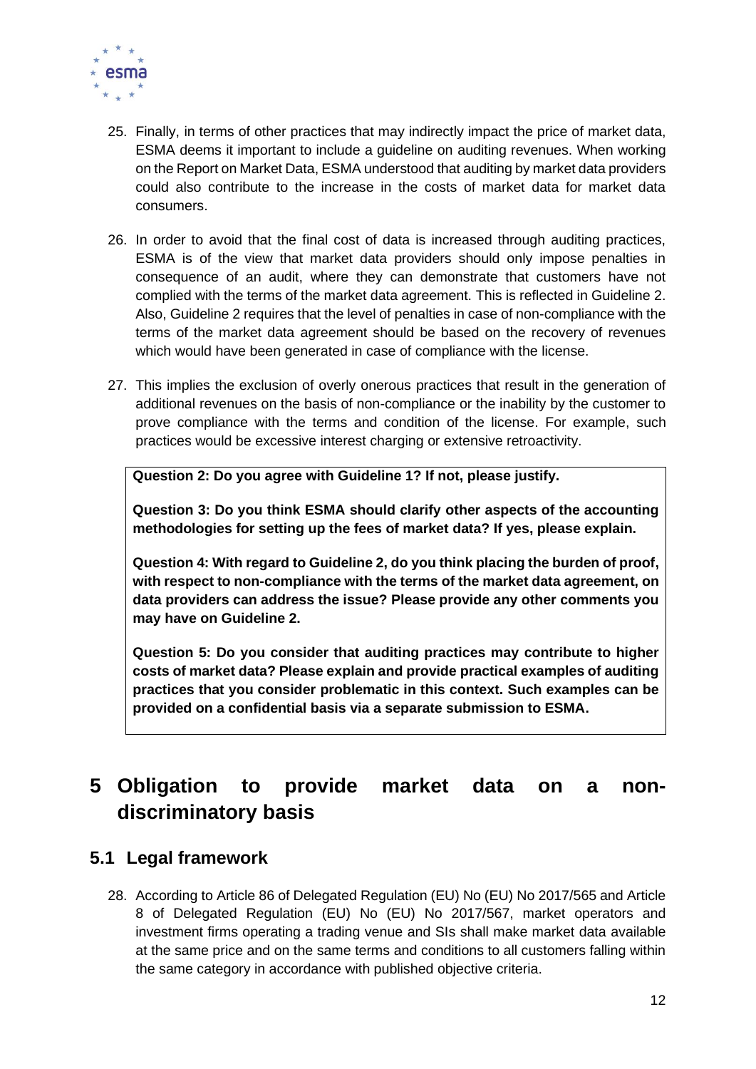25. Finally, in terms of other practices that may indirectly impact the price of market data, ESMA deems it important to include a guideline on auditing revenues. When working on the Report on Market Data, ESMA understood that auditing by market data providers could also contribute to the increase in the costs of market data for market data consumers.

26. In order to avoid that the final cost of data is increased through auditing practices, ESMA is of the view that market data providers should only impose penalties in consequence of an audit, where they can demonstrate that customers have not complied with the terms of the market data agreement. This is reflected in Guideline 2. Also, Guideline 2 requires that the level of penalties in case of non-compliance with the terms of the market data agreement should be based on the recovery of revenues which would have been generated in case of compliance with the license.

27. This implies the exclusion of overly onerous practices that result in the generation of additional revenues on the basis of non-compliance or the inability by the customer to prove compliance with the terms and condition of the license. For example, such practices would be excessive interest charging or extensive retroactivity.

**Question 2: Do you agree with Guideline 1? If not, please justify.**

**Question 3: Do you think ESMA should clarify other aspects of the accounting methodologies for setting up the fees of market data? If yes, please explain.**

**Question 4: With regard to Guideline 2, do you think placing the burden of proof, with respect to non-compliance with the terms of the market data agreement, on data providers can address the issue? Please provide any other comments you may have on Guideline 2.**

**Question 5: Do you consider that auditing practices may contribute to higher costs of market data? Please explain and provide practical examples of auditing practices that you consider problematic in this context. Such examples can be provided on a confidential basis via a separate submission to ESMA.**

# 5 Obligation to provide market data on a non-discriminatory basis

## 5.1 Legal framework

28. According to Article 86 of Delegated Regulation (EU) No (EU) No 2017/565 and Article 8 of Delegated Regulation (EU) No (EU) No 2017/567, market operators and investment firms operating a trading venue and SIs shall make market data available at the same price and on the same terms and conditions to all customers falling within the same category in accordance with published objective criteria.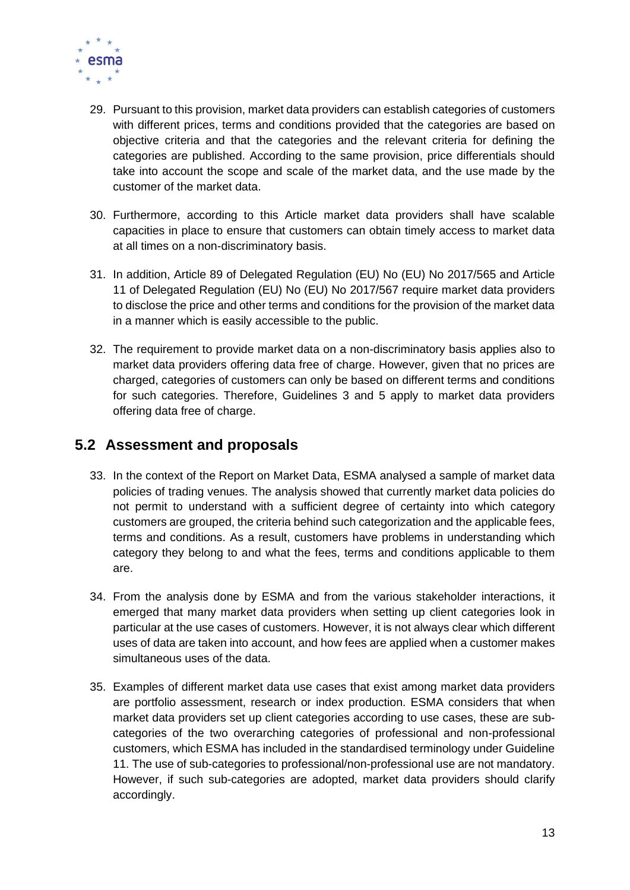29. Pursuant to this provision, market data providers can establish categories of customers with different prices, terms and conditions provided that the categories are based on objective criteria and that the categories and the relevant criteria for defining the categories are published. According to the same provision, price differentials should take into account the scope and scale of the market data, and the use made by the customer of the market data.

30. Furthermore, according to this Article market data providers shall have scalable capacities in place to ensure that customers can obtain timely access to market data at all times on a non-discriminatory basis.

31. In addition, Article 89 of Delegated Regulation (EU) No (EU) No 2017/565 and Article 11 of Delegated Regulation (EU) No (EU) No 2017/567 require market data providers to disclose the price and other terms and conditions for the provision of the market data in a manner which is easily accessible to the public.

32. The requirement to provide market data on a non-discriminatory basis applies also to market data providers offering data free of charge. However, given that no prices are charged, categories of customers can only be based on different terms and conditions for such categories. Therefore, Guidelines 3 and 5 apply to market data providers offering data free of charge.

## 5.2 Assessment and proposals

33. In the context of the Report on Market Data, ESMA analysed a sample of market data policies of trading venues. The analysis showed that currently market data policies do not permit to understand with a sufficient degree of certainty into which category customers are grouped, the criteria behind such categorization and the applicable fees, terms and conditions. As a result, customers have problems in understanding which category they belong to and what the fees, terms and conditions applicable to them are.

34. From the analysis done by ESMA and from the various stakeholder interactions, it emerged that many market data providers when setting up client categories look in particular at the use cases of customers. However, it is not always clear which different uses of data are taken into account, and how fees are applied when a customer makes simultaneous uses of the data.

35. Examples of different market data use cases that exist among market data providers are portfolio assessment, research or index production. ESMA considers that when market data providers set up client categories according to use cases, these are sub-categories of the two overarching categories of professional and non-professional customers, which ESMA has included in the standardised terminology under Guideline 11. The use of sub-categories to professional/non-professional use are not mandatory. However, if such sub-categories are adopted, market data providers should clarify accordingly.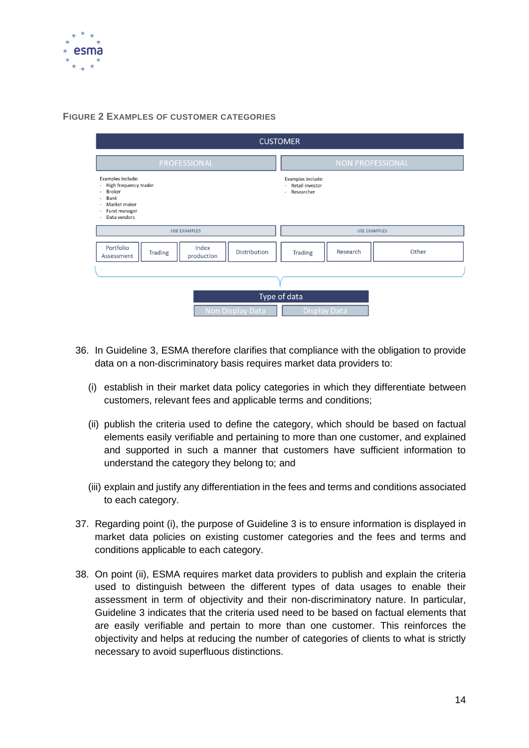**FIGURE 2 EXAMPLES OF CUSTOMER CATEGORIES**

CUSTOMER

PROFESSIONAL

Examples include:
- High frequency trader
- Broker
- Bank
- Market maker
- Fund manager
- Data vendors

USE EXAMPLES

Portfolio Assessment | Trading | Index production | Distribution

NON PROFESSIONAL

Examples include:
- Retail investor
- Researcher

USE EXAMPLES

Trading | Research | Other

Type of data

Non Display Data | Display Data

36. In Guideline 3, ESMA therefore clarifies that compliance with the obligation to provide data on a non-discriminatory basis requires market data providers to:

    (i) establish in their market data policy categories in which they differentiate between customers, relevant fees and applicable terms and conditions;

    (ii) publish the criteria used to define the category, which should be based on factual elements easily verifiable and pertaining to more than one customer, and explained and supported in such a manner that customers have sufficient information to understand the category they belong to; and

    (iii) explain and justify any differentiation in the fees and terms and conditions associated to each category.

37. Regarding point (i), the purpose of Guideline 3 is to ensure information is displayed in market data policies on existing customer categories and the fees and terms and conditions applicable to each category.

38. On point (ii), ESMA requires market data providers to publish and explain the criteria used to distinguish between the different types of data usages to enable their assessment in term of objectivity and their non-discriminatory nature. In particular, Guideline 3 indicates that the criteria used need to be based on factual elements that are easily verifiable and pertain to more than one customer. This reinforces the objectivity and helps at reducing the number of categories of clients to what is strictly necessary to avoid superfluous distinctions.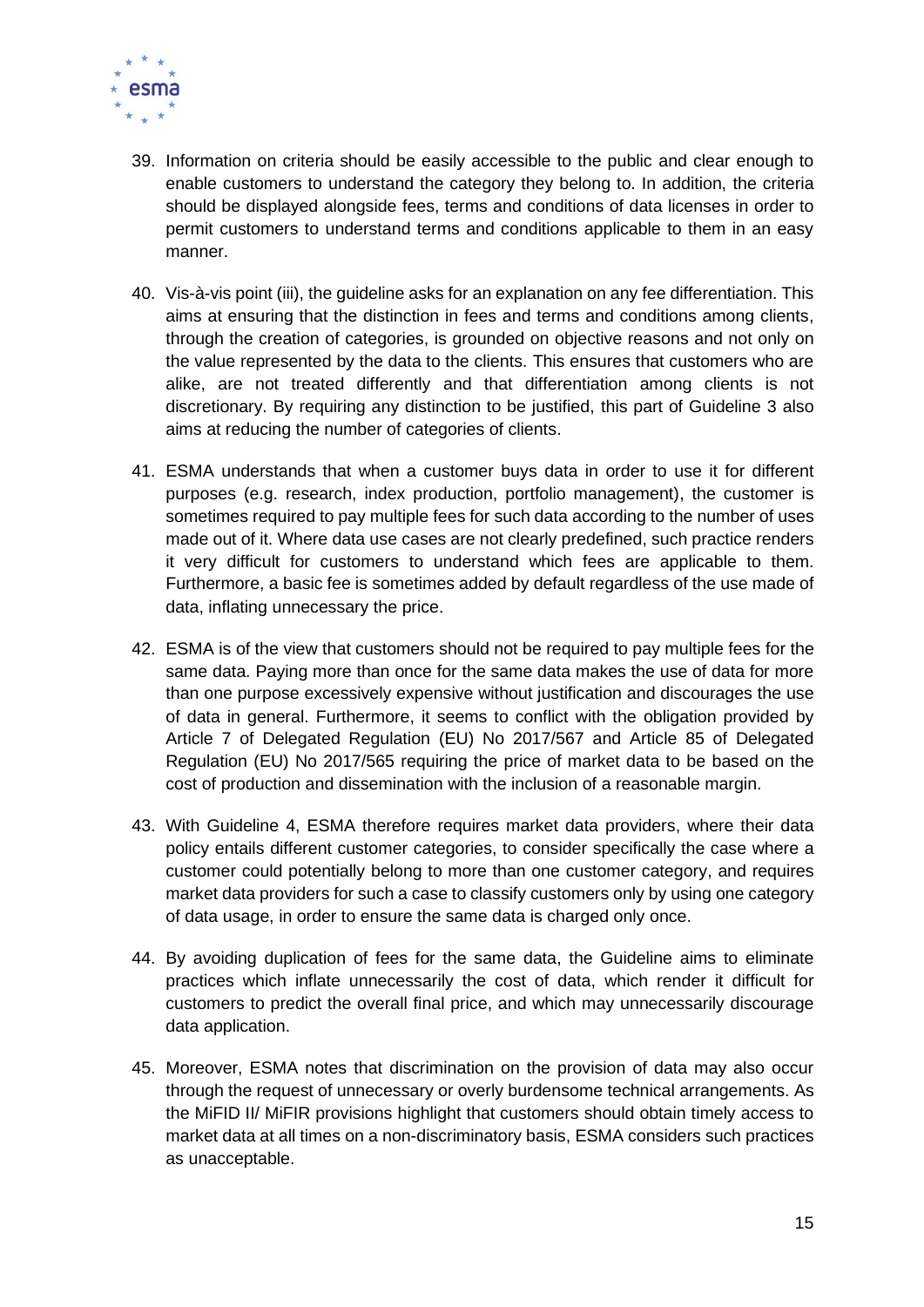39. Information on criteria should be easily accessible to the public and clear enough to enable customers to understand the category they belong to. In addition, the criteria should be displayed alongside fees, terms and conditions of data licenses in order to permit customers to understand terms and conditions applicable to them in an easy manner.

40. Vis-à-vis point (iii), the guideline asks for an explanation on any fee differentiation. This aims at ensuring that the distinction in fees and terms and conditions among clients, through the creation of categories, is grounded on objective reasons and not only on the value represented by the data to the clients. This ensures that customers who are alike, are not treated differently and that differentiation among clients is not discretionary. By requiring any distinction to be justified, this part of Guideline 3 also aims at reducing the number of categories of clients.

41. ESMA understands that when a customer buys data in order to use it for different purposes (e.g. research, index production, portfolio management), the customer is sometimes required to pay multiple fees for such data according to the number of uses made out of it. Where data use cases are not clearly predefined, such practice renders it very difficult for customers to understand which fees are applicable to them. Furthermore, a basic fee is sometimes added by default regardless of the use made of data, inflating unnecessary the price.

42. ESMA is of the view that customers should not be required to pay multiple fees for the same data. Paying more than once for the same data makes the use of data for more than one purpose excessively expensive without justification and discourages the use of data in general. Furthermore, it seems to conflict with the obligation provided by Article 7 of Delegated Regulation (EU) No 2017/567 and Article 85 of Delegated Regulation (EU) No 2017/565 requiring the price of market data to be based on the cost of production and dissemination with the inclusion of a reasonable margin.

43. With Guideline 4, ESMA therefore requires market data providers, where their data policy entails different customer categories, to consider specifically the case where a customer could potentially belong to more than one customer category, and requires market data providers for such a case to classify customers only by using one category of data usage, in order to ensure the same data is charged only once.

44. By avoiding duplication of fees for the same data, the Guideline aims to eliminate practices which inflate unnecessarily the cost of data, which render it difficult for customers to predict the overall final price, and which may unnecessarily discourage data application.

45. Moreover, ESMA notes that discrimination on the provision of data may also occur through the request of unnecessary or overly burdensome technical arrangements. As the MiFID II/ MiFIR provisions highlight that customers should obtain timely access to market data at all times on a non-discriminatory basis, ESMA considers such practices as unacceptable.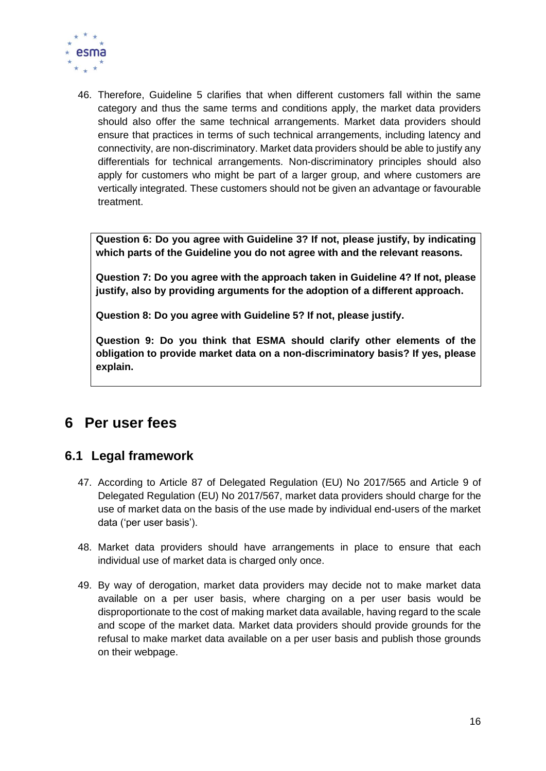46. Therefore, Guideline 5 clarifies that when different customers fall within the same category and thus the same terms and conditions apply, the market data providers should also offer the same technical arrangements. Market data providers should ensure that practices in terms of such technical arrangements, including latency and connectivity, are non-discriminatory. Market data providers should be able to justify any differentials for technical arrangements. Non-discriminatory principles should also apply for customers who might be part of a larger group, and where customers are vertically integrated. These customers should not be given an advantage or favourable treatment.

> **Question 6: Do you agree with Guideline 3? If not, please justify, by indicating which parts of the Guideline you do not agree with and the relevant reasons.**
>
> **Question 7: Do you agree with the approach taken in Guideline 4? If not, please justify, also by providing arguments for the adoption of a different approach.**
>
> **Question 8: Do you agree with Guideline 5? If not, please justify.**
>
> **Question 9: Do you think that ESMA should clarify other elements of the obligation to provide market data on a non-discriminatory basis? If yes, please explain.**

# 6 Per user fees

## 6.1 Legal framework

47. According to Article 87 of Delegated Regulation (EU) No 2017/565 and Article 9 of Delegated Regulation (EU) No 2017/567, market data providers should charge for the use of market data on the basis of the use made by individual end-users of the market data ('per user basis').

48. Market data providers should have arrangements in place to ensure that each individual use of market data is charged only once.

49. By way of derogation, market data providers may decide not to make market data available on a per user basis, where charging on a per user basis would be disproportionate to the cost of making market data available, having regard to the scale and scope of the market data. Market data providers should provide grounds for the refusal to make market data available on a per user basis and publish those grounds on their webpage.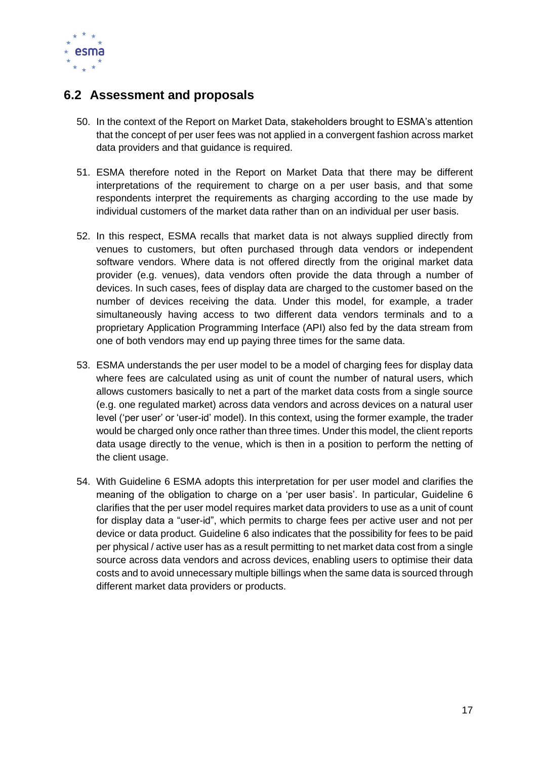## 6.2 Assessment and proposals

50. In the context of the Report on Market Data, stakeholders brought to ESMA's attention that the concept of per user fees was not applied in a convergent fashion across market data providers and that guidance is required.

51. ESMA therefore noted in the Report on Market Data that there may be different interpretations of the requirement to charge on a per user basis, and that some respondents interpret the requirements as charging according to the use made by individual customers of the market data rather than on an individual per user basis.

52. In this respect, ESMA recalls that market data is not always supplied directly from venues to customers, but often purchased through data vendors or independent software vendors. Where data is not offered directly from the original market data provider (e.g. venues), data vendors often provide the data through a number of devices. In such cases, fees of display data are charged to the customer based on the number of devices receiving the data. Under this model, for example, a trader simultaneously having access to two different data vendors terminals and to a proprietary Application Programming Interface (API) also fed by the data stream from one of both vendors may end up paying three times for the same data.

53. ESMA understands the per user model to be a model of charging fees for display data where fees are calculated using as unit of count the number of natural users, which allows customers basically to net a part of the market data costs from a single source (e.g. one regulated market) across data vendors and across devices on a natural user level ('per user' or 'user-id' model). In this context, using the former example, the trader would be charged only once rather than three times. Under this model, the client reports data usage directly to the venue, which is then in a position to perform the netting of the client usage.

54. With Guideline 6 ESMA adopts this interpretation for per user model and clarifies the meaning of the obligation to charge on a 'per user basis'. In particular, Guideline 6 clarifies that the per user model requires market data providers to use as a unit of count for display data a "user-id", which permits to charge fees per active user and not per device or data product. Guideline 6 also indicates that the possibility for fees to be paid per physical / active user has as a result permitting to net market data cost from a single source across data vendors and across devices, enabling users to optimise their data costs and to avoid unnecessary multiple billings when the same data is sourced through different market data providers or products.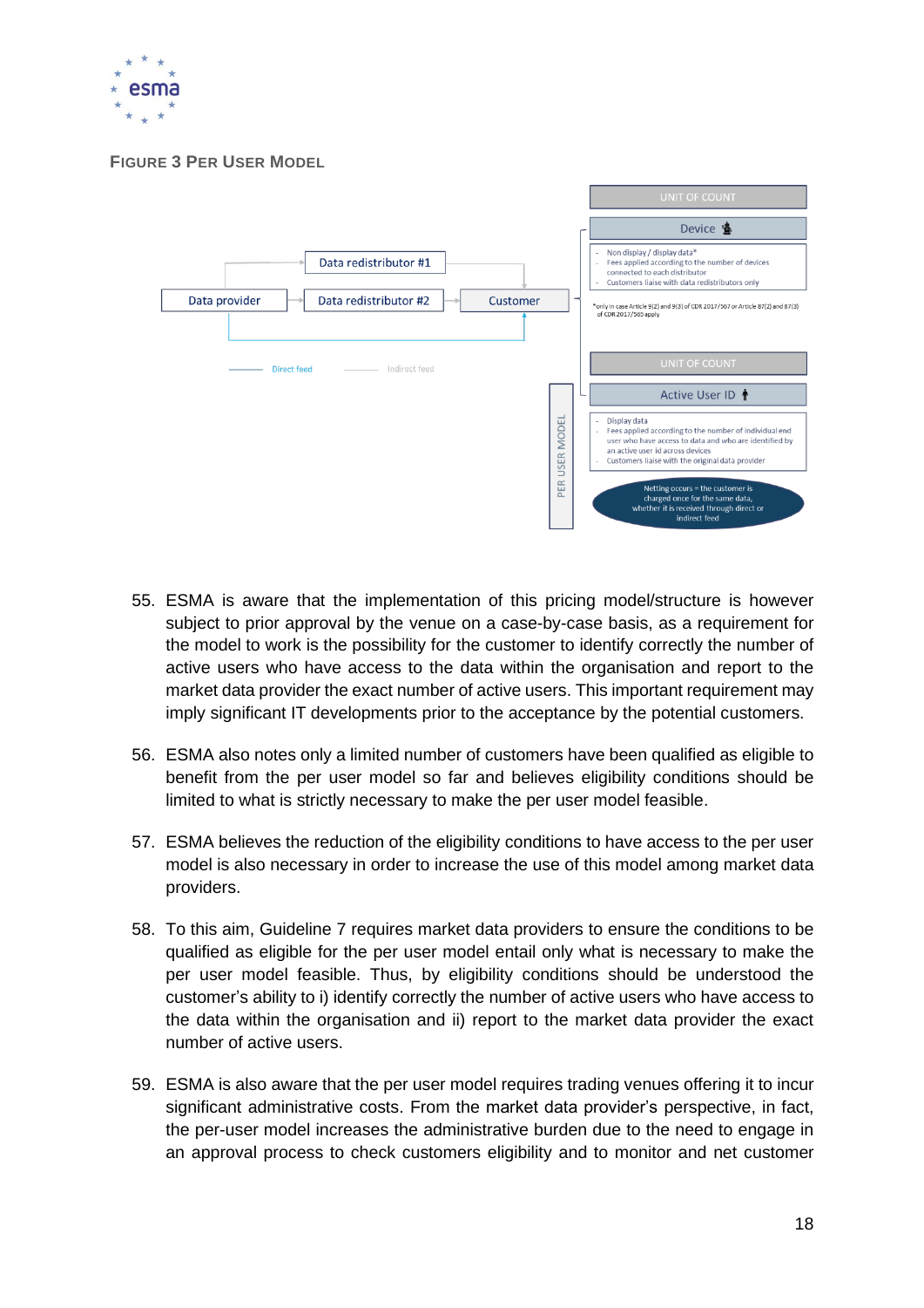**FIGURE 3 PER USER MODEL**

UNIT OF COUNT

Device

- Non display / display data*
- Fees applied according to the number of devices connected to each distributor
- Customers liaise with data redistributors only

*only in case Article 9(2) and 9(3) of CDR 2017/567 or Article 87(2) and 87(3) of CDR 2017/565 apply

Data provider — Data redistributor #1 — Data redistributor #2 — Customer

Direct feed — Indirect feed

PER USER MODEL

UNIT OF COUNT

Active User ID

- Display data
- Fees applied according to the number of individual end user who have access to data and who are identified by an active user id across devices
- Customers liaise with the original data provider

Netting occurs = the customer is charged once for the same data, whether it is received through direct or indirect feed

55. ESMA is aware that the implementation of this pricing model/structure is however subject to prior approval by the venue on a case-by-case basis, as a requirement for the model to work is the possibility for the customer to identify correctly the number of active users who have access to the data within the organisation and report to the market data provider the exact number of active users. This important requirement may imply significant IT developments prior to the acceptance by the potential customers.

56. ESMA also notes only a limited number of customers have been qualified as eligible to benefit from the per user model so far and believes eligibility conditions should be limited to what is strictly necessary to make the per user model feasible.

57. ESMA believes the reduction of the eligibility conditions to have access to the per user model is also necessary in order to increase the use of this model among market data providers.

58. To this aim, Guideline 7 requires market data providers to ensure the conditions to be qualified as eligible for the per user model entail only what is necessary to make the per user model feasible. Thus, by eligibility conditions should be understood the customer's ability to i) identify correctly the number of active users who have access to the data within the organisation and ii) report to the market data provider the exact number of active users.

59. ESMA is also aware that the per user model requires trading venues offering it to incur significant administrative costs. From the market data provider's perspective, in fact, the per-user model increases the administrative burden due to the need to engage in an approval process to check customers eligibility and to monitor and net customer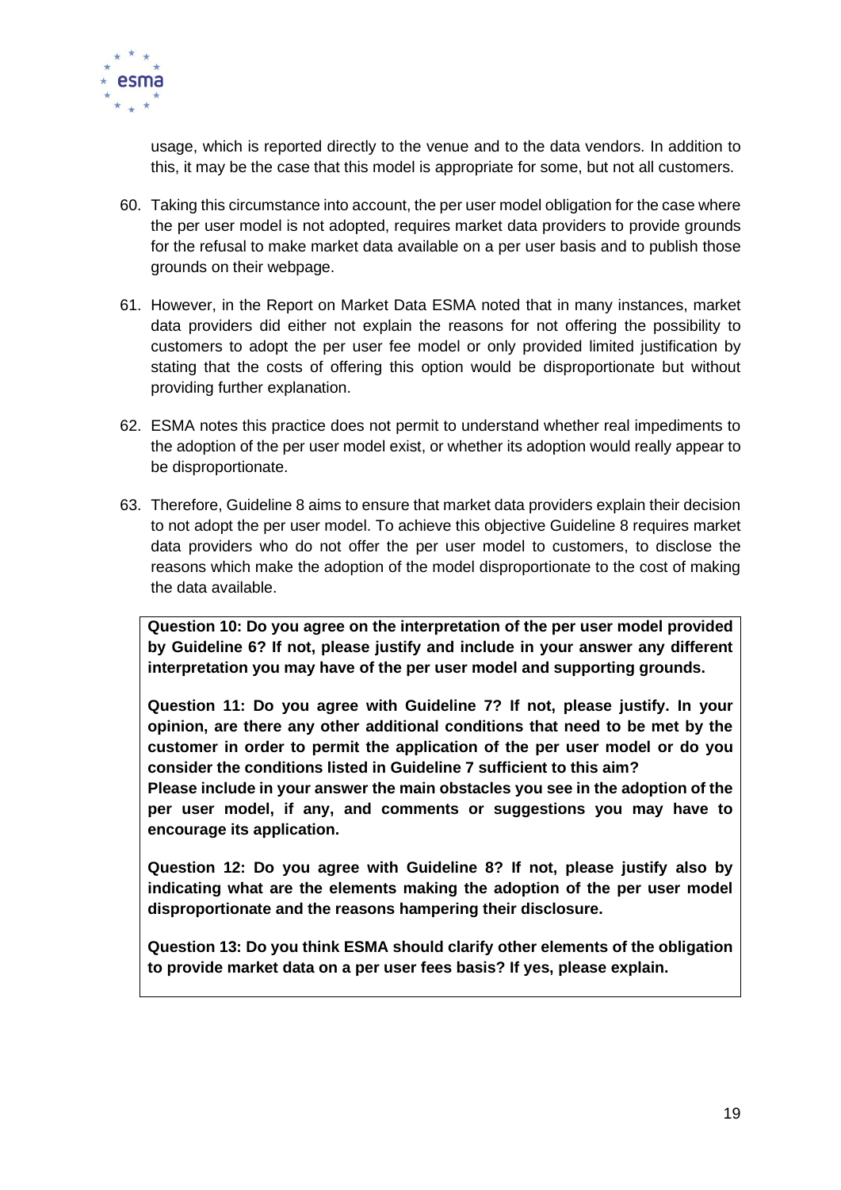usage, which is reported directly to the venue and to the data vendors. In addition to this, it may be the case that this model is appropriate for some, but not all customers.

60. Taking this circumstance into account, the per user model obligation for the case where the per user model is not adopted, requires market data providers to provide grounds for the refusal to make market data available on a per user basis and to publish those grounds on their webpage.

61. However, in the Report on Market Data ESMA noted that in many instances, market data providers did either not explain the reasons for not offering the possibility to customers to adopt the per user fee model or only provided limited justification by stating that the costs of offering this option would be disproportionate but without providing further explanation.

62. ESMA notes this practice does not permit to understand whether real impediments to the adoption of the per user model exist, or whether its adoption would really appear to be disproportionate.

63. Therefore, Guideline 8 aims to ensure that market data providers explain their decision to not adopt the per user model. To achieve this objective Guideline 8 requires market data providers who do not offer the per user model to customers, to disclose the reasons which make the adoption of the model disproportionate to the cost of making the data available.

**Question 10: Do you agree on the interpretation of the per user model provided by Guideline 6? If not, please justify and include in your answer any different interpretation you may have of the per user model and supporting grounds.**

**Question 11: Do you agree with Guideline 7? If not, please justify. In your opinion, are there any other additional conditions that need to be met by the customer in order to permit the application of the per user model or do you consider the conditions listed in Guideline 7 sufficient to this aim?**
**Please include in your answer the main obstacles you see in the adoption of the per user model, if any, and comments or suggestions you may have to encourage its application.**

**Question 12: Do you agree with Guideline 8? If not, please justify also by indicating what are the elements making the adoption of the per user model disproportionate and the reasons hampering their disclosure.**

**Question 13: Do you think ESMA should clarify other elements of the obligation to provide market data on a per user fees basis? If yes, please explain.**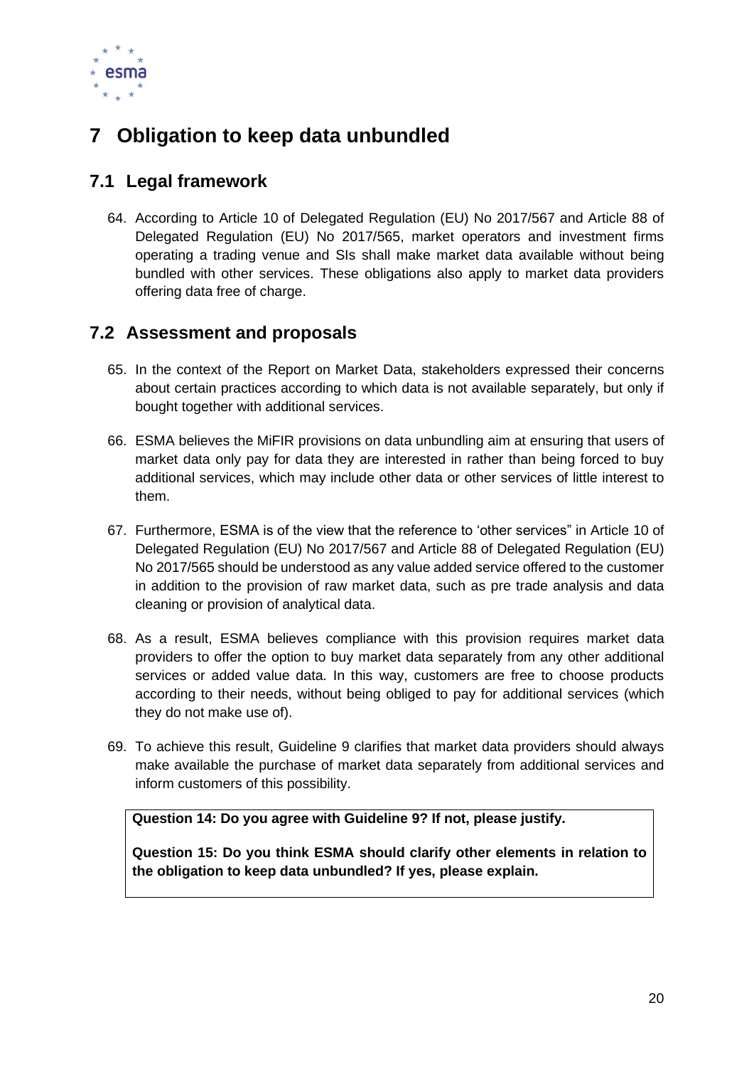# 7 Obligation to keep data unbundled

## 7.1 Legal framework

64. According to Article 10 of Delegated Regulation (EU) No 2017/567 and Article 88 of Delegated Regulation (EU) No 2017/565, market operators and investment firms operating a trading venue and SIs shall make market data available without being bundled with other services. These obligations also apply to market data providers offering data free of charge.

## 7.2 Assessment and proposals

65. In the context of the Report on Market Data, stakeholders expressed their concerns about certain practices according to which data is not available separately, but only if bought together with additional services.

66. ESMA believes the MiFIR provisions on data unbundling aim at ensuring that users of market data only pay for data they are interested in rather than being forced to buy additional services, which may include other data or other services of little interest to them.

67. Furthermore, ESMA is of the view that the reference to 'other services" in Article 10 of Delegated Regulation (EU) No 2017/567 and Article 88 of Delegated Regulation (EU) No 2017/565 should be understood as any value added service offered to the customer in addition to the provision of raw market data, such as pre trade analysis and data cleaning or provision of analytical data.

68. As a result, ESMA believes compliance with this provision requires market data providers to offer the option to buy market data separately from any other additional services or added value data. In this way, customers are free to choose products according to their needs, without being obliged to pay for additional services (which they do not make use of).

69. To achieve this result, Guideline 9 clarifies that market data providers should always make available the purchase of market data separately from additional services and inform customers of this possibility.

**Question 14: Do you agree with Guideline 9? If not, please justify.**

**Question 15: Do you think ESMA should clarify other elements in relation to the obligation to keep data unbundled? If yes, please explain.**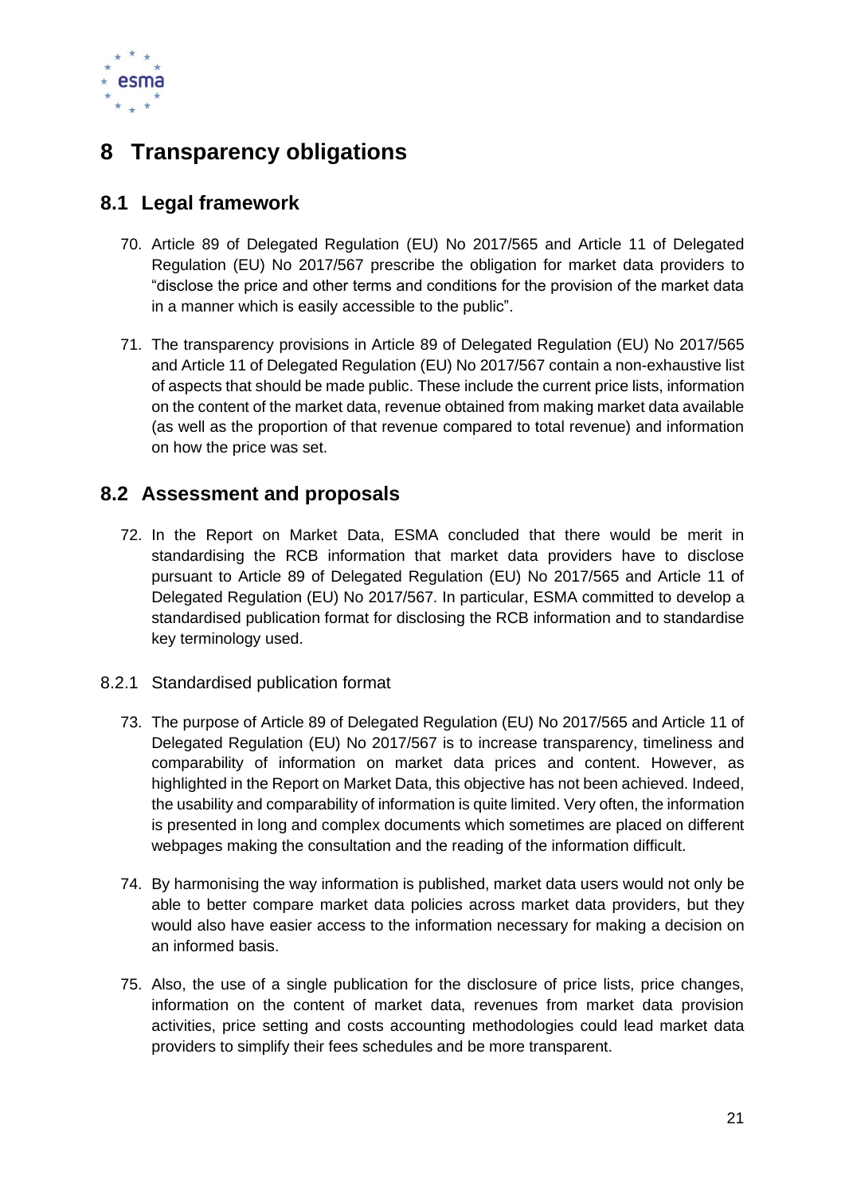# 8 Transparency obligations

## 8.1 Legal framework

70. Article 89 of Delegated Regulation (EU) No 2017/565 and Article 11 of Delegated Regulation (EU) No 2017/567 prescribe the obligation for market data providers to "disclose the price and other terms and conditions for the provision of the market data in a manner which is easily accessible to the public".

71. The transparency provisions in Article 89 of Delegated Regulation (EU) No 2017/565 and Article 11 of Delegated Regulation (EU) No 2017/567 contain a non-exhaustive list of aspects that should be made public. These include the current price lists, information on the content of the market data, revenue obtained from making market data available (as well as the proportion of that revenue compared to total revenue) and information on how the price was set.

## 8.2 Assessment and proposals

72. In the Report on Market Data, ESMA concluded that there would be merit in standardising the RCB information that market data providers have to disclose pursuant to Article 89 of Delegated Regulation (EU) No 2017/565 and Article 11 of Delegated Regulation (EU) No 2017/567. In particular, ESMA committed to develop a standardised publication format for disclosing the RCB information and to standardise key terminology used.

### 8.2.1 Standardised publication format

73. The purpose of Article 89 of Delegated Regulation (EU) No 2017/565 and Article 11 of Delegated Regulation (EU) No 2017/567 is to increase transparency, timeliness and comparability of information on market data prices and content. However, as highlighted in the Report on Market Data, this objective has not been achieved. Indeed, the usability and comparability of information is quite limited. Very often, the information is presented in long and complex documents which sometimes are placed on different webpages making the consultation and the reading of the information difficult.

74. By harmonising the way information is published, market data users would not only be able to better compare market data policies across market data providers, but they would also have easier access to the information necessary for making a decision on an informed basis.

75. Also, the use of a single publication for the disclosure of price lists, price changes, information on the content of market data, revenues from market data provision activities, price setting and costs accounting methodologies could lead market data providers to simplify their fees schedules and be more transparent.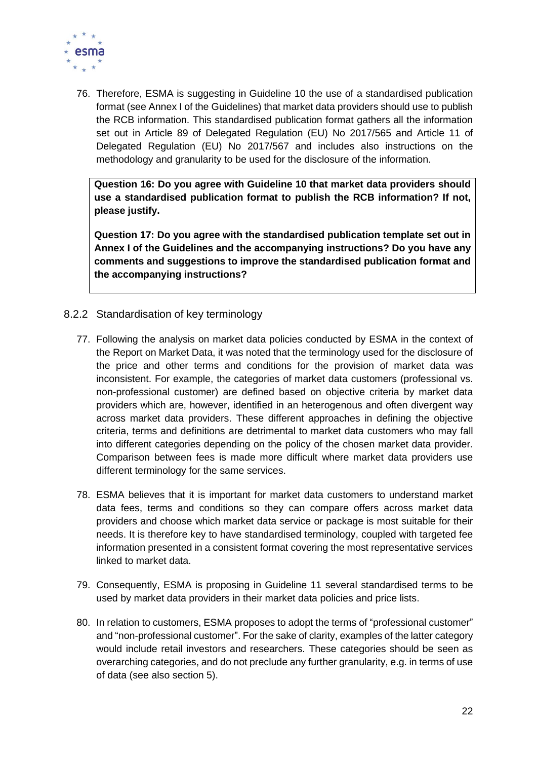76. Therefore, ESMA is suggesting in Guideline 10 the use of a standardised publication format (see Annex I of the Guidelines) that market data providers should use to publish the RCB information. This standardised publication format gathers all the information set out in Article 89 of Delegated Regulation (EU) No 2017/565 and Article 11 of Delegated Regulation (EU) No 2017/567 and includes also instructions on the methodology and granularity to be used for the disclosure of the information.

> **Question 16: Do you agree with Guideline 10 that market data providers should use a standardised publication format to publish the RCB information? If not, please justify.**
>
> **Question 17: Do you agree with the standardised publication template set out in Annex I of the Guidelines and the accompanying instructions? Do you have any comments and suggestions to improve the standardised publication format and the accompanying instructions?**

### 8.2.2 Standardisation of key terminology

77. Following the analysis on market data policies conducted by ESMA in the context of the Report on Market Data, it was noted that the terminology used for the disclosure of the price and other terms and conditions for the provision of market data was inconsistent. For example, the categories of market data customers (professional vs. non-professional customer) are defined based on objective criteria by market data providers which are, however, identified in an heterogenous and often divergent way across market data providers. These different approaches in defining the objective criteria, terms and definitions are detrimental to market data customers who may fall into different categories depending on the policy of the chosen market data provider. Comparison between fees is made more difficult where market data providers use different terminology for the same services.

78. ESMA believes that it is important for market data customers to understand market data fees, terms and conditions so they can compare offers across market data providers and choose which market data service or package is most suitable for their needs. It is therefore key to have standardised terminology, coupled with targeted fee information presented in a consistent format covering the most representative services linked to market data.

79. Consequently, ESMA is proposing in Guideline 11 several standardised terms to be used by market data providers in their market data policies and price lists.

80. In relation to customers, ESMA proposes to adopt the terms of "professional customer" and "non-professional customer". For the sake of clarity, examples of the latter category would include retail investors and researchers. These categories should be seen as overarching categories, and do not preclude any further granularity, e.g. in terms of use of data (see also section 5).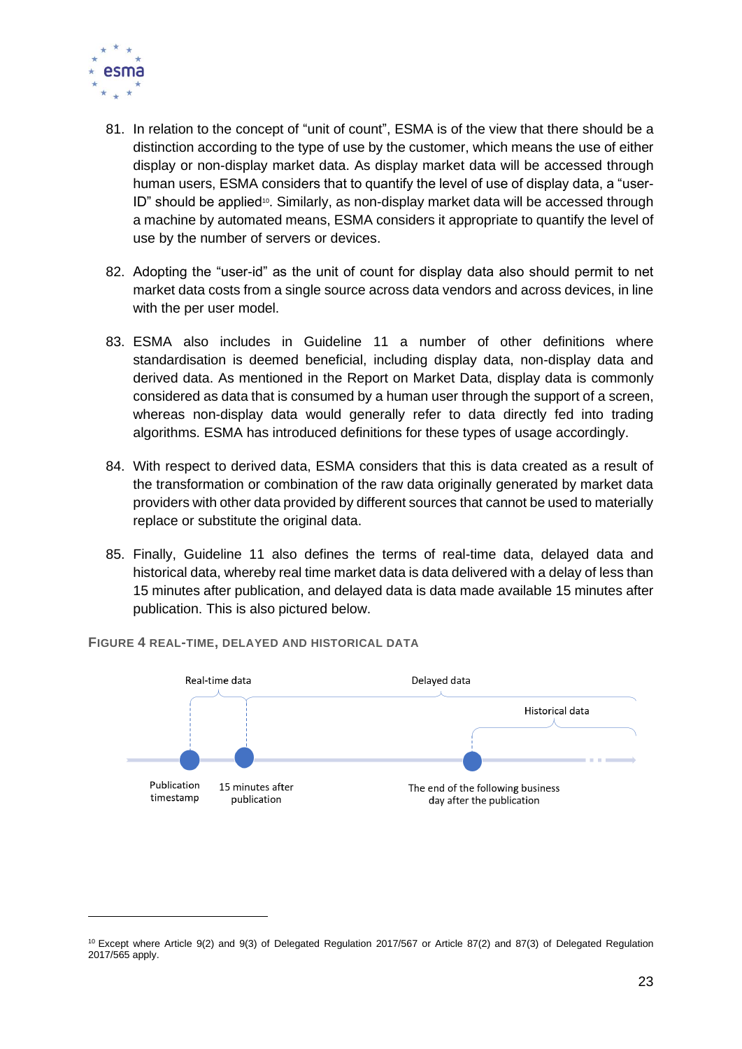81. In relation to the concept of "unit of count", ESMA is of the view that there should be a distinction according to the type of use by the customer, which means the use of either display or non-display market data. As display market data will be accessed through human users, ESMA considers that to quantify the level of use of display data, a "user-ID" should be applied[10]. Similarly, as non-display market data will be accessed through a machine by automated means, ESMA considers it appropriate to quantify the level of use by the number of servers or devices.

82. Adopting the "user-id" as the unit of count for display data also should permit to net market data costs from a single source across data vendors and across devices, in line with the per user model.

83. ESMA also includes in Guideline 11 a number of other definitions where standardisation is deemed beneficial, including display data, non-display data and derived data. As mentioned in the Report on Market Data, display data is commonly considered as data that is consumed by a human user through the support of a screen, whereas non-display data would generally refer to data directly fed into trading algorithms. ESMA has introduced definitions for these types of usage accordingly.

84. With respect to derived data, ESMA considers that this is data created as a result of the transformation or combination of the raw data originally generated by market data providers with other data provided by different sources that cannot be used to materially replace or substitute the original data.

85. Finally, Guideline 11 also defines the terms of real-time data, delayed data and historical data, whereby real time market data is data delivered with a delay of less than 15 minutes after publication, and delayed data is data made available 15 minutes after publication. This is also pictured below.

**FIGURE 4 REAL-TIME, DELAYED AND HISTORICAL DATA**

Real-time data | Delayed data | Historical data

Publication timestamp | 15 minutes after publication | The end of the following business day after the publication

---

[10] Except where Article 9(2) and 9(3) of Delegated Regulation 2017/567 or Article 87(2) and 87(3) of Delegated Regulation 2017/565 apply.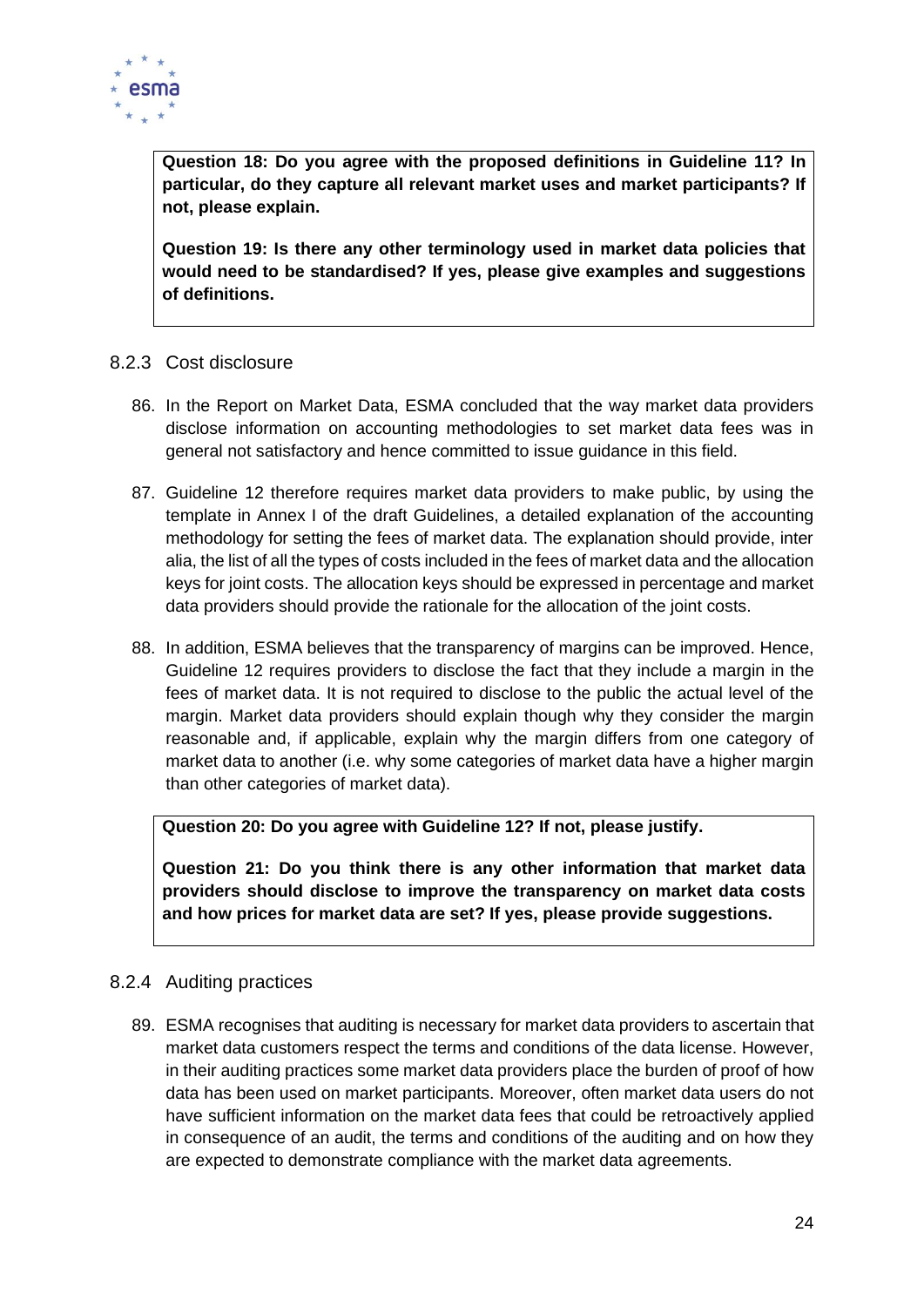**Question 18: Do you agree with the proposed definitions in Guideline 11? In particular, do they capture all relevant market uses and market participants? If not, please explain.**

**Question 19: Is there any other terminology used in market data policies that would need to be standardised? If yes, please give examples and suggestions of definitions.**

### 8.2.3 Cost disclosure

86. In the Report on Market Data, ESMA concluded that the way market data providers disclose information on accounting methodologies to set market data fees was in general not satisfactory and hence committed to issue guidance in this field.

87. Guideline 12 therefore requires market data providers to make public, by using the template in Annex I of the draft Guidelines, a detailed explanation of the accounting methodology for setting the fees of market data. The explanation should provide, inter alia, the list of all the types of costs included in the fees of market data and the allocation keys for joint costs. The allocation keys should be expressed in percentage and market data providers should provide the rationale for the allocation of the joint costs.

88. In addition, ESMA believes that the transparency of margins can be improved. Hence, Guideline 12 requires providers to disclose the fact that they include a margin in the fees of market data. It is not required to disclose to the public the actual level of the margin. Market data providers should explain though why they consider the margin reasonable and, if applicable, explain why the margin differs from one category of market data to another (i.e. why some categories of market data have a higher margin than other categories of market data).

**Question 20: Do you agree with Guideline 12? If not, please justify.**

**Question 21: Do you think there is any other information that market data providers should disclose to improve the transparency on market data costs and how prices for market data are set? If yes, please provide suggestions.**

### 8.2.4 Auditing practices

89. ESMA recognises that auditing is necessary for market data providers to ascertain that market data customers respect the terms and conditions of the data license. However, in their auditing practices some market data providers place the burden of proof of how data has been used on market participants. Moreover, often market data users do not have sufficient information on the market data fees that could be retroactively applied in consequence of an audit, the terms and conditions of the auditing and on how they are expected to demonstrate compliance with the market data agreements.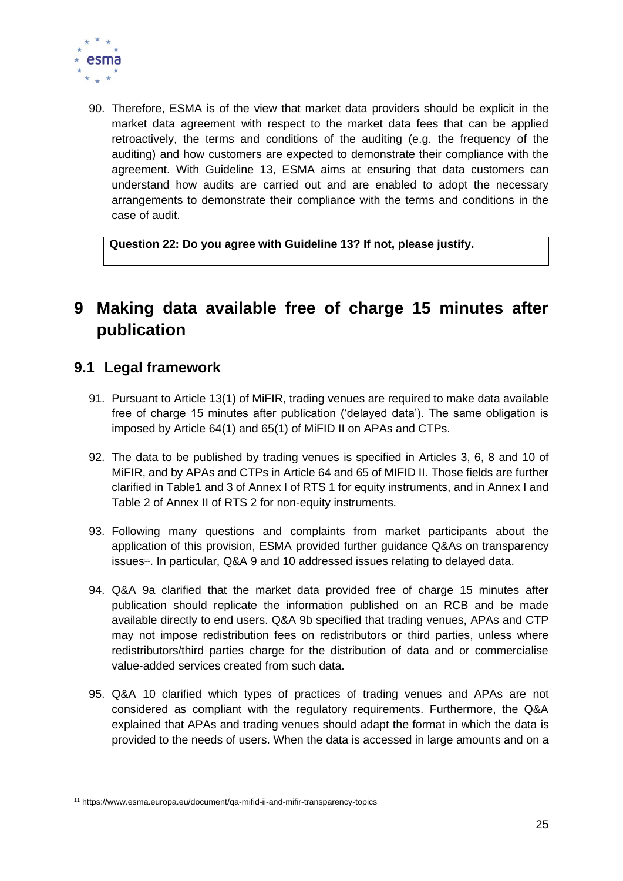90. Therefore, ESMA is of the view that market data providers should be explicit in the market data agreement with respect to the market data fees that can be applied retroactively, the terms and conditions of the auditing (e.g. the frequency of the auditing) and how customers are expected to demonstrate their compliance with the agreement. With Guideline 13, ESMA aims at ensuring that data customers can understand how audits are carried out and are enabled to adopt the necessary arrangements to demonstrate their compliance with the terms and conditions in the case of audit.

**Question 22: Do you agree with Guideline 13? If not, please justify.**

# 9 Making data available free of charge 15 minutes after publication

## 9.1 Legal framework

91. Pursuant to Article 13(1) of MiFIR, trading venues are required to make data available free of charge 15 minutes after publication ('delayed data'). The same obligation is imposed by Article 64(1) and 65(1) of MiFID II on APAs and CTPs.

92. The data to be published by trading venues is specified in Articles 3, 6, 8 and 10 of MiFIR, and by APAs and CTPs in Article 64 and 65 of MIFID II. Those fields are further clarified in Table1 and 3 of Annex I of RTS 1 for equity instruments, and in Annex I and Table 2 of Annex II of RTS 2 for non-equity instruments.

93. Following many questions and complaints from market participants about the application of this provision, ESMA provided further guidance Q&As on transparency issues[11]. In particular, Q&A 9 and 10 addressed issues relating to delayed data.

94. Q&A 9a clarified that the market data provided free of charge 15 minutes after publication should replicate the information published on an RCB and be made available directly to end users. Q&A 9b specified that trading venues, APAs and CTP may not impose redistribution fees on redistributors or third parties, unless where redistributors/third parties charge for the distribution of data and or commercialise value-added services created from such data.

95. Q&A 10 clarified which types of practices of trading venues and APAs are not considered as compliant with the regulatory requirements. Furthermore, the Q&A explained that APAs and trading venues should adapt the format in which the data is provided to the needs of users. When the data is accessed in large amounts and on a

[11] https://www.esma.europa.eu/document/qa-mifid-ii-and-mifir-transparency-topics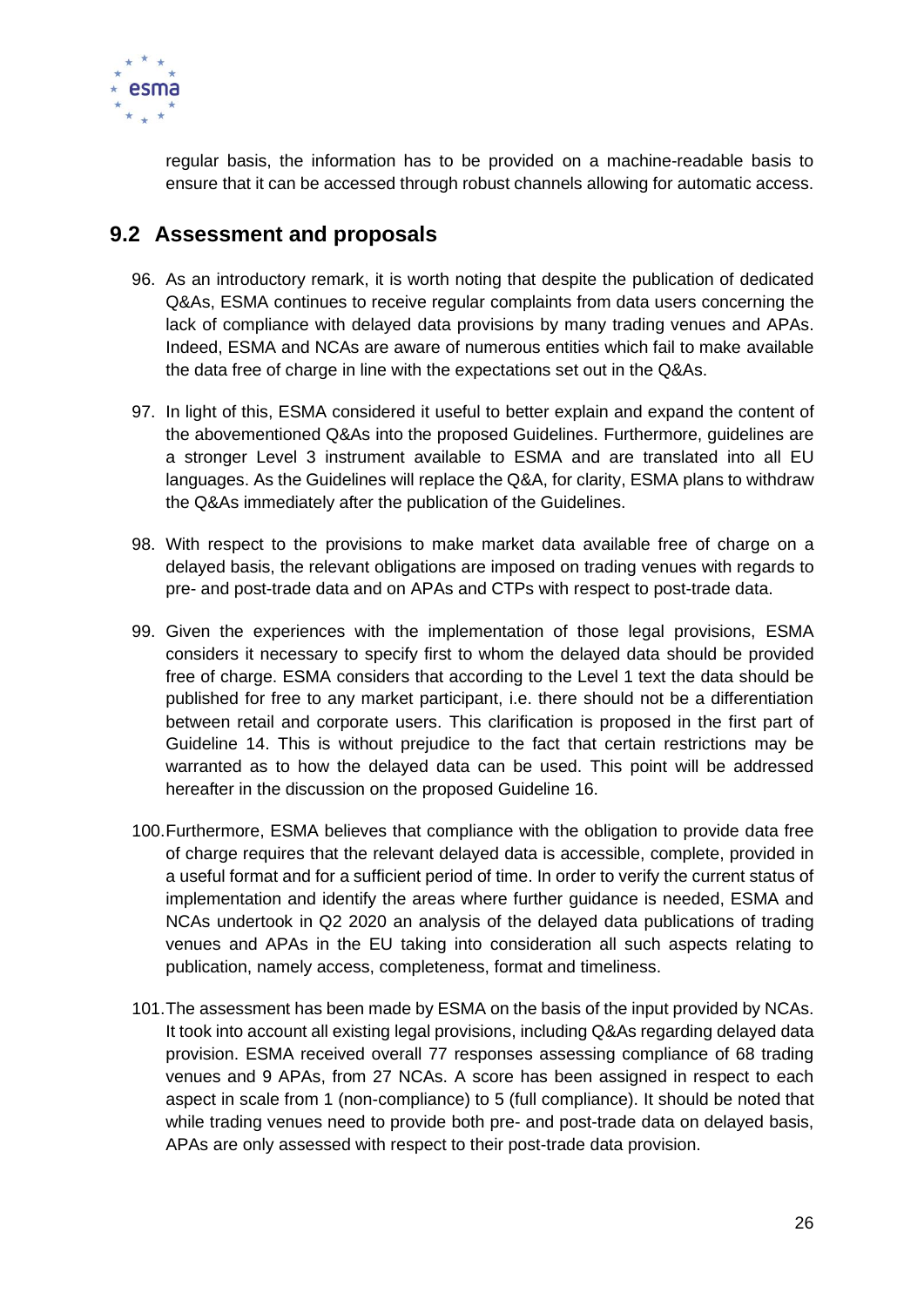regular basis, the information has to be provided on a machine-readable basis to ensure that it can be accessed through robust channels allowing for automatic access.

## 9.2 Assessment and proposals

96. As an introductory remark, it is worth noting that despite the publication of dedicated Q&As, ESMA continues to receive regular complaints from data users concerning the lack of compliance with delayed data provisions by many trading venues and APAs. Indeed, ESMA and NCAs are aware of numerous entities which fail to make available the data free of charge in line with the expectations set out in the Q&As.

97. In light of this, ESMA considered it useful to better explain and expand the content of the abovementioned Q&As into the proposed Guidelines. Furthermore, guidelines are a stronger Level 3 instrument available to ESMA and are translated into all EU languages. As the Guidelines will replace the Q&A, for clarity, ESMA plans to withdraw the Q&As immediately after the publication of the Guidelines.

98. With respect to the provisions to make market data available free of charge on a delayed basis, the relevant obligations are imposed on trading venues with regards to pre- and post-trade data and on APAs and CTPs with respect to post-trade data.

99. Given the experiences with the implementation of those legal provisions, ESMA considers it necessary to specify first to whom the delayed data should be provided free of charge. ESMA considers that according to the Level 1 text the data should be published for free to any market participant, i.e. there should not be a differentiation between retail and corporate users. This clarification is proposed in the first part of Guideline 14. This is without prejudice to the fact that certain restrictions may be warranted as to how the delayed data can be used. This point will be addressed hereafter in the discussion on the proposed Guideline 16.

100. Furthermore, ESMA believes that compliance with the obligation to provide data free of charge requires that the relevant delayed data is accessible, complete, provided in a useful format and for a sufficient period of time. In order to verify the current status of implementation and identify the areas where further guidance is needed, ESMA and NCAs undertook in Q2 2020 an analysis of the delayed data publications of trading venues and APAs in the EU taking into consideration all such aspects relating to publication, namely access, completeness, format and timeliness.

101. The assessment has been made by ESMA on the basis of the input provided by NCAs. It took into account all existing legal provisions, including Q&As regarding delayed data provision. ESMA received overall 77 responses assessing compliance of 68 trading venues and 9 APAs, from 27 NCAs. A score has been assigned in respect to each aspect in scale from 1 (non-compliance) to 5 (full compliance). It should be noted that while trading venues need to provide both pre- and post-trade data on delayed basis, APAs are only assessed with respect to their post-trade data provision.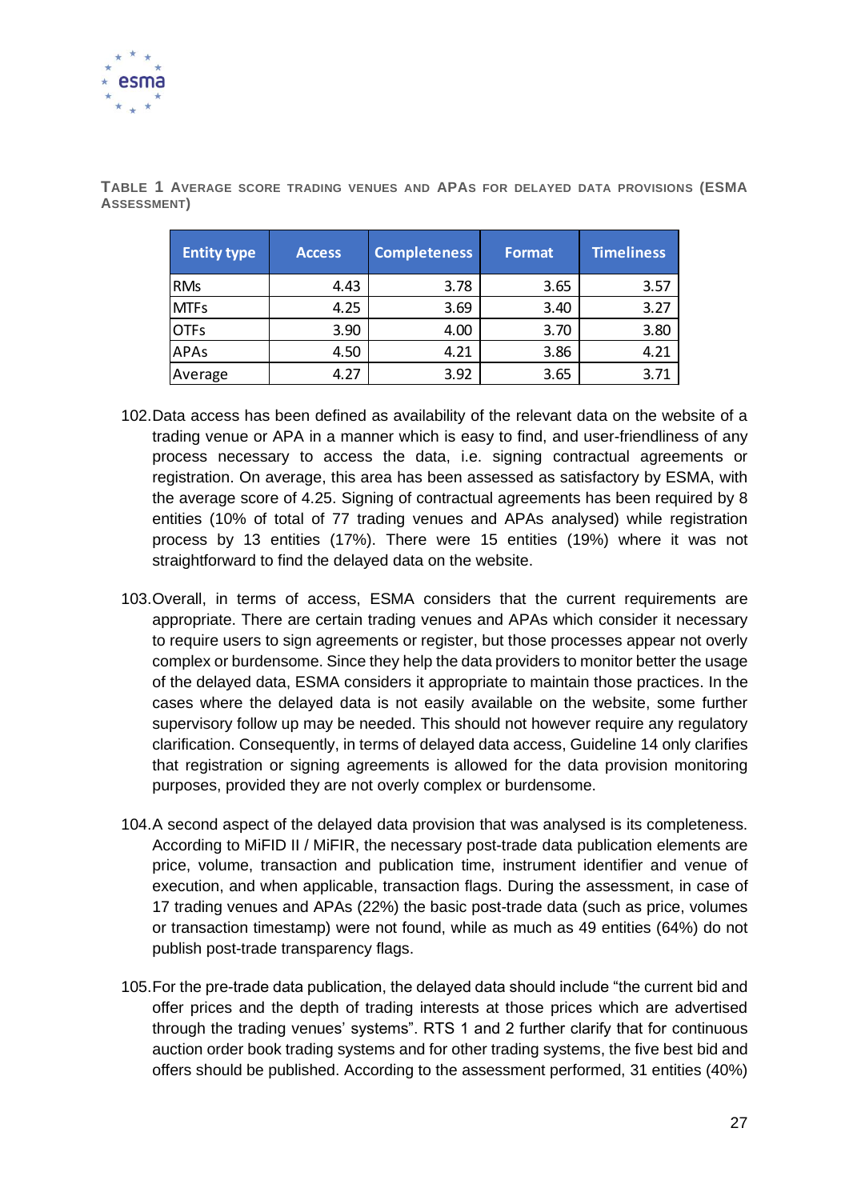**Table 1 Average score trading venues and APAs for delayed data provisions (ESMA Assessment)**

| Entity type | Access | Completeness | Format | Timeliness |
|---|---|---|---|---|
| RMs | 4.43 | 3.78 | 3.65 | 3.57 |
| MTFs | 4.25 | 3.69 | 3.40 | 3.27 |
| OTFs | 3.90 | 4.00 | 3.70 | 3.80 |
| APAs | 4.50 | 4.21 | 3.86 | 4.21 |
| Average | 4.27 | 3.92 | 3.65 | 3.71 |

102. Data access has been defined as availability of the relevant data on the website of a trading venue or APA in a manner which is easy to find, and user-friendliness of any process necessary to access the data, i.e. signing contractual agreements or registration. On average, this area has been assessed as satisfactory by ESMA, with the average score of 4.25. Signing of contractual agreements has been required by 8 entities (10% of total of 77 trading venues and APAs analysed) while registration process by 13 entities (17%). There were 15 entities (19%) where it was not straightforward to find the delayed data on the website.

103. Overall, in terms of access, ESMA considers that the current requirements are appropriate. There are certain trading venues and APAs which consider it necessary to require users to sign agreements or register, but those processes appear not overly complex or burdensome. Since they help the data providers to monitor better the usage of the delayed data, ESMA considers it appropriate to maintain those practices. In the cases where the delayed data is not easily available on the website, some further supervisory follow up may be needed. This should not however require any regulatory clarification. Consequently, in terms of delayed data access, Guideline 14 only clarifies that registration or signing agreements is allowed for the data provision monitoring purposes, provided they are not overly complex or burdensome.

104. A second aspect of the delayed data provision that was analysed is its completeness. According to MiFID II / MiFIR, the necessary post-trade data publication elements are price, volume, transaction and publication time, instrument identifier and venue of execution, and when applicable, transaction flags. During the assessment, in case of 17 trading venues and APAs (22%) the basic post-trade data (such as price, volumes or transaction timestamp) were not found, while as much as 49 entities (64%) do not publish post-trade transparency flags.

105. For the pre-trade data publication, the delayed data should include "the current bid and offer prices and the depth of trading interests at those prices which are advertised through the trading venues' systems". RTS 1 and 2 further clarify that for continuous auction order book trading systems and for other trading systems, the five best bid and offers should be published. According to the assessment performed, 31 entities (40%)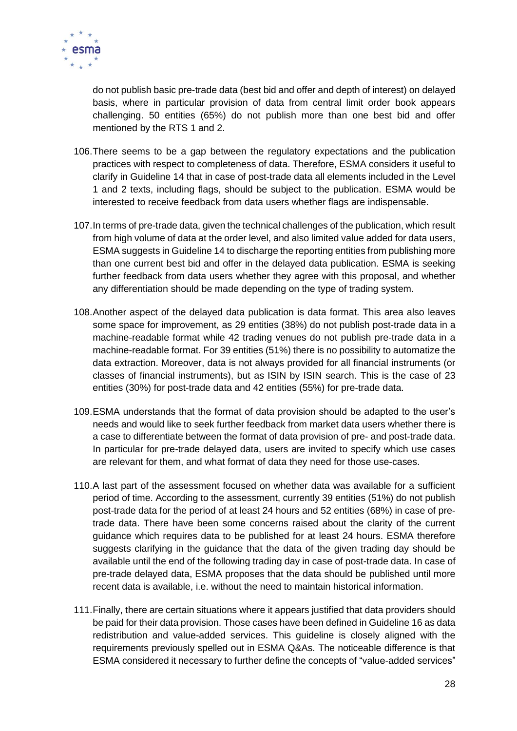do not publish basic pre-trade data (best bid and offer and depth of interest) on delayed basis, where in particular provision of data from central limit order book appears challenging. 50 entities (65%) do not publish more than one best bid and offer mentioned by the RTS 1 and 2.

106. There seems to be a gap between the regulatory expectations and the publication practices with respect to completeness of data. Therefore, ESMA considers it useful to clarify in Guideline 14 that in case of post-trade data all elements included in the Level 1 and 2 texts, including flags, should be subject to the publication. ESMA would be interested to receive feedback from data users whether flags are indispensable.

107. In terms of pre-trade data, given the technical challenges of the publication, which result from high volume of data at the order level, and also limited value added for data users, ESMA suggests in Guideline 14 to discharge the reporting entities from publishing more than one current best bid and offer in the delayed data publication. ESMA is seeking further feedback from data users whether they agree with this proposal, and whether any differentiation should be made depending on the type of trading system.

108. Another aspect of the delayed data publication is data format. This area also leaves some space for improvement, as 29 entities (38%) do not publish post-trade data in a machine-readable format while 42 trading venues do not publish pre-trade data in a machine-readable format. For 39 entities (51%) there is no possibility to automatize the data extraction. Moreover, data is not always provided for all financial instruments (or classes of financial instruments), but as ISIN by ISIN search. This is the case of 23 entities (30%) for post-trade data and 42 entities (55%) for pre-trade data.

109. ESMA understands that the format of data provision should be adapted to the user's needs and would like to seek further feedback from market data users whether there is a case to differentiate between the format of data provision of pre- and post-trade data. In particular for pre-trade delayed data, users are invited to specify which use cases are relevant for them, and what format of data they need for those use-cases.

110. A last part of the assessment focused on whether data was available for a sufficient period of time. According to the assessment, currently 39 entities (51%) do not publish post-trade data for the period of at least 24 hours and 52 entities (68%) in case of pre-trade data. There have been some concerns raised about the clarity of the current guidance which requires data to be published for at least 24 hours. ESMA therefore suggests clarifying in the guidance that the data of the given trading day should be available until the end of the following trading day in case of post-trade data. In case of pre-trade delayed data, ESMA proposes that the data should be published until more recent data is available, i.e. without the need to maintain historical information.

111. Finally, there are certain situations where it appears justified that data providers should be paid for their data provision. Those cases have been defined in Guideline 16 as data redistribution and value-added services. This guideline is closely aligned with the requirements previously spelled out in ESMA Q&As. The noticeable difference is that ESMA considered it necessary to further define the concepts of "value-added services"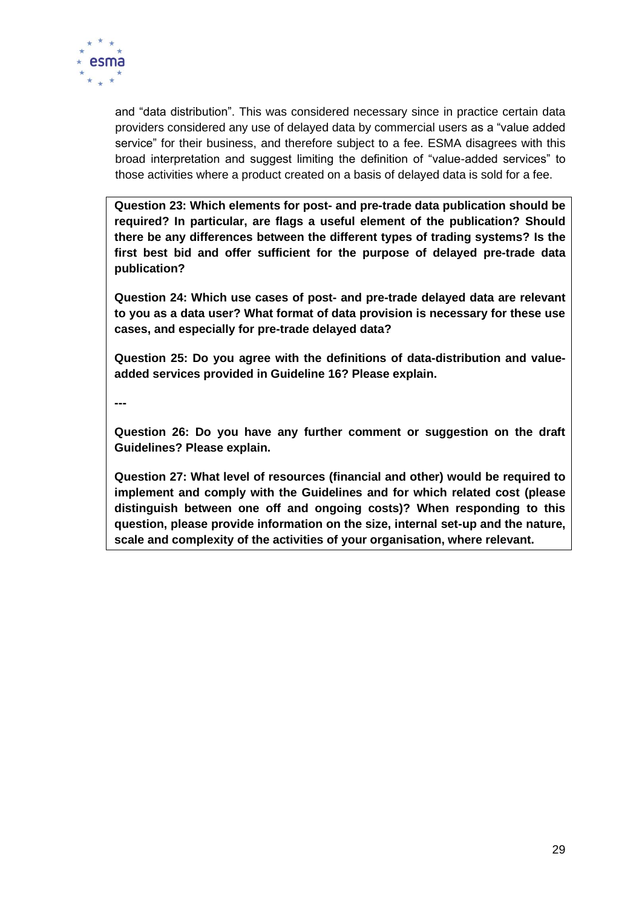and "data distribution". This was considered necessary since in practice certain data providers considered any use of delayed data by commercial users as a "value added service" for their business, and therefore subject to a fee. ESMA disagrees with this broad interpretation and suggest limiting the definition of "value-added services" to those activities where a product created on a basis of delayed data is sold for a fee.

**Question 23: Which elements for post- and pre-trade data publication should be required? In particular, are flags a useful element of the publication? Should there be any differences between the different types of trading systems? Is the first best bid and offer sufficient for the purpose of delayed pre-trade data publication?**

**Question 24: Which use cases of post- and pre-trade delayed data are relevant to you as a data user? What format of data provision is necessary for these use cases, and especially for pre-trade delayed data?**

**Question 25: Do you agree with the definitions of data-distribution and value-added services provided in Guideline 16? Please explain.**

**---**

**Question 26: Do you have any further comment or suggestion on the draft Guidelines? Please explain.**

**Question 27: What level of resources (financial and other) would be required to implement and comply with the Guidelines and for which related cost (please distinguish between one off and ongoing costs)? When responding to this question, please provide information on the size, internal set-up and the nature, scale and complexity of the activities of your organisation, where relevant.**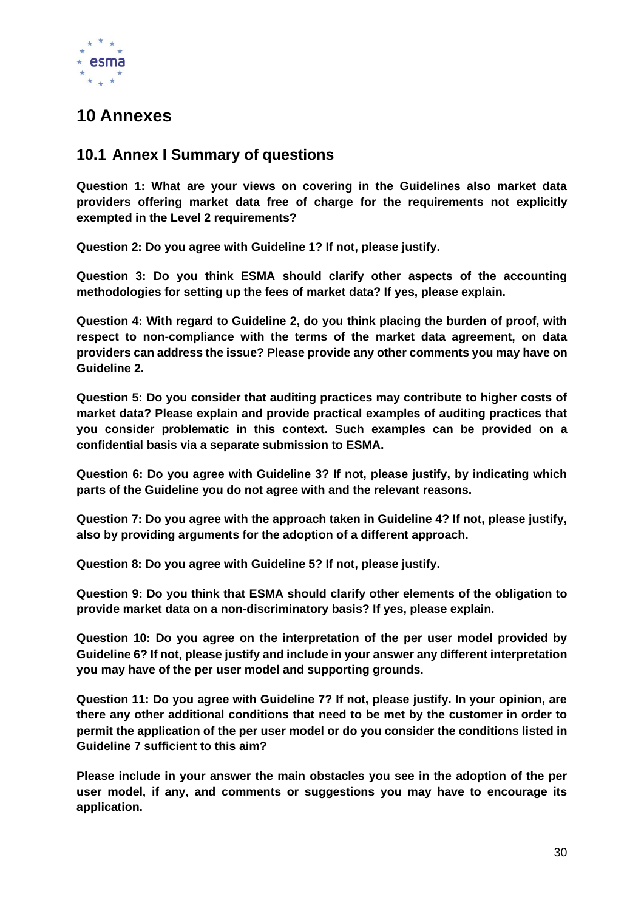# 10 Annexes

## 10.1 Annex I Summary of questions

**Question 1: What are your views on covering in the Guidelines also market data providers offering market data free of charge for the requirements not explicitly exempted in the Level 2 requirements?**

**Question 2: Do you agree with Guideline 1? If not, please justify.**

**Question 3: Do you think ESMA should clarify other aspects of the accounting methodologies for setting up the fees of market data? If yes, please explain.**

**Question 4: With regard to Guideline 2, do you think placing the burden of proof, with respect to non-compliance with the terms of the market data agreement, on data providers can address the issue? Please provide any other comments you may have on Guideline 2.**

**Question 5: Do you consider that auditing practices may contribute to higher costs of market data? Please explain and provide practical examples of auditing practices that you consider problematic in this context. Such examples can be provided on a confidential basis via a separate submission to ESMA.**

**Question 6: Do you agree with Guideline 3? If not, please justify, by indicating which parts of the Guideline you do not agree with and the relevant reasons.**

**Question 7: Do you agree with the approach taken in Guideline 4? If not, please justify, also by providing arguments for the adoption of a different approach.**

**Question 8: Do you agree with Guideline 5? If not, please justify.**

**Question 9: Do you think that ESMA should clarify other elements of the obligation to provide market data on a non-discriminatory basis? If yes, please explain.**

**Question 10: Do you agree on the interpretation of the per user model provided by Guideline 6? If not, please justify and include in your answer any different interpretation you may have of the per user model and supporting grounds.**

**Question 11: Do you agree with Guideline 7? If not, please justify. In your opinion, are there any other additional conditions that need to be met by the customer in order to permit the application of the per user model or do you consider the conditions listed in Guideline 7 sufficient to this aim?**

**Please include in your answer the main obstacles you see in the adoption of the per user model, if any, and comments or suggestions you may have to encourage its application.**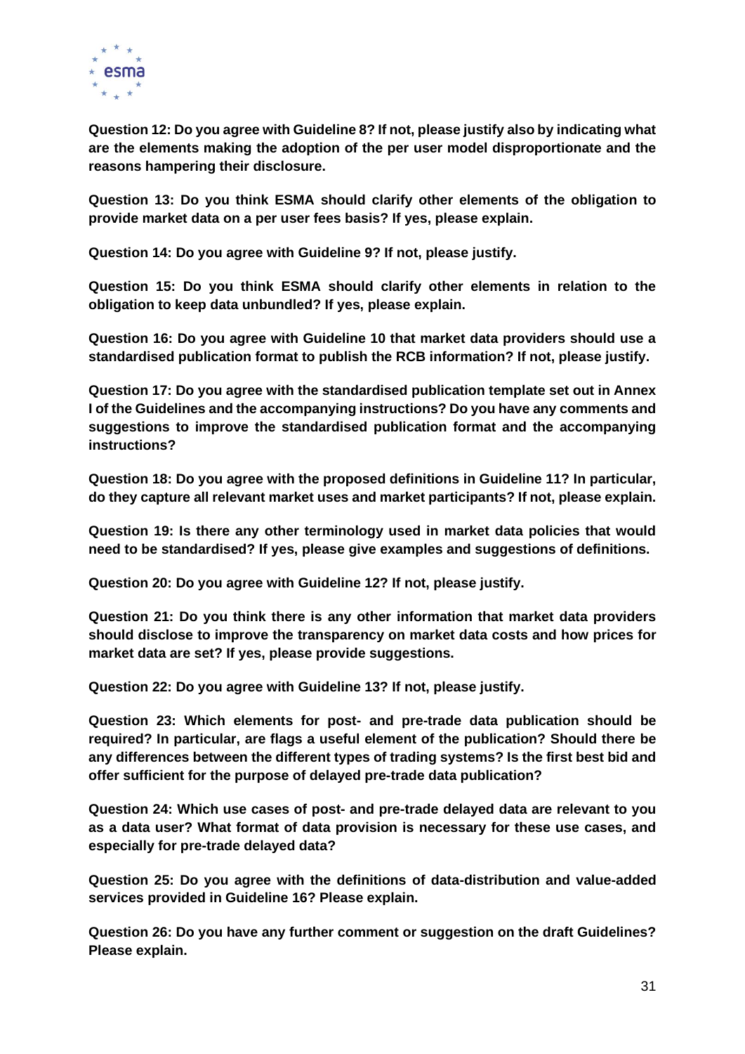**Question 12: Do you agree with Guideline 8? If not, please justify also by indicating what are the elements making the adoption of the per user model disproportionate and the reasons hampering their disclosure.**

**Question 13: Do you think ESMA should clarify other elements of the obligation to provide market data on a per user fees basis? If yes, please explain.**

**Question 14: Do you agree with Guideline 9? If not, please justify.**

**Question 15: Do you think ESMA should clarify other elements in relation to the obligation to keep data unbundled? If yes, please explain.**

**Question 16: Do you agree with Guideline 10 that market data providers should use a standardised publication format to publish the RCB information? If not, please justify.**

**Question 17: Do you agree with the standardised publication template set out in Annex I of the Guidelines and the accompanying instructions? Do you have any comments and suggestions to improve the standardised publication format and the accompanying instructions?**

**Question 18: Do you agree with the proposed definitions in Guideline 11? In particular, do they capture all relevant market uses and market participants? If not, please explain.**

**Question 19: Is there any other terminology used in market data policies that would need to be standardised? If yes, please give examples and suggestions of definitions.**

**Question 20: Do you agree with Guideline 12? If not, please justify.**

**Question 21: Do you think there is any other information that market data providers should disclose to improve the transparency on market data costs and how prices for market data are set? If yes, please provide suggestions.**

**Question 22: Do you agree with Guideline 13? If not, please justify.**

**Question 23: Which elements for post- and pre-trade data publication should be required? In particular, are flags a useful element of the publication? Should there be any differences between the different types of trading systems? Is the first best bid and offer sufficient for the purpose of delayed pre-trade data publication?**

**Question 24: Which use cases of post- and pre-trade delayed data are relevant to you as a data user? What format of data provision is necessary for these use cases, and especially for pre-trade delayed data?**

**Question 25: Do you agree with the definitions of data-distribution and value-added services provided in Guideline 16? Please explain.**

**Question 26: Do you have any further comment or suggestion on the draft Guidelines? Please explain.**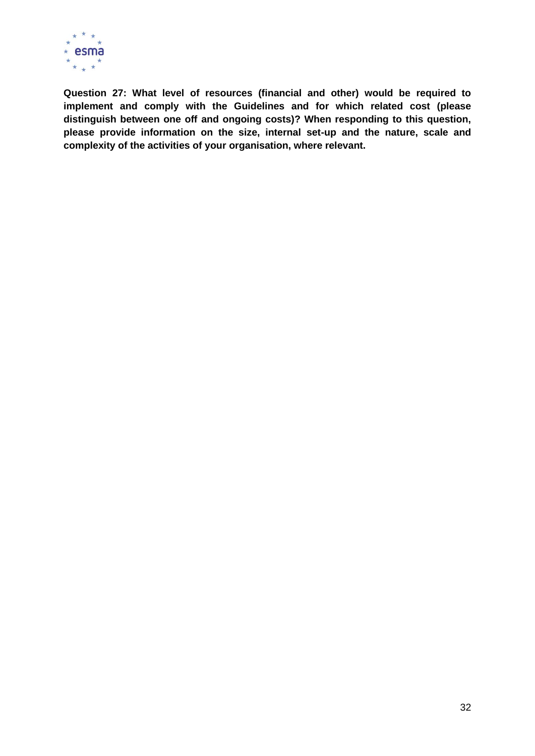**Question 27: What level of resources (financial and other) would be required to implement and comply with the Guidelines and for which related cost (please distinguish between one off and ongoing costs)? When responding to this question, please provide information on the size, internal set-up and the nature, scale and complexity of the activities of your organisation, where relevant.**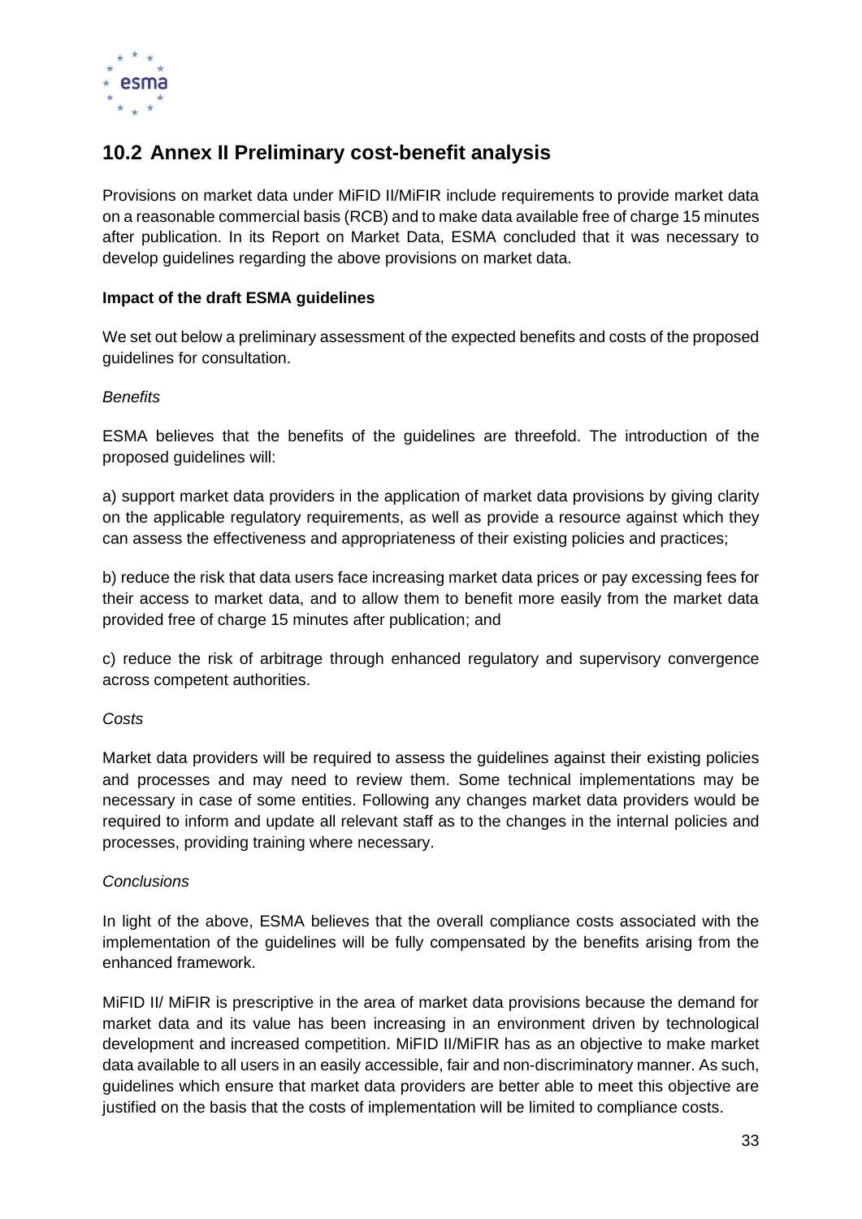## 10.2 Annex II Preliminary cost-benefit analysis

Provisions on market data under MiFID II/MiFIR include requirements to provide market data on a reasonable commercial basis (RCB) and to make data available free of charge 15 minutes after publication. In its Report on Market Data, ESMA concluded that it was necessary to develop guidelines regarding the above provisions on market data.

**Impact of the draft ESMA guidelines**

We set out below a preliminary assessment of the expected benefits and costs of the proposed guidelines for consultation.

*Benefits*

ESMA believes that the benefits of the guidelines are threefold. The introduction of the proposed guidelines will:

a) support market data providers in the application of market data provisions by giving clarity on the applicable regulatory requirements, as well as provide a resource against which they can assess the effectiveness and appropriateness of their existing policies and practices;

b) reduce the risk that data users face increasing market data prices or pay excessing fees for their access to market data, and to allow them to benefit more easily from the market data provided free of charge 15 minutes after publication; and

c) reduce the risk of arbitrage through enhanced regulatory and supervisory convergence across competent authorities.

*Costs*

Market data providers will be required to assess the guidelines against their existing policies and processes and may need to review them. Some technical implementations may be necessary in case of some entities. Following any changes market data providers would be required to inform and update all relevant staff as to the changes in the internal policies and processes, providing training where necessary.

*Conclusions*

In light of the above, ESMA believes that the overall compliance costs associated with the implementation of the guidelines will be fully compensated by the benefits arising from the enhanced framework.

MiFID II/ MiFIR is prescriptive in the area of market data provisions because the demand for market data and its value has been increasing in an environment driven by technological development and increased competition. MiFID II/MiFIR has as an objective to make market data available to all users in an easily accessible, fair and non-discriminatory manner. As such, guidelines which ensure that market data providers are better able to meet this objective are justified on the basis that the costs of implementation will be limited to compliance costs.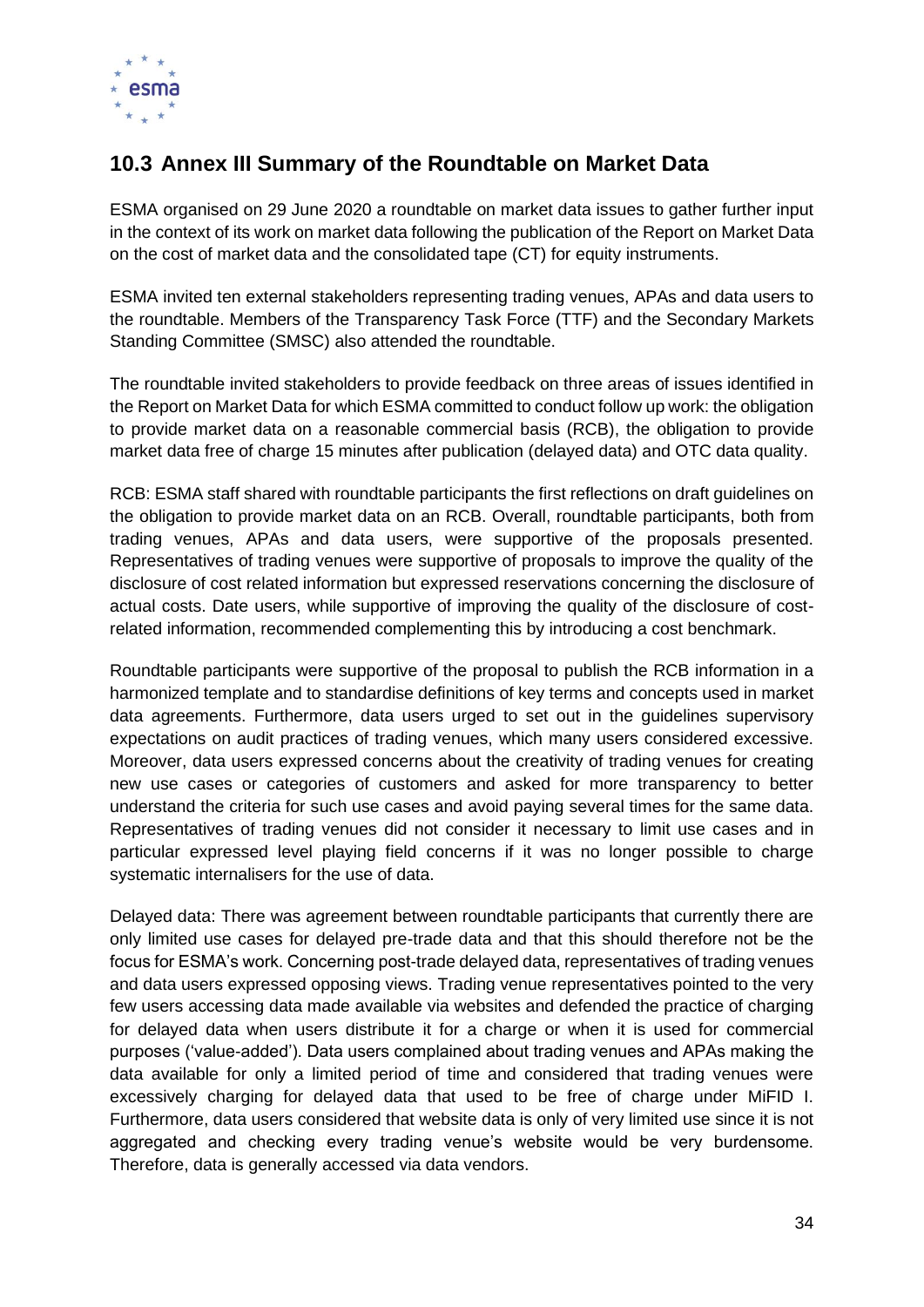## 10.3 Annex III Summary of the Roundtable on Market Data

ESMA organised on 29 June 2020 a roundtable on market data issues to gather further input in the context of its work on market data following the publication of the Report on Market Data on the cost of market data and the consolidated tape (CT) for equity instruments.

ESMA invited ten external stakeholders representing trading venues, APAs and data users to the roundtable. Members of the Transparency Task Force (TTF) and the Secondary Markets Standing Committee (SMSC) also attended the roundtable.

The roundtable invited stakeholders to provide feedback on three areas of issues identified in the Report on Market Data for which ESMA committed to conduct follow up work: the obligation to provide market data on a reasonable commercial basis (RCB), the obligation to provide market data free of charge 15 minutes after publication (delayed data) and OTC data quality.

RCB: ESMA staff shared with roundtable participants the first reflections on draft guidelines on the obligation to provide market data on an RCB. Overall, roundtable participants, both from trading venues, APAs and data users, were supportive of the proposals presented. Representatives of trading venues were supportive of proposals to improve the quality of the disclosure of cost related information but expressed reservations concerning the disclosure of actual costs. Date users, while supportive of improving the quality of the disclosure of cost-related information, recommended complementing this by introducing a cost benchmark.

Roundtable participants were supportive of the proposal to publish the RCB information in a harmonized template and to standardise definitions of key terms and concepts used in market data agreements. Furthermore, data users urged to set out in the guidelines supervisory expectations on audit practices of trading venues, which many users considered excessive. Moreover, data users expressed concerns about the creativity of trading venues for creating new use cases or categories of customers and asked for more transparency to better understand the criteria for such use cases and avoid paying several times for the same data. Representatives of trading venues did not consider it necessary to limit use cases and in particular expressed level playing field concerns if it was no longer possible to charge systematic internalisers for the use of data.

Delayed data: There was agreement between roundtable participants that currently there are only limited use cases for delayed pre-trade data and that this should therefore not be the focus for ESMA's work. Concerning post-trade delayed data, representatives of trading venues and data users expressed opposing views. Trading venue representatives pointed to the very few users accessing data made available via websites and defended the practice of charging for delayed data when users distribute it for a charge or when it is used for commercial purposes ('value-added'). Data users complained about trading venues and APAs making the data available for only a limited period of time and considered that trading venues were excessively charging for delayed data that used to be free of charge under MiFID I. Furthermore, data users considered that website data is only of very limited use since it is not aggregated and checking every trading venue's website would be very burdensome. Therefore, data is generally accessed via data vendors.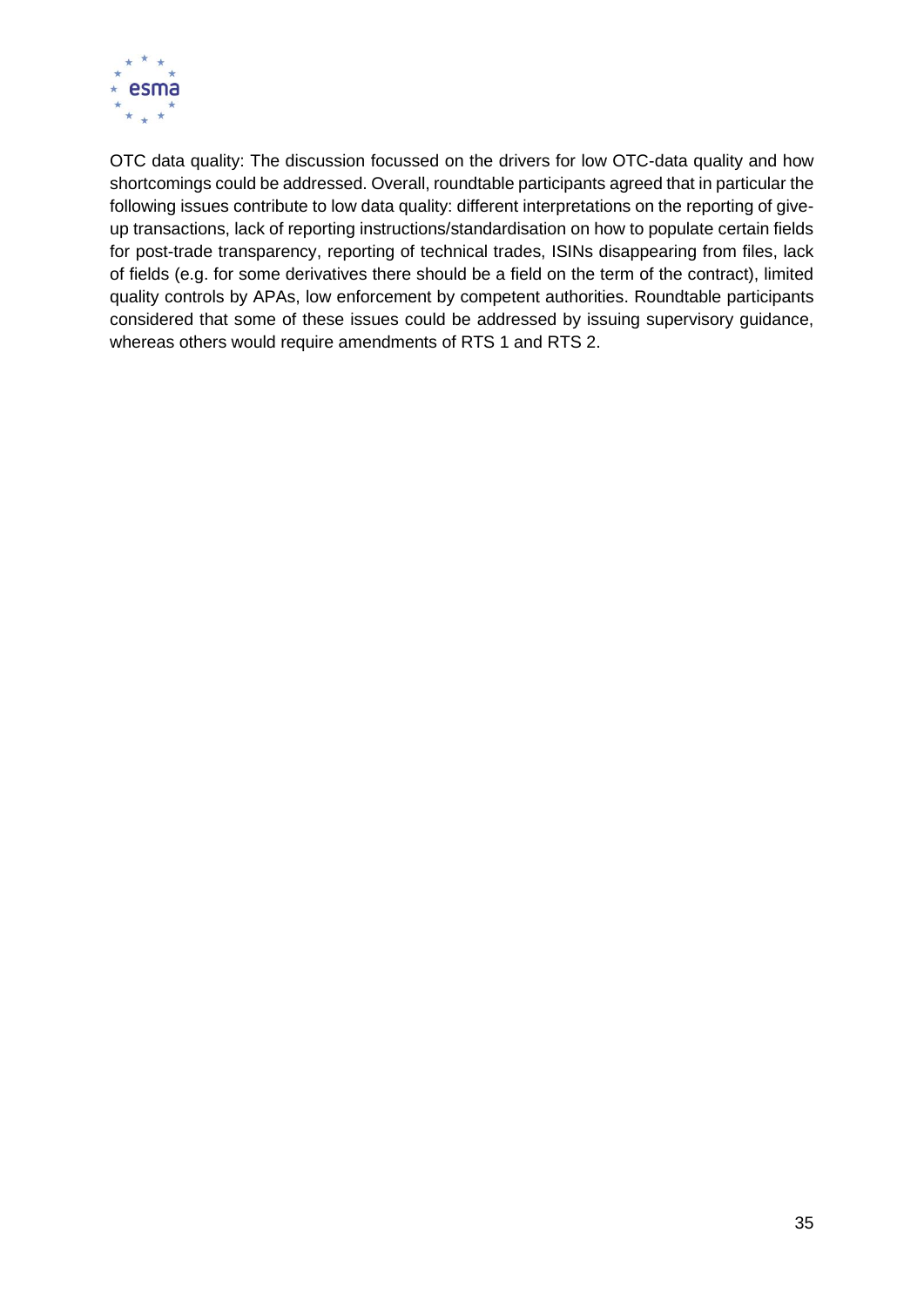OTC data quality: The discussion focussed on the drivers for low OTC-data quality and how shortcomings could be addressed. Overall, roundtable participants agreed that in particular the following issues contribute to low data quality: different interpretations on the reporting of give-up transactions, lack of reporting instructions/standardisation on how to populate certain fields for post-trade transparency, reporting of technical trades, ISINs disappearing from files, lack of fields (e.g. for some derivatives there should be a field on the term of the contract), limited quality controls by APAs, low enforcement by competent authorities. Roundtable participants considered that some of these issues could be addressed by issuing supervisory guidance, whereas others would require amendments of RTS 1 and RTS 2.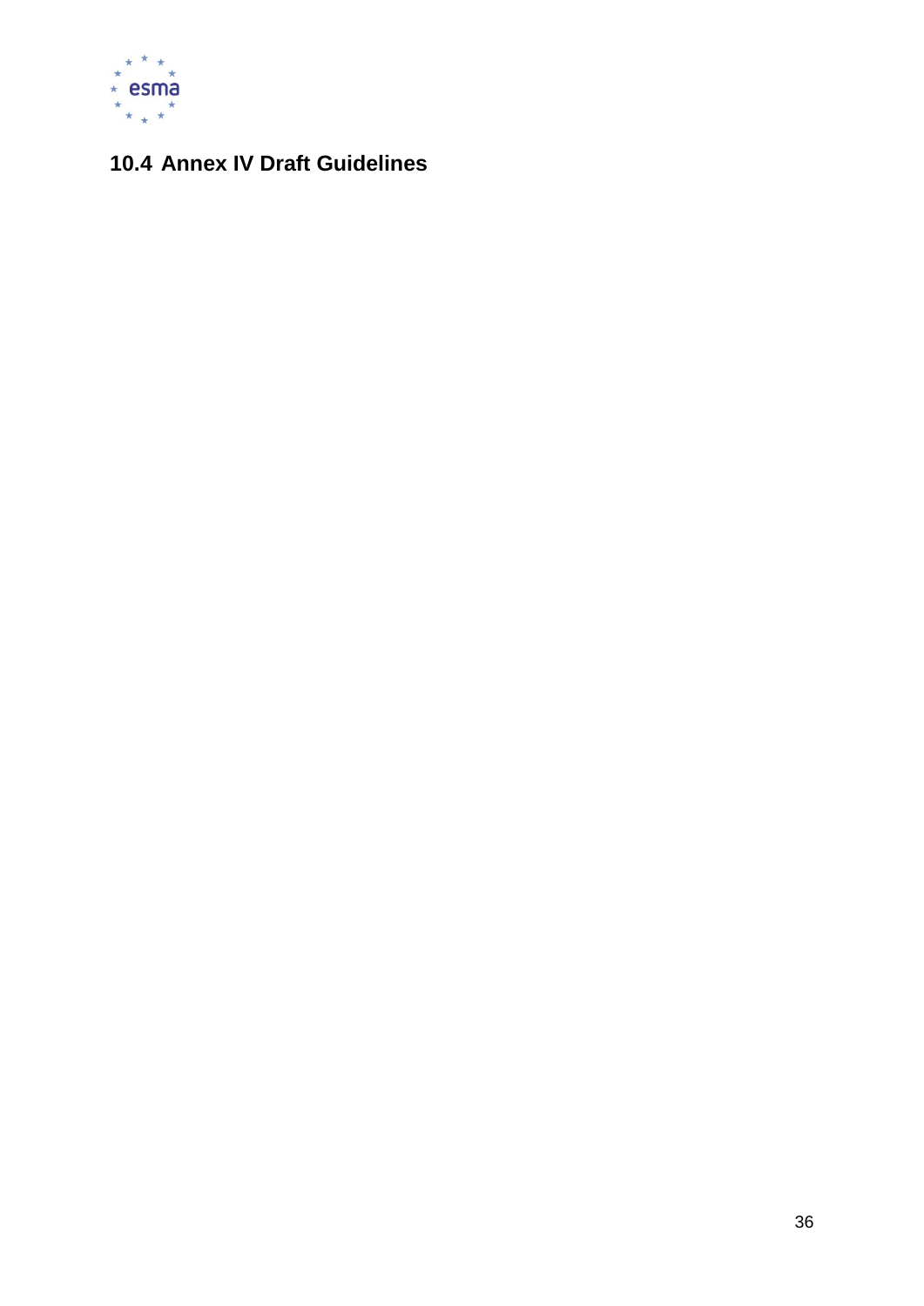## 10.4 Annex IV Draft Guidelines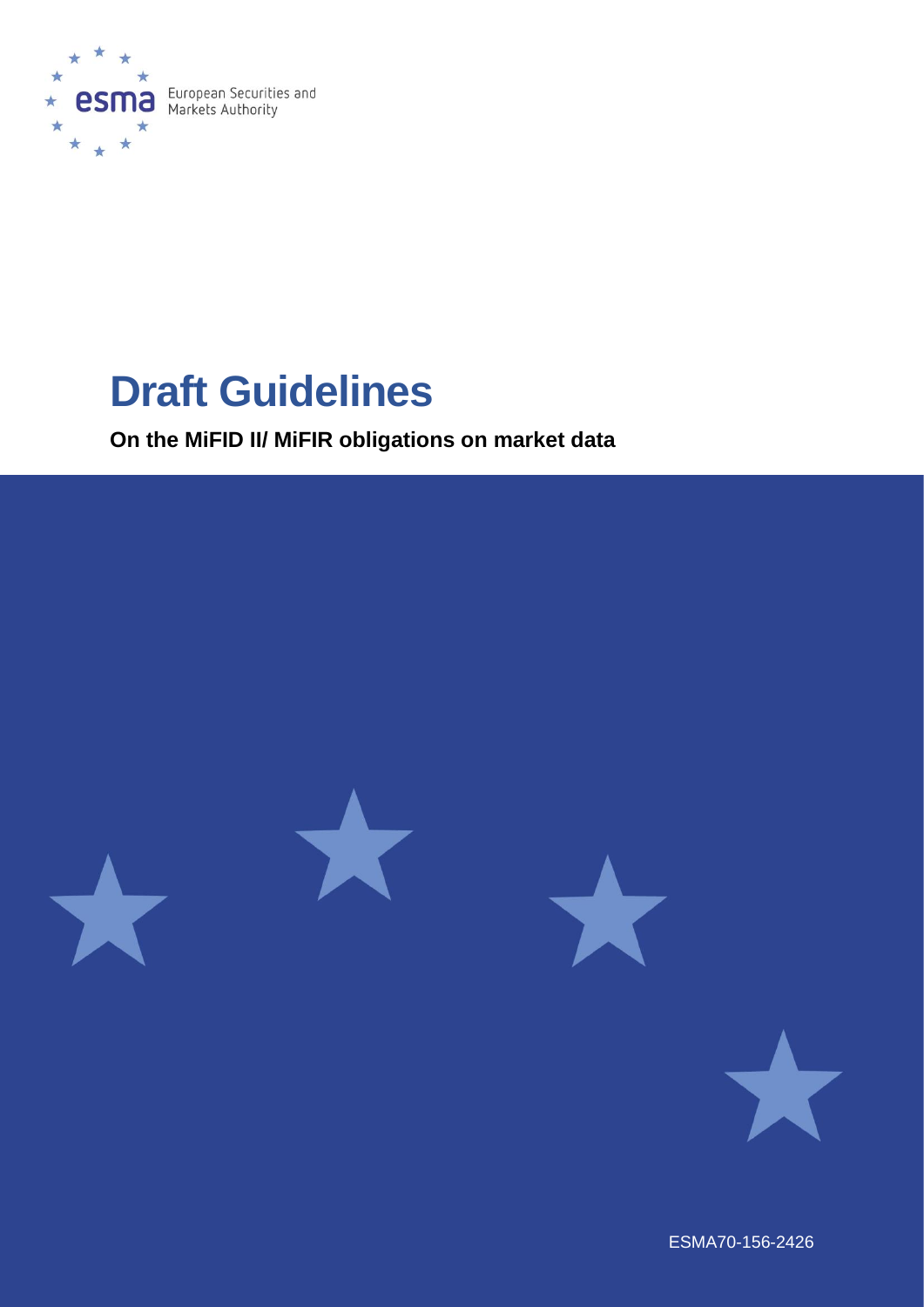# Draft Guidelines

**On the MiFID II/ MiFIR obligations on market data**

ESMA70-156-2426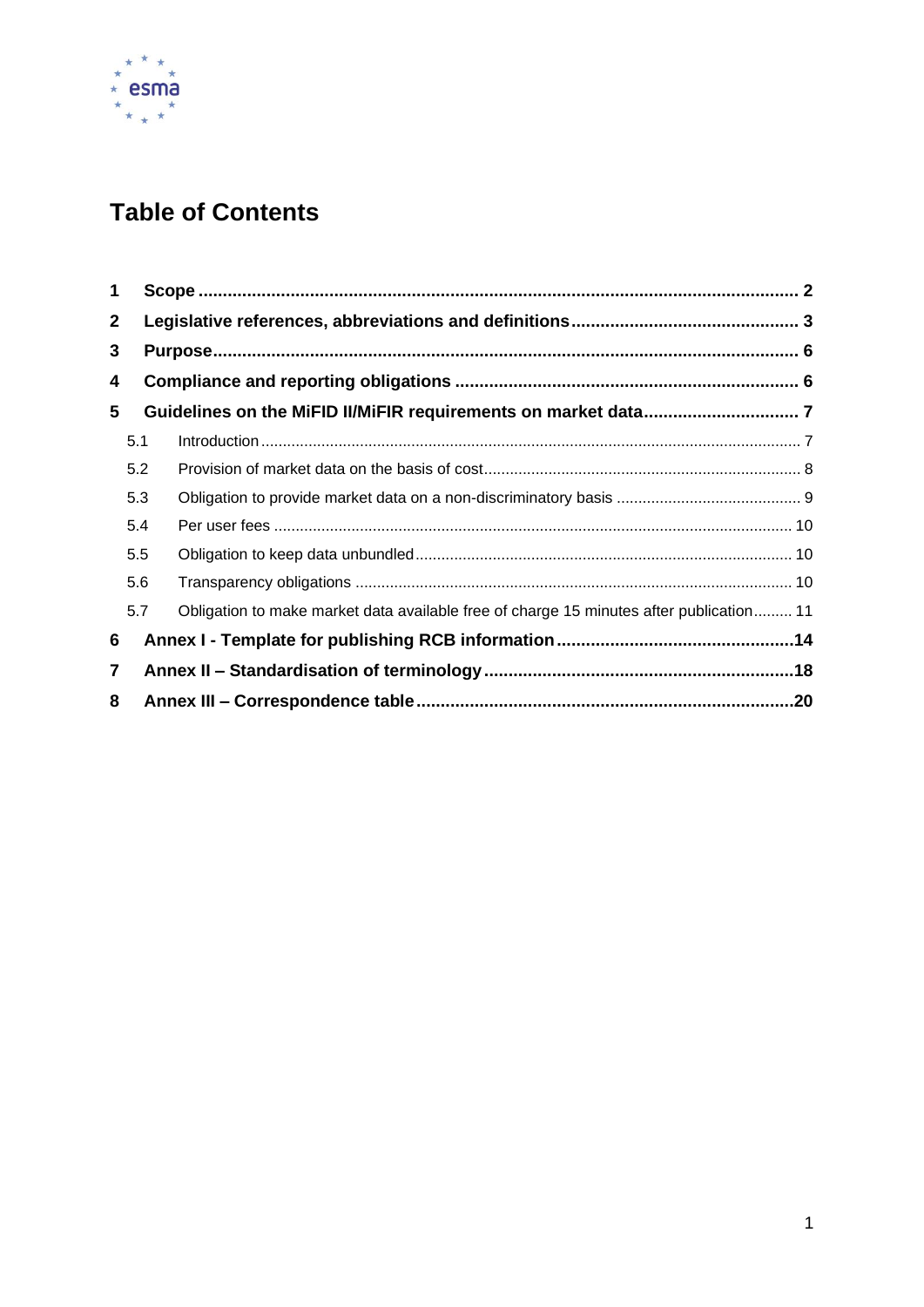# Table of Contents

1 Scope ........................................................................................................................ 2

2 Legislative references, abbreviations and definitions............................................... 3

3 Purpose..................................................................................................................... 6

4 Compliance and reporting obligations ...................................................................... 6

5 Guidelines on the MiFID II/MiFIR requirements on market data................................ 7

- 5.1 Introduction ........................................................................................................... 7
- 5.2 Provision of market data on the basis of cost......................................................... 8
- 5.3 Obligation to provide market data on a non-discriminatory basis ........................... 9
- 5.4 Per user fees ....................................................................................................... 10
- 5.5 Obligation to keep data unbundled....................................................................... 10
- 5.6 Transparency obligations .................................................................................... 10
- 5.7 Obligation to make market data available free of charge 15 minutes after publication......... 11

6 Annex I - Template for publishing RCB information.................................................14

7 Annex II – Standardisation of terminology ...............................................................18

8 Annex III – Correspondence table.............................................................................20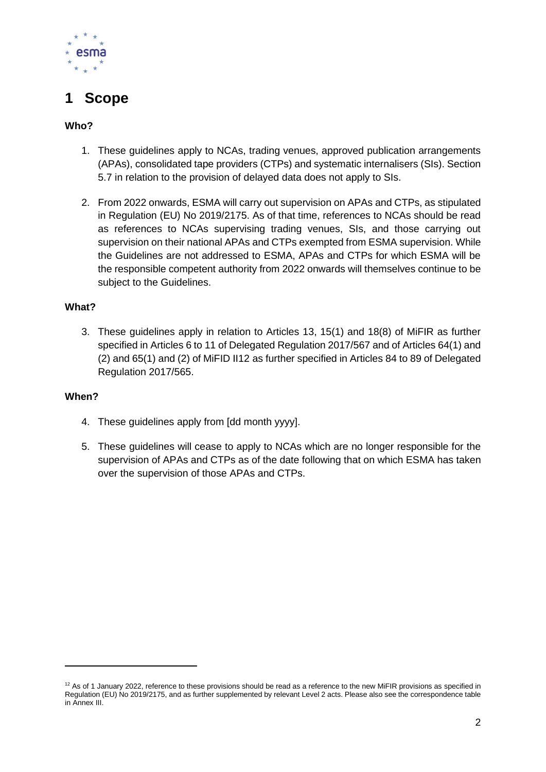# 1 Scope

**Who?**

1. These guidelines apply to NCAs, trading venues, approved publication arrangements (APAs), consolidated tape providers (CTPs) and systematic internalisers (SIs). Section 5.7 in relation to the provision of delayed data does not apply to SIs.

2. From 2022 onwards, ESMA will carry out supervision on APAs and CTPs, as stipulated in Regulation (EU) No 2019/2175. As of that time, references to NCAs should be read as references to NCAs supervising trading venues, SIs, and those carrying out supervision on their national APAs and CTPs exempted from ESMA supervision. While the Guidelines are not addressed to ESMA, APAs and CTPs for which ESMA will be the responsible competent authority from 2022 onwards will themselves continue to be subject to the Guidelines.

**What?**

3. These guidelines apply in relation to Articles 13, 15(1) and 18(8) of MiFIR as further specified in Articles 6 to 11 of Delegated Regulation 2017/567 and of Articles 64(1) and (2) and 65(1) and (2) of MiFID II[12] as further specified in Articles 84 to 89 of Delegated Regulation 2017/565.

**When?**

4. These guidelines apply from [dd month yyyy].

5. These guidelines will cease to apply to NCAs which are no longer responsible for the supervision of APAs and CTPs as of the date following that on which ESMA has taken over the supervision of those APAs and CTPs.

---

[12] As of 1 January 2022, reference to these provisions should be read as a reference to the new MiFIR provisions as specified in Regulation (EU) No 2019/2175, and as further supplemented by relevant Level 2 acts. Please also see the correspondence table in Annex III.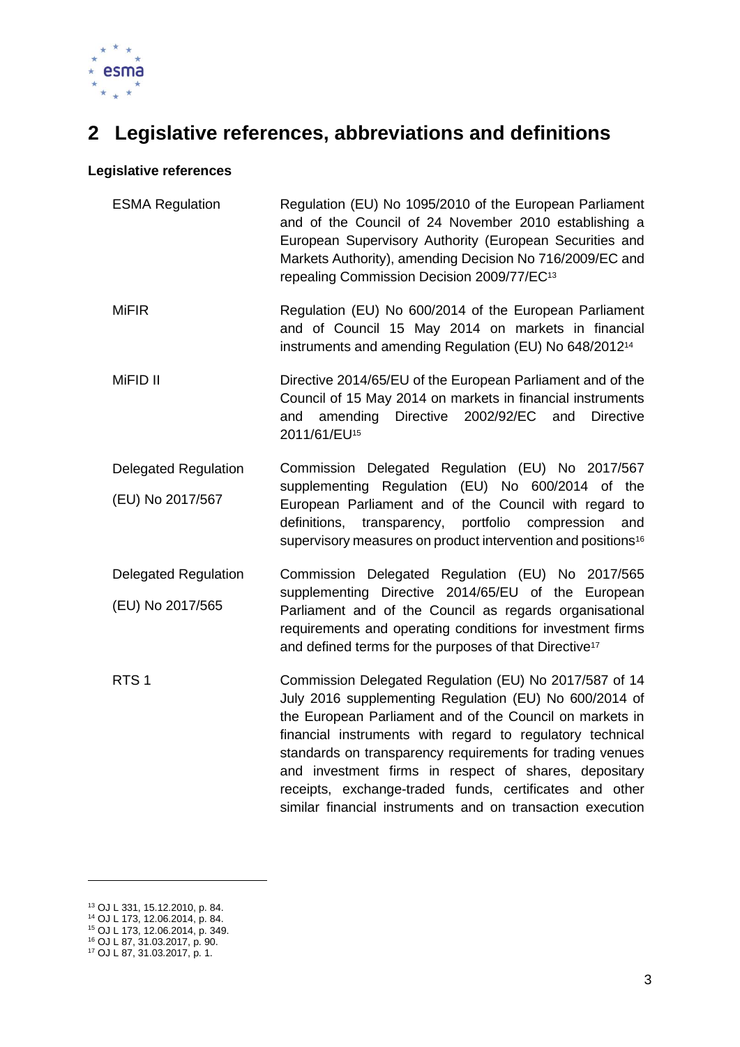# 2 Legislative references, abbreviations and definitions

**Legislative references**

| | |
|---|---|
| ESMA Regulation | Regulation (EU) No 1095/2010 of the European Parliament and of the Council of 24 November 2010 establishing a European Supervisory Authority (European Securities and Markets Authority), amending Decision No 716/2009/EC and repealing Commission Decision 2009/77/EC[13] |
| MiFIR | Regulation (EU) No 600/2014 of the European Parliament and of Council 15 May 2014 on markets in financial instruments and amending Regulation (EU) No 648/2012[14] |
| MiFID II | Directive 2014/65/EU of the European Parliament and of the Council of 15 May 2014 on markets in financial instruments and amending Directive 2002/92/EC and Directive 2011/61/EU[15] |
| Delegated Regulation (EU) No 2017/567 | Commission Delegated Regulation (EU) No 2017/567 supplementing Regulation (EU) No 600/2014 of the European Parliament and of the Council with regard to definitions, transparency, portfolio compression and supervisory measures on product intervention and positions[16] |
| Delegated Regulation (EU) No 2017/565 | Commission Delegated Regulation (EU) No 2017/565 supplementing Directive 2014/65/EU of the European Parliament and of the Council as regards organisational requirements and operating conditions for investment firms and defined terms for the purposes of that Directive[17] |
| RTS 1 | Commission Delegated Regulation (EU) No 2017/587 of 14 July 2016 supplementing Regulation (EU) No 600/2014 of the European Parliament and of the Council on markets in financial instruments with regard to regulatory technical standards on transparency requirements for trading venues and investment firms in respect of shares, depositary receipts, exchange-traded funds, certificates and other similar financial instruments and on transaction execution |

[13] OJ L 331, 15.12.2010, p. 84.
[14] OJ L 173, 12.06.2014, p. 84.
[15] OJ L 173, 12.06.2014, p. 349.
[16] OJ L 87, 31.03.2017, p. 90.
[17] OJ L 87, 31.03.2017, p. 1.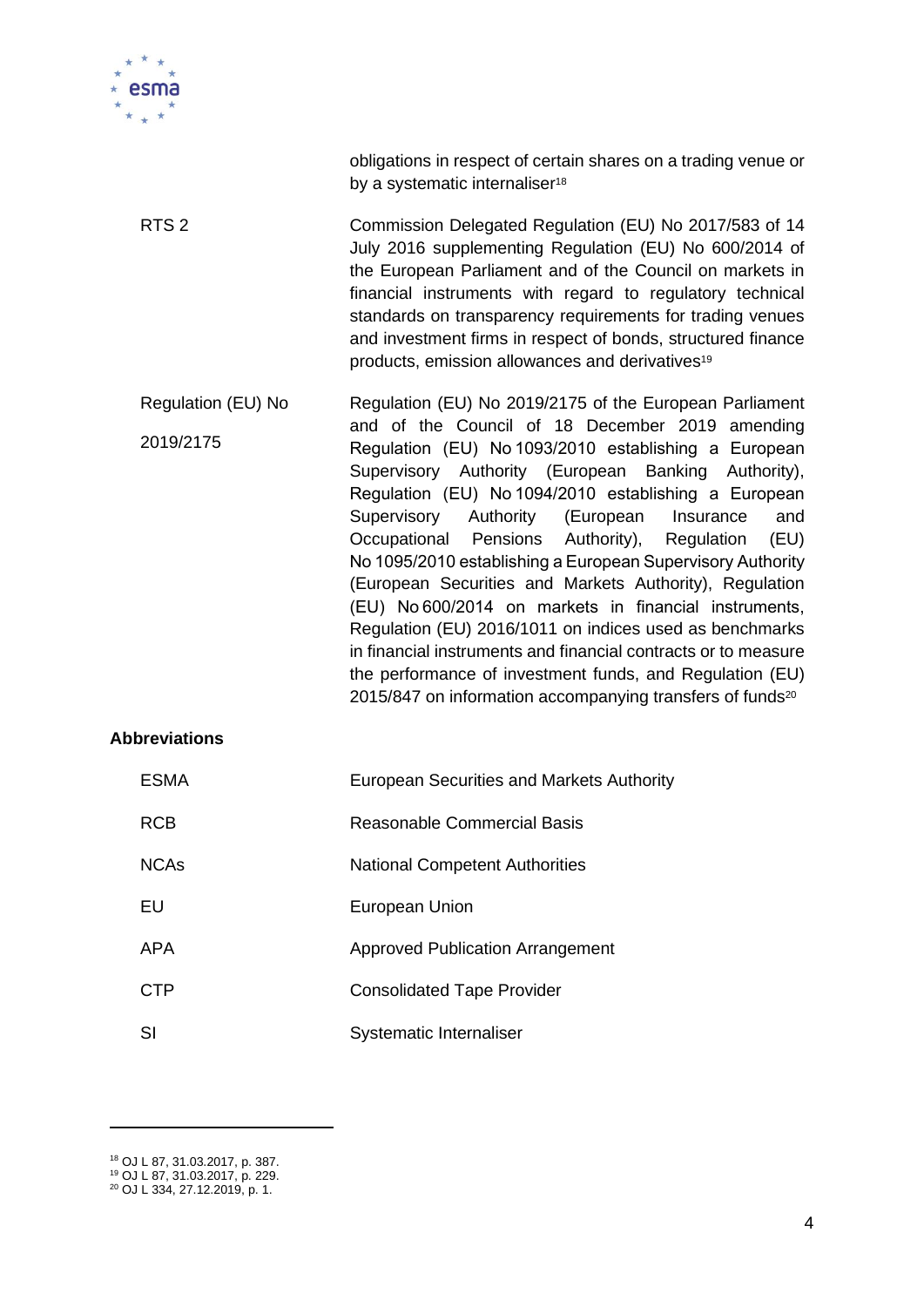| | |
|---|---|
| | obligations in respect of certain shares on a trading venue or by a systematic internaliser[18] |
| RTS 2 | Commission Delegated Regulation (EU) No 2017/583 of 14 July 2016 supplementing Regulation (EU) No 600/2014 of the European Parliament and of the Council on markets in financial instruments with regard to regulatory technical standards on transparency requirements for trading venues and investment firms in respect of bonds, structured finance products, emission allowances and derivatives[19] |
| Regulation (EU) No 2019/2175 | Regulation (EU) No 2019/2175 of the European Parliament and of the Council of 18 December 2019 amending Regulation (EU) No 1093/2010 establishing a European Supervisory Authority (European Banking Authority), Regulation (EU) No 1094/2010 establishing a European Supervisory Authority (European Insurance and Occupational Pensions Authority), Regulation (EU) No 1095/2010 establishing a European Supervisory Authority (European Securities and Markets Authority), Regulation (EU) No 600/2014 on markets in financial instruments, Regulation (EU) 2016/1011 on indices used as benchmarks in financial instruments and financial contracts or to measure the performance of investment funds, and Regulation (EU) 2015/847 on information accompanying transfers of funds[20] |

**Abbreviations**

| | |
|---|---|
| ESMA | European Securities and Markets Authority |
| RCB | Reasonable Commercial Basis |
| NCAs | National Competent Authorities |
| EU | European Union |
| APA | Approved Publication Arrangement |
| CTP | Consolidated Tape Provider |
| SI | Systematic Internaliser |

[18] OJ L 87, 31.03.2017, p. 387.
[19] OJ L 87, 31.03.2017, p. 229.
[20] OJ L 334, 27.12.2019, p. 1.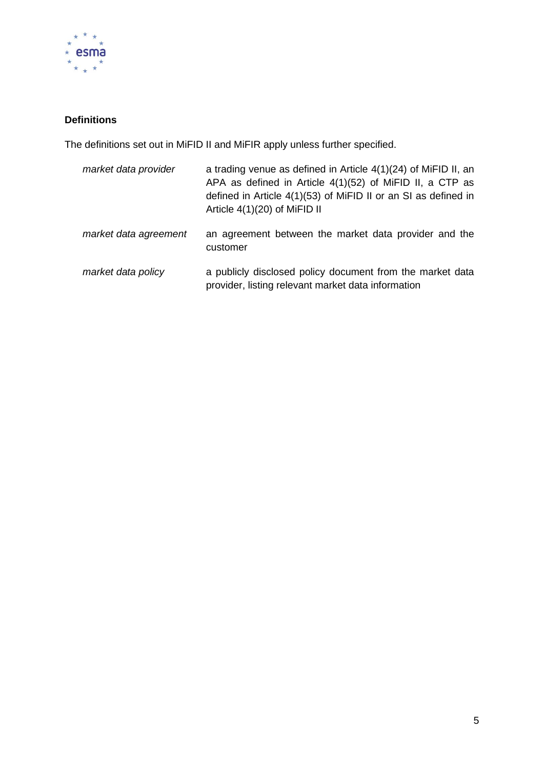## Definitions

The definitions set out in MiFID II and MiFIR apply unless further specified.

| | |
|---|---|
| *market data provider* | a trading venue as defined in Article 4(1)(24) of MiFID II, an APA as defined in Article 4(1)(52) of MiFID II, a CTP as defined in Article 4(1)(53) of MiFID II or an SI as defined in Article 4(1)(20) of MiFID II |
| *market data agreement* | an agreement between the market data provider and the customer |
| *market data policy* | a publicly disclosed policy document from the market data provider, listing relevant market data information |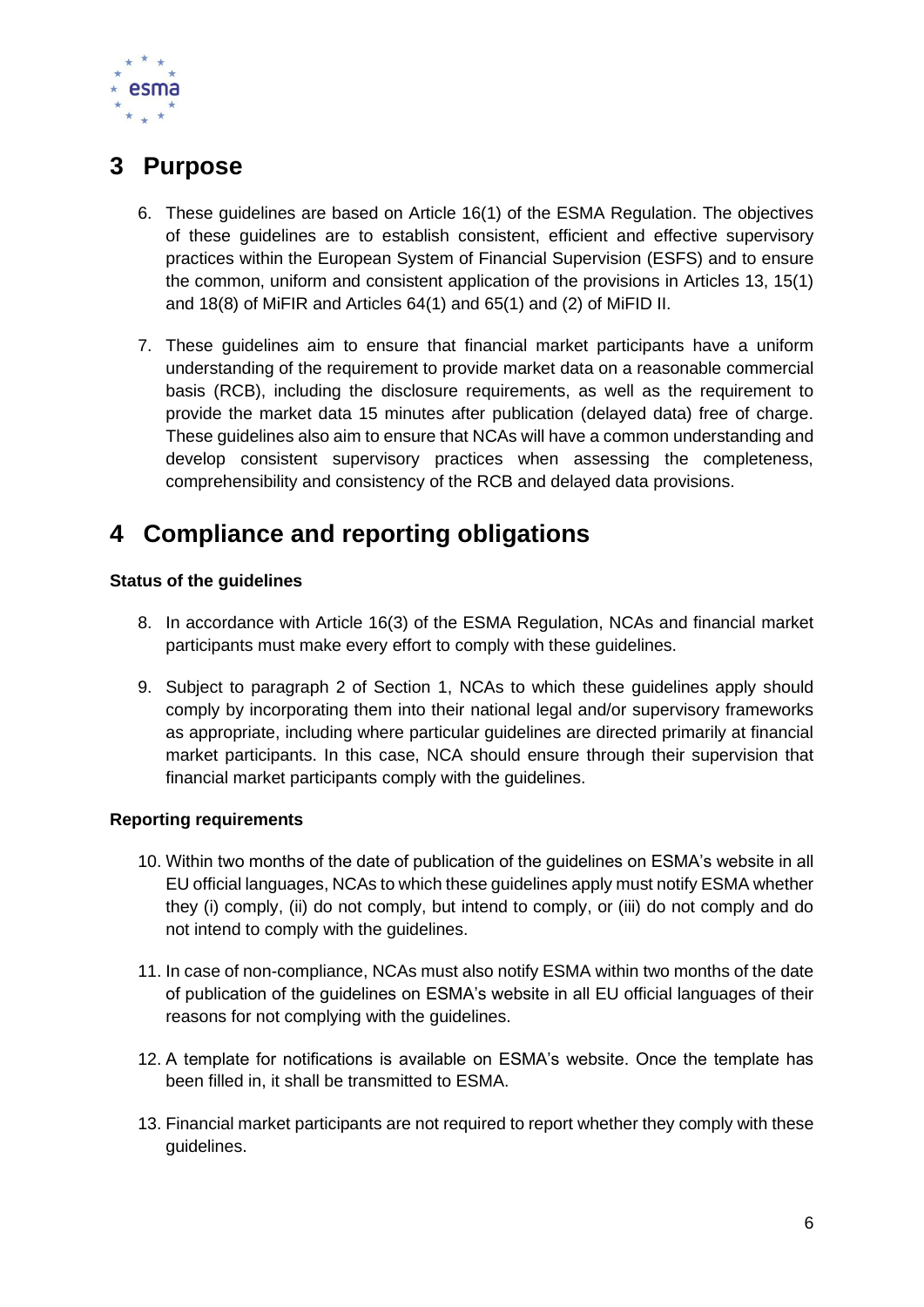# 3 Purpose

6. These guidelines are based on Article 16(1) of the ESMA Regulation. The objectives of these guidelines are to establish consistent, efficient and effective supervisory practices within the European System of Financial Supervision (ESFS) and to ensure the common, uniform and consistent application of the provisions in Articles 13, 15(1) and 18(8) of MiFIR and Articles 64(1) and 65(1) and (2) of MiFID II.

7. These guidelines aim to ensure that financial market participants have a uniform understanding of the requirement to provide market data on a reasonable commercial basis (RCB), including the disclosure requirements, as well as the requirement to provide the market data 15 minutes after publication (delayed data) free of charge. These guidelines also aim to ensure that NCAs will have a common understanding and develop consistent supervisory practices when assessing the completeness, comprehensibility and consistency of the RCB and delayed data provisions.

# 4 Compliance and reporting obligations

**Status of the guidelines**

8. In accordance with Article 16(3) of the ESMA Regulation, NCAs and financial market participants must make every effort to comply with these guidelines.

9. Subject to paragraph 2 of Section 1, NCAs to which these guidelines apply should comply by incorporating them into their national legal and/or supervisory frameworks as appropriate, including where particular guidelines are directed primarily at financial market participants. In this case, NCA should ensure through their supervision that financial market participants comply with the guidelines.

**Reporting requirements**

10. Within two months of the date of publication of the guidelines on ESMA's website in all EU official languages, NCAs to which these guidelines apply must notify ESMA whether they (i) comply, (ii) do not comply, but intend to comply, or (iii) do not comply and do not intend to comply with the guidelines.

11. In case of non-compliance, NCAs must also notify ESMA within two months of the date of publication of the guidelines on ESMA's website in all EU official languages of their reasons for not complying with the guidelines.

12. A template for notifications is available on ESMA's website. Once the template has been filled in, it shall be transmitted to ESMA.

13. Financial market participants are not required to report whether they comply with these guidelines.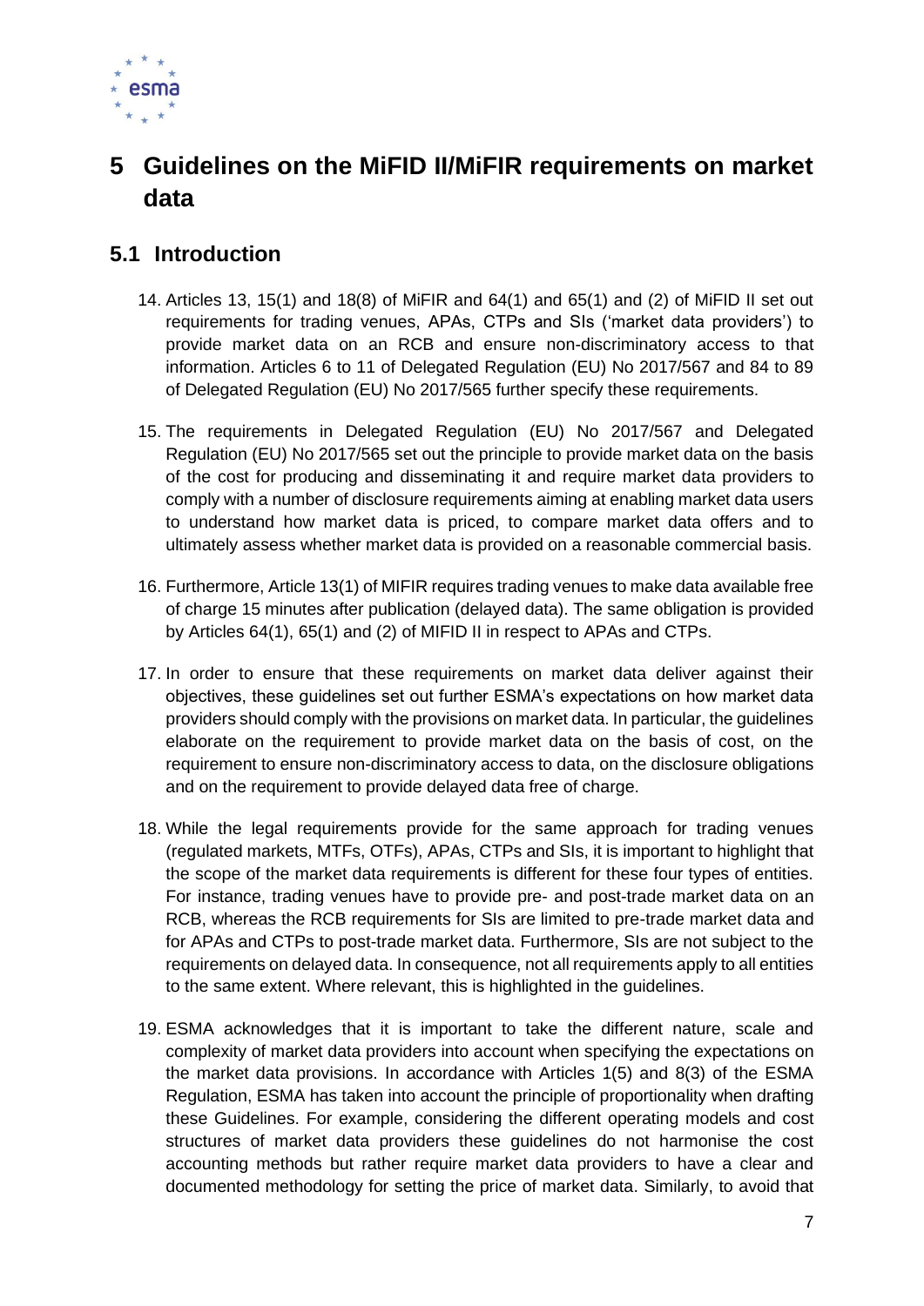# 5 Guidelines on the MiFID II/MiFIR requirements on market data

## 5.1 Introduction

14. Articles 13, 15(1) and 18(8) of MiFIR and 64(1) and 65(1) and (2) of MiFID II set out requirements for trading venues, APAs, CTPs and SIs ('market data providers') to provide market data on an RCB and ensure non-discriminatory access to that information. Articles 6 to 11 of Delegated Regulation (EU) No 2017/567 and 84 to 89 of Delegated Regulation (EU) No 2017/565 further specify these requirements.

15. The requirements in Delegated Regulation (EU) No 2017/567 and Delegated Regulation (EU) No 2017/565 set out the principle to provide market data on the basis of the cost for producing and disseminating it and require market data providers to comply with a number of disclosure requirements aiming at enabling market data users to understand how market data is priced, to compare market data offers and to ultimately assess whether market data is provided on a reasonable commercial basis.

16. Furthermore, Article 13(1) of MIFIR requires trading venues to make data available free of charge 15 minutes after publication (delayed data). The same obligation is provided by Articles 64(1), 65(1) and (2) of MIFID II in respect to APAs and CTPs.

17. In order to ensure that these requirements on market data deliver against their objectives, these guidelines set out further ESMA's expectations on how market data providers should comply with the provisions on market data. In particular, the guidelines elaborate on the requirement to provide market data on the basis of cost, on the requirement to ensure non-discriminatory access to data, on the disclosure obligations and on the requirement to provide delayed data free of charge.

18. While the legal requirements provide for the same approach for trading venues (regulated markets, MTFs, OTFs), APAs, CTPs and SIs, it is important to highlight that the scope of the market data requirements is different for these four types of entities. For instance, trading venues have to provide pre- and post-trade market data on an RCB, whereas the RCB requirements for SIs are limited to pre-trade market data and for APAs and CTPs to post-trade market data. Furthermore, SIs are not subject to the requirements on delayed data. In consequence, not all requirements apply to all entities to the same extent. Where relevant, this is highlighted in the guidelines.

19. ESMA acknowledges that it is important to take the different nature, scale and complexity of market data providers into account when specifying the expectations on the market data provisions. In accordance with Articles 1(5) and 8(3) of the ESMA Regulation, ESMA has taken into account the principle of proportionality when drafting these Guidelines. For example, considering the different operating models and cost structures of market data providers these guidelines do not harmonise the cost accounting methods but rather require market data providers to have a clear and documented methodology for setting the price of market data. Similarly, to avoid that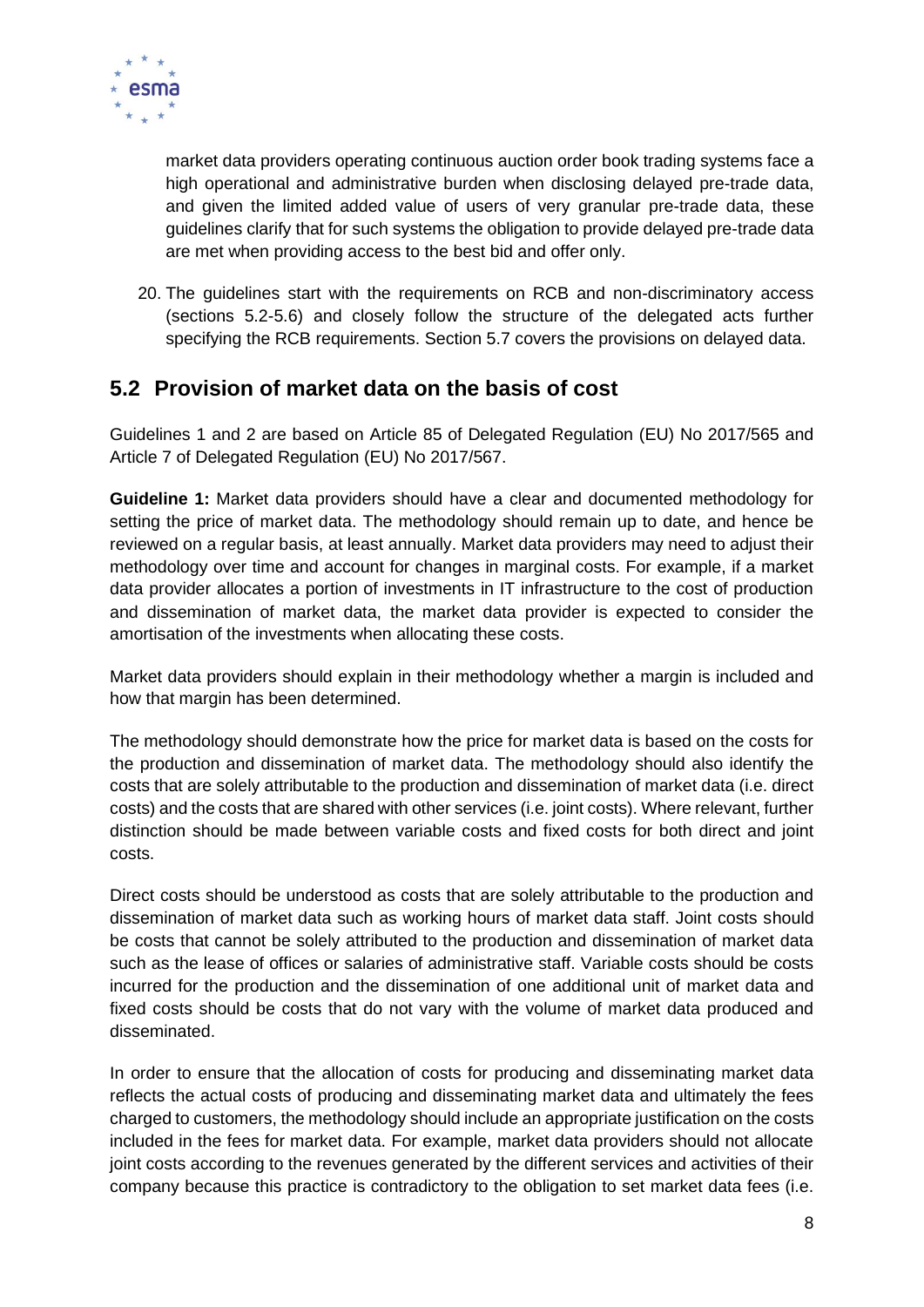market data providers operating continuous auction order book trading systems face a high operational and administrative burden when disclosing delayed pre-trade data, and given the limited added value of users of very granular pre-trade data, these guidelines clarify that for such systems the obligation to provide delayed pre-trade data are met when providing access to the best bid and offer only.

20. The guidelines start with the requirements on RCB and non-discriminatory access (sections 5.2-5.6) and closely follow the structure of the delegated acts further specifying the RCB requirements. Section 5.7 covers the provisions on delayed data.

## 5.2 Provision of market data on the basis of cost

Guidelines 1 and 2 are based on Article 85 of Delegated Regulation (EU) No 2017/565 and Article 7 of Delegated Regulation (EU) No 2017/567.

**Guideline 1:** Market data providers should have a clear and documented methodology for setting the price of market data. The methodology should remain up to date, and hence be reviewed on a regular basis, at least annually. Market data providers may need to adjust their methodology over time and account for changes in marginal costs. For example, if a market data provider allocates a portion of investments in IT infrastructure to the cost of production and dissemination of market data, the market data provider is expected to consider the amortisation of the investments when allocating these costs.

Market data providers should explain in their methodology whether a margin is included and how that margin has been determined.

The methodology should demonstrate how the price for market data is based on the costs for the production and dissemination of market data. The methodology should also identify the costs that are solely attributable to the production and dissemination of market data (i.e. direct costs) and the costs that are shared with other services (i.e. joint costs). Where relevant, further distinction should be made between variable costs and fixed costs for both direct and joint costs.

Direct costs should be understood as costs that are solely attributable to the production and dissemination of market data such as working hours of market data staff. Joint costs should be costs that cannot be solely attributed to the production and dissemination of market data such as the lease of offices or salaries of administrative staff. Variable costs should be costs incurred for the production and the dissemination of one additional unit of market data and fixed costs should be costs that do not vary with the volume of market data produced and disseminated.

In order to ensure that the allocation of costs for producing and disseminating market data reflects the actual costs of producing and disseminating market data and ultimately the fees charged to customers, the methodology should include an appropriate justification on the costs included in the fees for market data. For example, market data providers should not allocate joint costs according to the revenues generated by the different services and activities of their company because this practice is contradictory to the obligation to set market data fees (i.e.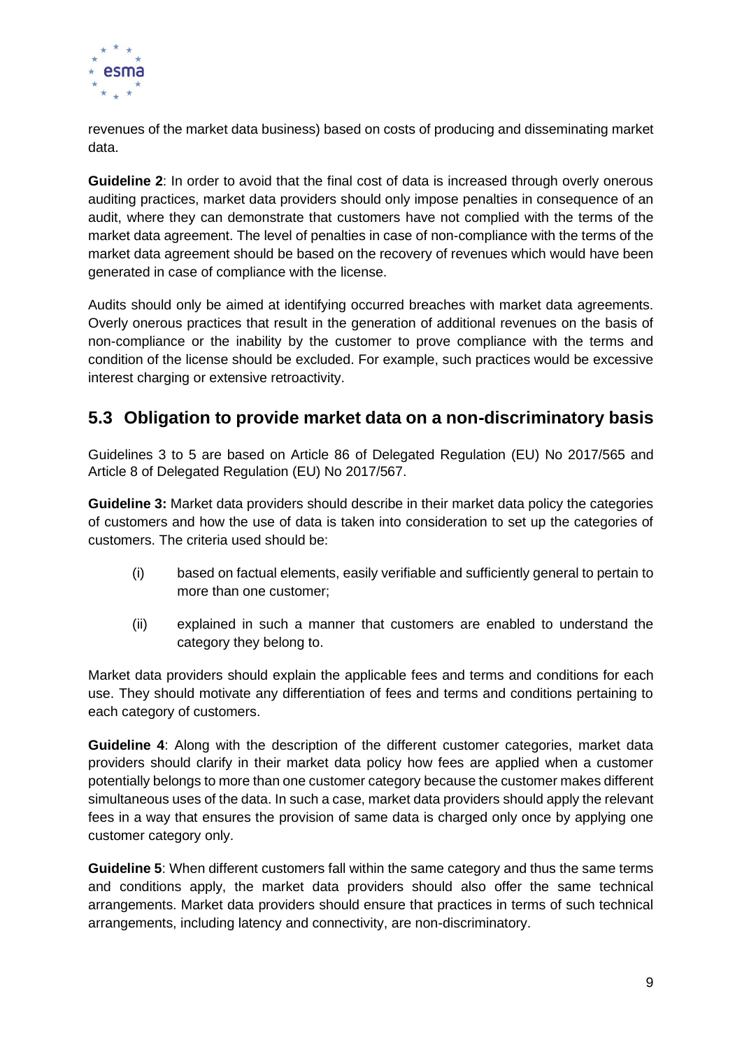revenues of the market data business) based on costs of producing and disseminating market data.

**Guideline 2**: In order to avoid that the final cost of data is increased through overly onerous auditing practices, market data providers should only impose penalties in consequence of an audit, where they can demonstrate that customers have not complied with the terms of the market data agreement. The level of penalties in case of non-compliance with the terms of the market data agreement should be based on the recovery of revenues which would have been generated in case of compliance with the license.

Audits should only be aimed at identifying occurred breaches with market data agreements. Overly onerous practices that result in the generation of additional revenues on the basis of non-compliance or the inability by the customer to prove compliance with the terms and condition of the license should be excluded. For example, such practices would be excessive interest charging or extensive retroactivity.

## 5.3 Obligation to provide market data on a non-discriminatory basis

Guidelines 3 to 5 are based on Article 86 of Delegated Regulation (EU) No 2017/565 and Article 8 of Delegated Regulation (EU) No 2017/567.

**Guideline 3:** Market data providers should describe in their market data policy the categories of customers and how the use of data is taken into consideration to set up the categories of customers. The criteria used should be:

(i) based on factual elements, easily verifiable and sufficiently general to pertain to more than one customer;

(ii) explained in such a manner that customers are enabled to understand the category they belong to.

Market data providers should explain the applicable fees and terms and conditions for each use. They should motivate any differentiation of fees and terms and conditions pertaining to each category of customers.

**Guideline 4**: Along with the description of the different customer categories, market data providers should clarify in their market data policy how fees are applied when a customer potentially belongs to more than one customer category because the customer makes different simultaneous uses of the data. In such a case, market data providers should apply the relevant fees in a way that ensures the provision of same data is charged only once by applying one customer category only.

**Guideline 5**: When different customers fall within the same category and thus the same terms and conditions apply, the market data providers should also offer the same technical arrangements. Market data providers should ensure that practices in terms of such technical arrangements, including latency and connectivity, are non-discriminatory.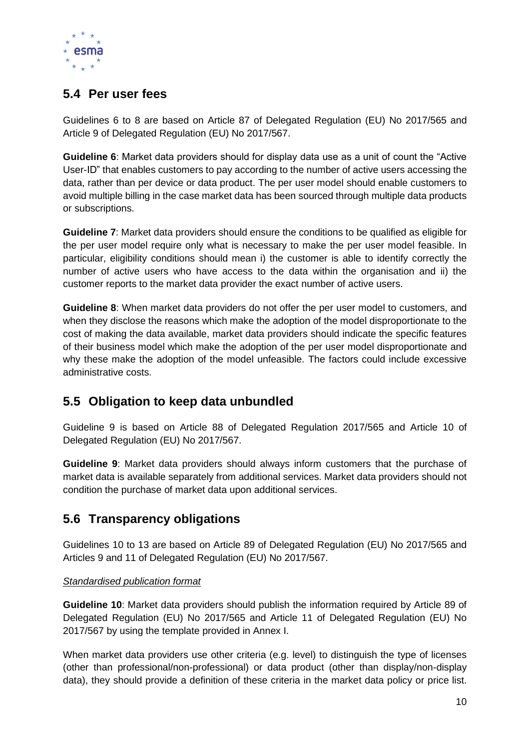## 5.4 Per user fees

Guidelines 6 to 8 are based on Article 87 of Delegated Regulation (EU) No 2017/565 and Article 9 of Delegated Regulation (EU) No 2017/567.

**Guideline 6**: Market data providers should for display data use as a unit of count the "Active User-ID" that enables customers to pay according to the number of active users accessing the data, rather than per device or data product. The per user model should enable customers to avoid multiple billing in the case market data has been sourced through multiple data products or subscriptions.

**Guideline 7**: Market data providers should ensure the conditions to be qualified as eligible for the per user model require only what is necessary to make the per user model feasible. In particular, eligibility conditions should mean i) the customer is able to identify correctly the number of active users who have access to the data within the organisation and ii) the customer reports to the market data provider the exact number of active users.

**Guideline 8**: When market data providers do not offer the per user model to customers, and when they disclose the reasons which make the adoption of the model disproportionate to the cost of making the data available, market data providers should indicate the specific features of their business model which make the adoption of the per user model disproportionate and why these make the adoption of the model unfeasible. The factors could include excessive administrative costs.

## 5.5 Obligation to keep data unbundled

Guideline 9 is based on Article 88 of Delegated Regulation 2017/565 and Article 10 of Delegated Regulation (EU) No 2017/567.

**Guideline 9**: Market data providers should always inform customers that the purchase of market data is available separately from additional services. Market data providers should not condition the purchase of market data upon additional services.

## 5.6 Transparency obligations

Guidelines 10 to 13 are based on Article 89 of Delegated Regulation (EU) No 2017/565 and Articles 9 and 11 of Delegated Regulation (EU) No 2017/567.

*Standardised publication format*

**Guideline 10**: Market data providers should publish the information required by Article 89 of Delegated Regulation (EU) No 2017/565 and Article 11 of Delegated Regulation (EU) No 2017/567 by using the template provided in Annex I.

When market data providers use other criteria (e.g. level) to distinguish the type of licenses (other than professional/non-professional) or data product (other than display/non-display data), they should provide a definition of these criteria in the market data policy or price list.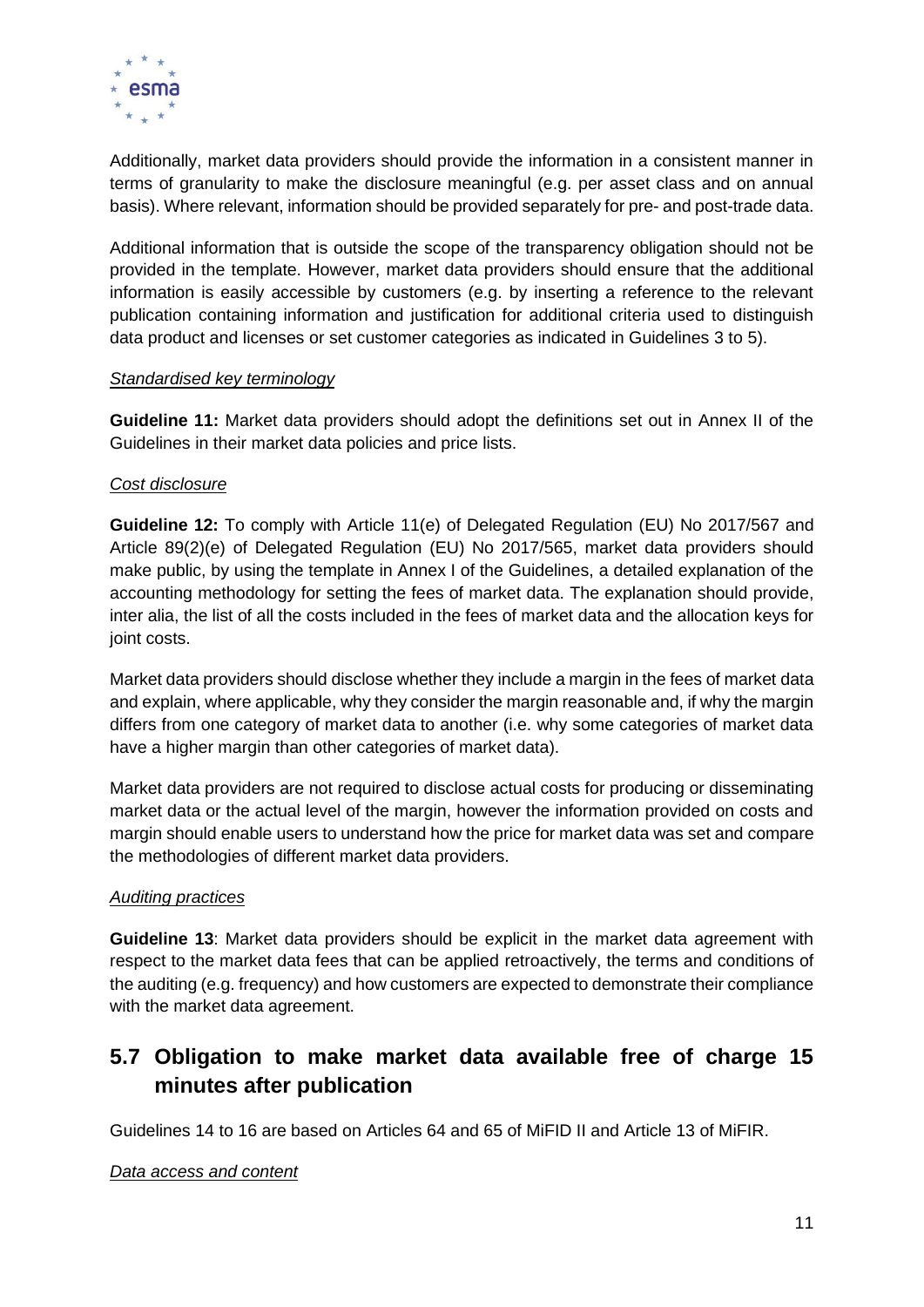Additionally, market data providers should provide the information in a consistent manner in terms of granularity to make the disclosure meaningful (e.g. per asset class and on annual basis). Where relevant, information should be provided separately for pre- and post-trade data.

Additional information that is outside the scope of the transparency obligation should not be provided in the template. However, market data providers should ensure that the additional information is easily accessible by customers (e.g. by inserting a reference to the relevant publication containing information and justification for additional criteria used to distinguish data product and licenses or set customer categories as indicated in Guidelines 3 to 5).

*Standardised key terminology*

**Guideline 11:** Market data providers should adopt the definitions set out in Annex II of the Guidelines in their market data policies and price lists.

*Cost disclosure*

**Guideline 12:** To comply with Article 11(e) of Delegated Regulation (EU) No 2017/567 and Article 89(2)(e) of Delegated Regulation (EU) No 2017/565, market data providers should make public, by using the template in Annex I of the Guidelines, a detailed explanation of the accounting methodology for setting the fees of market data. The explanation should provide, inter alia, the list of all the costs included in the fees of market data and the allocation keys for joint costs.

Market data providers should disclose whether they include a margin in the fees of market data and explain, where applicable, why they consider the margin reasonable and, if why the margin differs from one category of market data to another (i.e. why some categories of market data have a higher margin than other categories of market data).

Market data providers are not required to disclose actual costs for producing or disseminating market data or the actual level of the margin, however the information provided on costs and margin should enable users to understand how the price for market data was set and compare the methodologies of different market data providers.

*Auditing practices*

**Guideline 13**: Market data providers should be explicit in the market data agreement with respect to the market data fees that can be applied retroactively, the terms and conditions of the auditing (e.g. frequency) and how customers are expected to demonstrate their compliance with the market data agreement.

## 5.7 Obligation to make market data available free of charge 15 minutes after publication

Guidelines 14 to 16 are based on Articles 64 and 65 of MiFID II and Article 13 of MiFIR.

*Data access and content*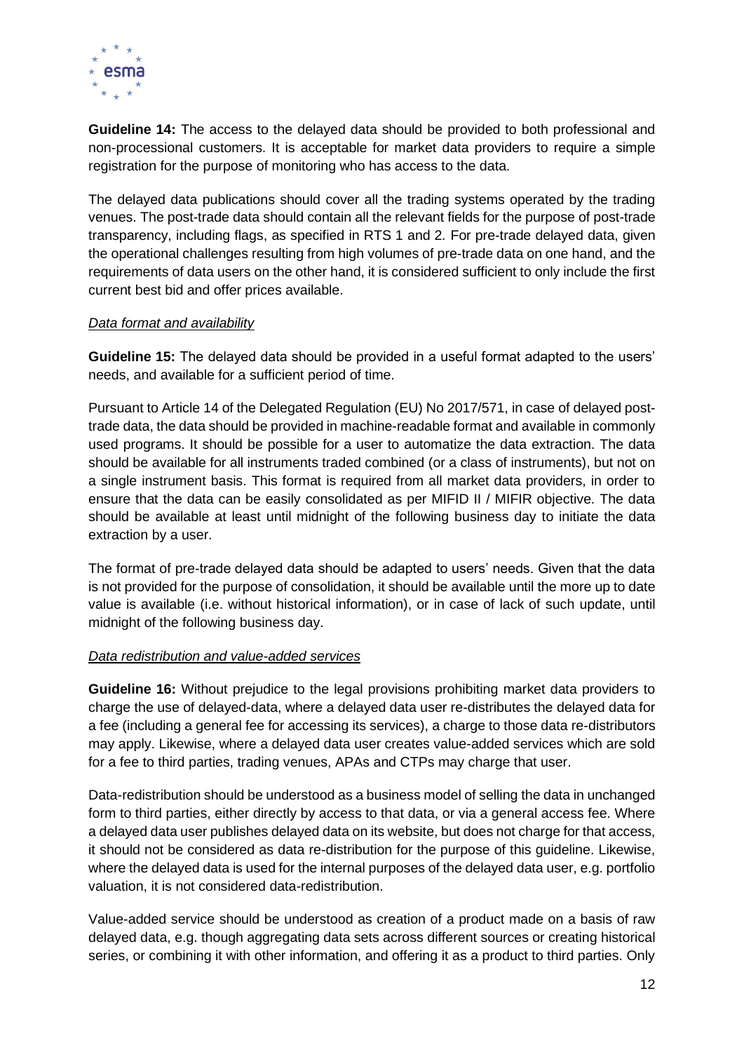**Guideline 14:** The access to the delayed data should be provided to both professional and non-processional customers. It is acceptable for market data providers to require a simple registration for the purpose of monitoring who has access to the data.

The delayed data publications should cover all the trading systems operated by the trading venues. The post-trade data should contain all the relevant fields for the purpose of post-trade transparency, including flags, as specified in RTS 1 and 2*.* For pre-trade delayed data, given the operational challenges resulting from high volumes of pre-trade data on one hand, and the requirements of data users on the other hand, it is considered sufficient to only include the first current best bid and offer prices available.

*Data format and availability*

**Guideline 15:** The delayed data should be provided in a useful format adapted to the users' needs, and available for a sufficient period of time.

Pursuant to Article 14 of the Delegated Regulation (EU) No 2017/571, in case of delayed post-trade data, the data should be provided in machine-readable format and available in commonly used programs. It should be possible for a user to automatize the data extraction. The data should be available for all instruments traded combined (or a class of instruments), but not on a single instrument basis. This format is required from all market data providers, in order to ensure that the data can be easily consolidated as per MIFID II / MIFIR objective. The data should be available at least until midnight of the following business day to initiate the data extraction by a user.

The format of pre-trade delayed data should be adapted to users' needs. Given that the data is not provided for the purpose of consolidation, it should be available until the more up to date value is available (i.e. without historical information), or in case of lack of such update, until midnight of the following business day.

*Data redistribution and value-added services*

**Guideline 16:** Without prejudice to the legal provisions prohibiting market data providers to charge the use of delayed-data, where a delayed data user re-distributes the delayed data for a fee (including a general fee for accessing its services), a charge to those data re-distributors may apply. Likewise, where a delayed data user creates value-added services which are sold for a fee to third parties, trading venues, APAs and CTPs may charge that user.

Data-redistribution should be understood as a business model of selling the data in unchanged form to third parties, either directly by access to that data, or via a general access fee. Where a delayed data user publishes delayed data on its website, but does not charge for that access, it should not be considered as data re-distribution for the purpose of this guideline. Likewise, where the delayed data is used for the internal purposes of the delayed data user, e.g. portfolio valuation, it is not considered data-redistribution.

Value-added service should be understood as creation of a product made on a basis of raw delayed data, e.g. though aggregating data sets across different sources or creating historical series, or combining it with other information, and offering it as a product to third parties. Only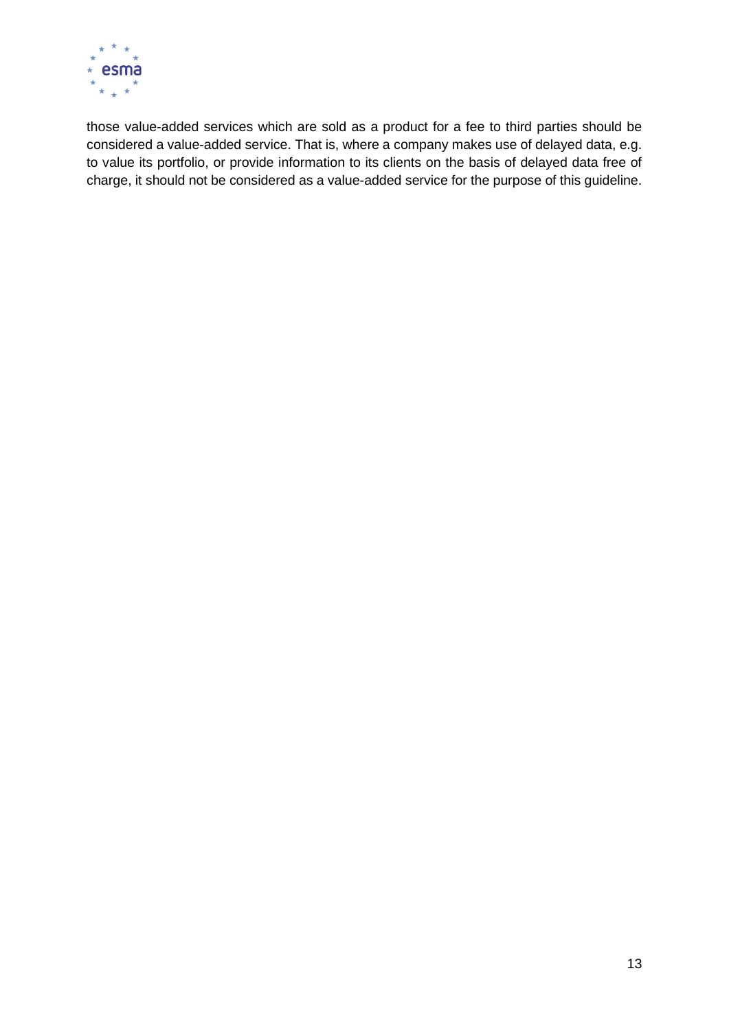those value-added services which are sold as a product for a fee to third parties should be considered a value-added service. That is, where a company makes use of delayed data, e.g. to value its portfolio, or provide information to its clients on the basis of delayed data free of charge, it should not be considered as a value-added service for the purpose of this guideline.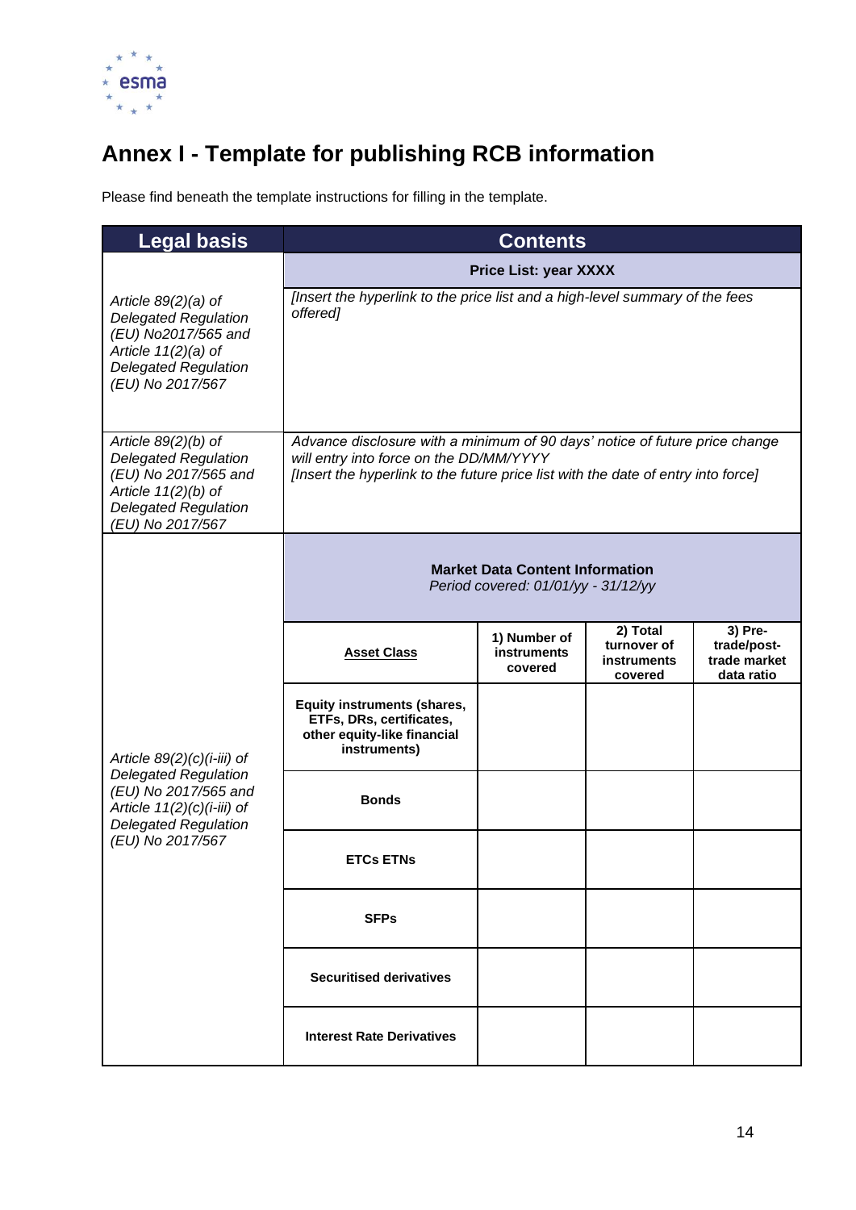# Annex I - Template for publishing RCB information

Please find beneath the template instructions for filling in the template.

| Legal basis | Contents | | | |
|---|---|---|---|---|
| | **Price List: year XXXX** | | | |
| *Article 89(2)(a) of Delegated Regulation (EU) No2017/565 and Article 11(2)(a) of Delegated Regulation (EU) No 2017/567* | *[Insert the hyperlink to the price list and a high-level summary of the fees offered]* | | | |
| *Article 89(2)(b) of Delegated Regulation (EU) No 2017/565 and Article 11(2)(b) of Delegated Regulation (EU) No 2017/567* | *Advance disclosure with a minimum of 90 days' notice of future price change will entry into force on the DD/MM/YYYY*<br>*[Insert the hyperlink to the future price list with the date of entry into force]* | | | |
| *Article 89(2)(c)(i-iii) of Delegated Regulation (EU) No 2017/565 and Article 11(2)(c)(i-iii) of Delegated Regulation (EU) No 2017/567* | **Market Data Content Information**<br>*Period covered: 01/01/yy - 31/12/yy* | | | |
| | **Asset Class** | **1) Number of instruments covered** | **2) Total turnover of instruments covered** | **3) Pre-trade/post-trade market data ratio** |
| | **Equity instruments (shares, ETFs, DRs, certificates, other equity-like financial instruments)** | | | |
| | **Bonds** | | | |
| | **ETCs ETNs** | | | |
| | **SFPs** | | | |
| | **Securitised derivatives** | | | |
| | **Interest Rate Derivatives** | | | |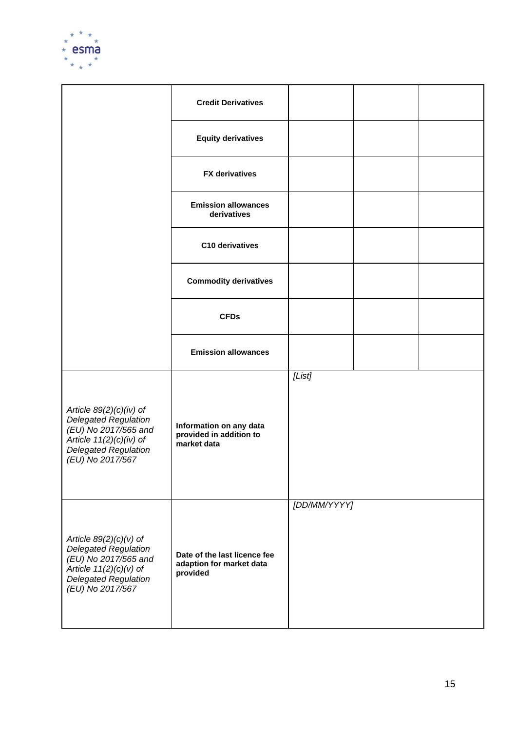| | | | | |
|---|---|---|---|---|
| | **Credit Derivatives** | | | |
| | **Equity derivatives** | | | |
| | **FX derivatives** | | | |
| | **Emission allowances derivatives** | | | |
| | **C10 derivatives** | | | |
| | **Commodity derivatives** | | | |
| | **CFDs** | | | |
| | **Emission allowances** | | | |
| *Article 89(2)(c)(iv) of Delegated Regulation (EU) No 2017/565 and Article 11(2)(c)(iv) of Delegated Regulation (EU) No 2017/567* | **Information on any data provided in addition to market data** | *[List]* | | |
| *Article 89(2)(c)(v) of Delegated Regulation (EU) No 2017/565 and Article 11(2)(c)(v) of Delegated Regulation (EU) No 2017/567* | **Date of the last licence fee adaption for market data provided** | *[DD/MM/YYYY]* | | |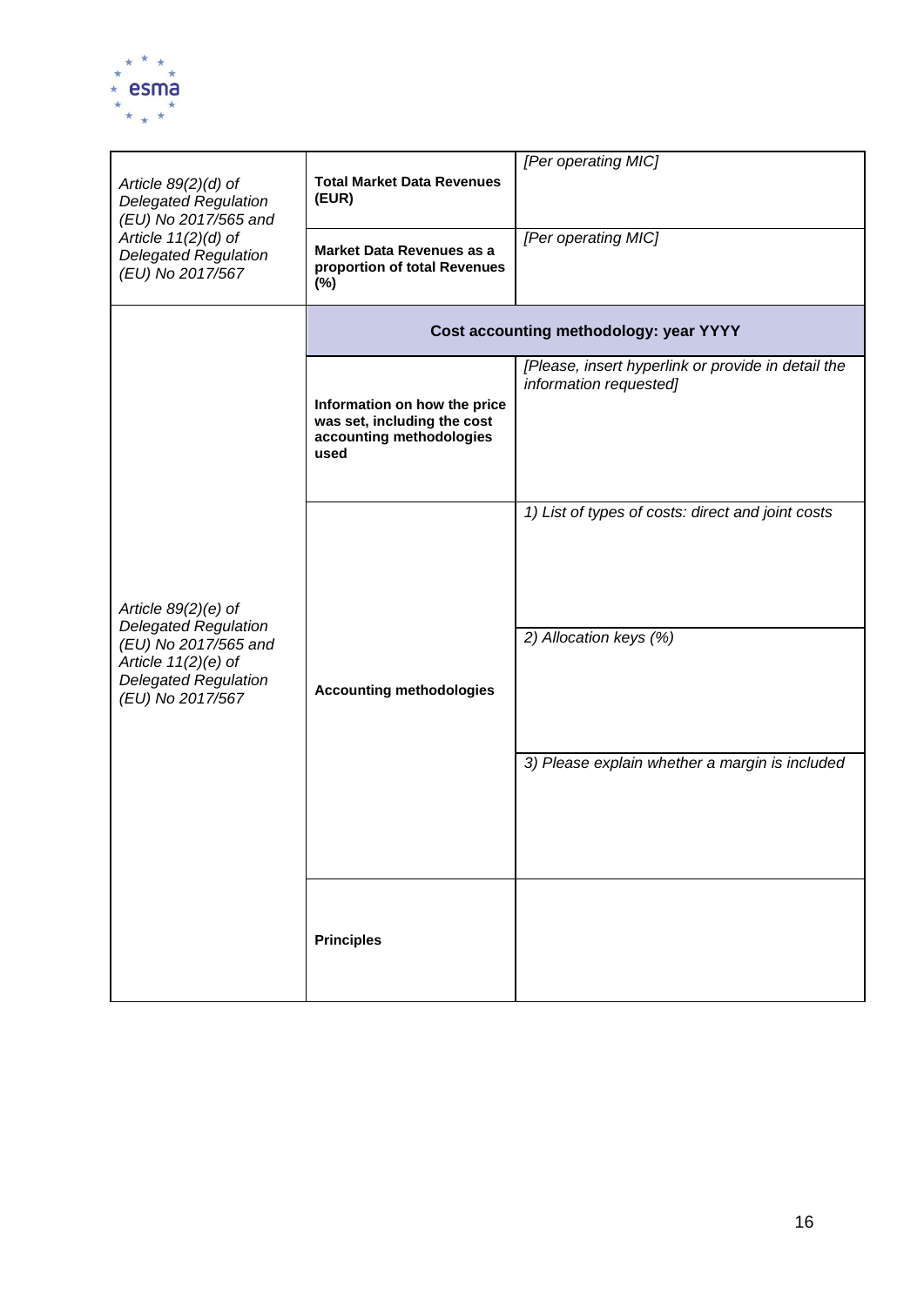| | | |
|---|---|---|
| *Article 89(2)(d) of Delegated Regulation (EU) No 2017/565 and Article 11(2)(d) of Delegated Regulation (EU) No 2017/567* | **Total Market Data Revenues (EUR)** | *[Per operating MIC]* |
| | **Market Data Revenues as a proportion of total Revenues (%)** | *[Per operating MIC]* |
| *Article 89(2)(e) of Delegated Regulation (EU) No 2017/565 and Article 11(2)(e) of Delegated Regulation (EU) No 2017/567* | **Cost accounting methodology: year YYYY** | |
| | **Information on how the price was set, including the cost accounting methodologies used** | *[Please, insert hyperlink or provide in detail the information requested]* |
| | **Accounting methodologies** | *1) List of types of costs: direct and joint costs* |
| | | *2) Allocation keys (%)* |
| | | *3) Please explain whether a margin is included* |
| | **Principles** | |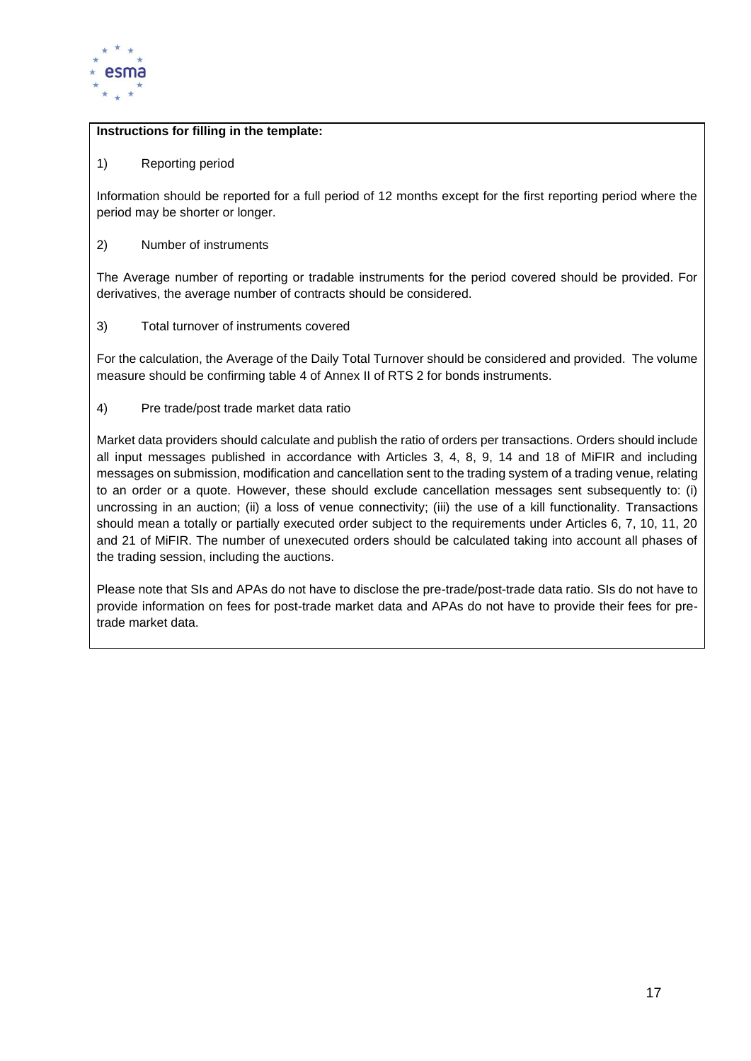**Instructions for filling in the template:**

1) Reporting period

Information should be reported for a full period of 12 months except for the first reporting period where the period may be shorter or longer.

2) Number of instruments

The Average number of reporting or tradable instruments for the period covered should be provided. For derivatives, the average number of contracts should be considered.

3) Total turnover of instruments covered

For the calculation, the Average of the Daily Total Turnover should be considered and provided. The volume measure should be confirming table 4 of Annex II of RTS 2 for bonds instruments.

4) Pre trade/post trade market data ratio

Market data providers should calculate and publish the ratio of orders per transactions. Orders should include all input messages published in accordance with Articles 3, 4, 8, 9, 14 and 18 of MiFIR and including messages on submission, modification and cancellation sent to the trading system of a trading venue, relating to an order or a quote. However, these should exclude cancellation messages sent subsequently to: (i) uncrossing in an auction; (ii) a loss of venue connectivity; (iii) the use of a kill functionality. Transactions should mean a totally or partially executed order subject to the requirements under Articles 6, 7, 10, 11, 20 and 21 of MiFIR. The number of unexecuted orders should be calculated taking into account all phases of the trading session, including the auctions.

Please note that SIs and APAs do not have to disclose the pre-trade/post-trade data ratio. SIs do not have to provide information on fees for post-trade market data and APAs do not have to provide their fees for pre-trade market data.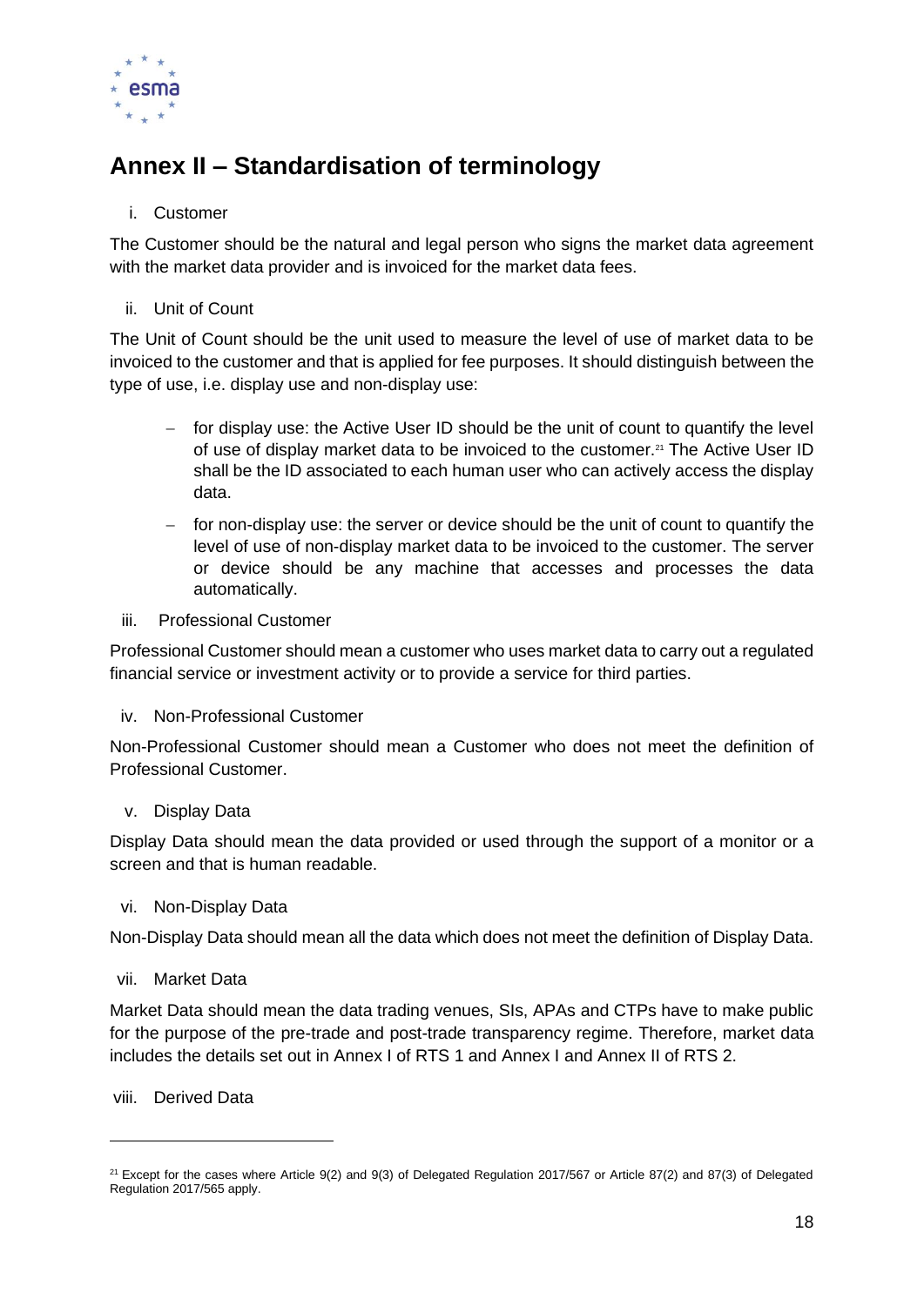# Annex II – Standardisation of terminology

i. Customer

The Customer should be the natural and legal person who signs the market data agreement with the market data provider and is invoiced for the market data fees.

ii. Unit of Count

The Unit of Count should be the unit used to measure the level of use of market data to be invoiced to the customer and that is applied for fee purposes. It should distinguish between the type of use, i.e. display use and non-display use:

- for display use: the Active User ID should be the unit of count to quantify the level of use of display market data to be invoiced to the customer.[21] The Active User ID shall be the ID associated to each human user who can actively access the display data.
- for non-display use: the server or device should be the unit of count to quantify the level of use of non-display market data to be invoiced to the customer. The server or device should be any machine that accesses and processes the data automatically.

iii. Professional Customer

Professional Customer should mean a customer who uses market data to carry out a regulated financial service or investment activity or to provide a service for third parties.

iv. Non-Professional Customer

Non-Professional Customer should mean a Customer who does not meet the definition of Professional Customer.

v. Display Data

Display Data should mean the data provided or used through the support of a monitor or a screen and that is human readable.

vi. Non-Display Data

Non-Display Data should mean all the data which does not meet the definition of Display Data.

vii. Market Data

Market Data should mean the data trading venues, SIs, APAs and CTPs have to make public for the purpose of the pre-trade and post-trade transparency regime. Therefore, market data includes the details set out in Annex I of RTS 1 and Annex I and Annex II of RTS 2.

viii. Derived Data

---

[21] Except for the cases where Article 9(2) and 9(3) of Delegated Regulation 2017/567 or Article 87(2) and 87(3) of Delegated Regulation 2017/565 apply.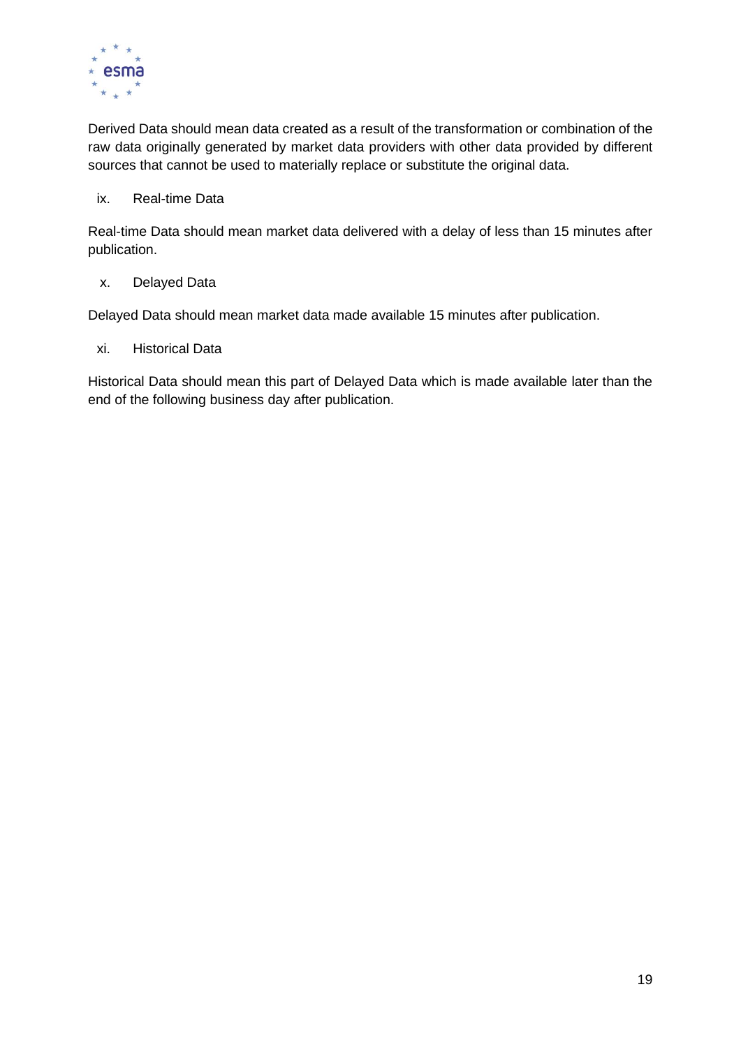Derived Data should mean data created as a result of the transformation or combination of the raw data originally generated by market data providers with other data provided by different sources that cannot be used to materially replace or substitute the original data.

ix. Real-time Data

Real-time Data should mean market data delivered with a delay of less than 15 minutes after publication.

x. Delayed Data

Delayed Data should mean market data made available 15 minutes after publication.

xi. Historical Data

Historical Data should mean this part of Delayed Data which is made available later than the end of the following business day after publication.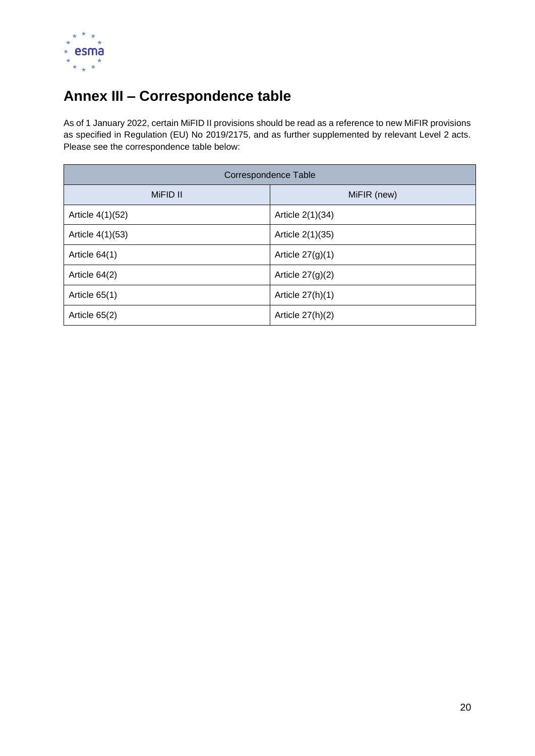# Annex III – Correspondence table

As of 1 January 2022, certain MiFID II provisions should be read as a reference to new MiFIR provisions as specified in Regulation (EU) No 2019/2175, and as further supplemented by relevant Level 2 acts. Please see the correspondence table below:

| Correspondence Table | |
|---|---|
| MiFID II | MiFIR (new) |
| Article 4(1)(52) | Article 2(1)(34) |
| Article 4(1)(53) | Article 2(1)(35) |
| Article 64(1) | Article 27(g)(1) |
| Article 64(2) | Article 27(g)(2) |
| Article 65(1) | Article 27(h)(1) |
| Article 65(2) | Article 27(h)(2) |